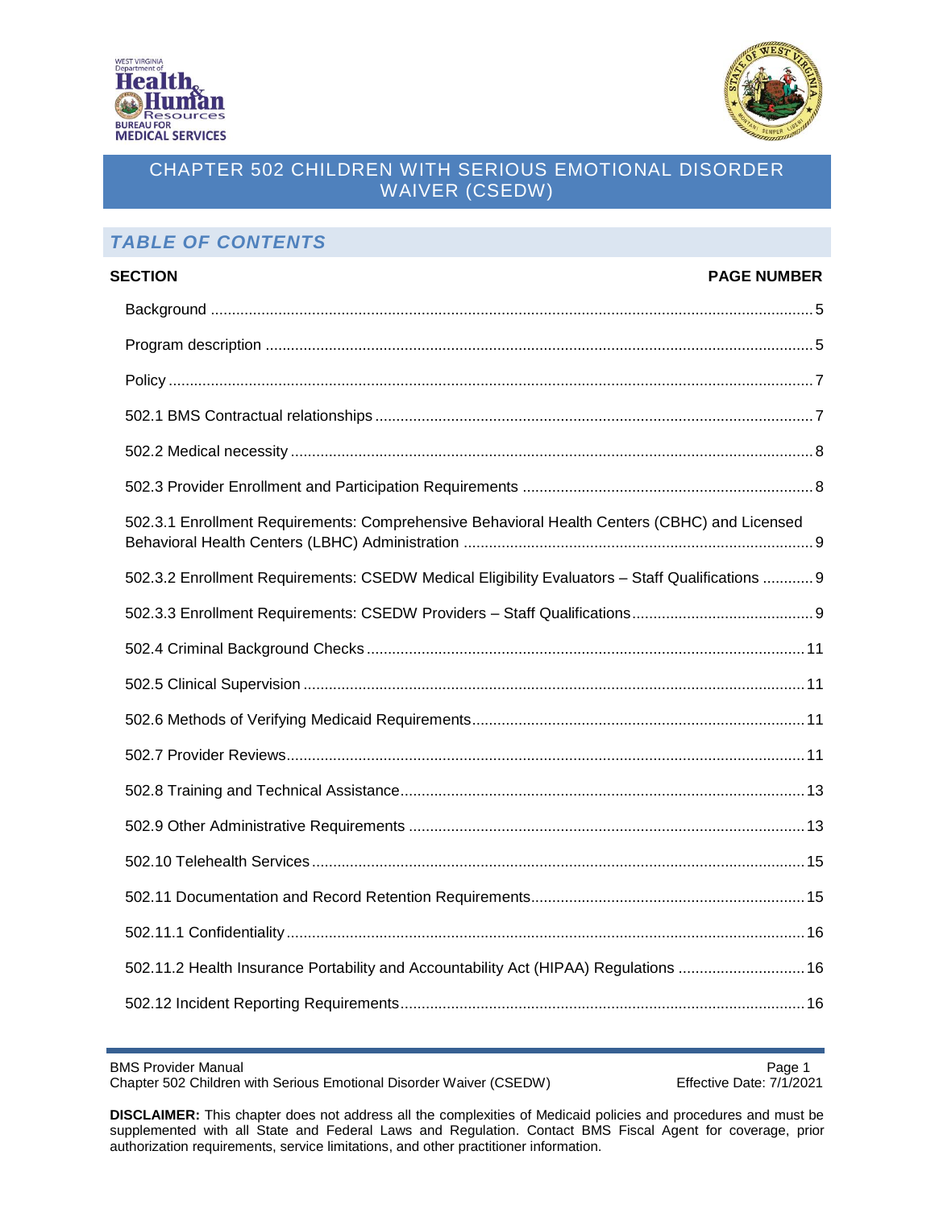# CHAPTER 502 CHILDREN WITH SERIOUS EMOTIONAL DISORDER WAIVER (CSEDW)

## *TABLE OF CONTENTS*

| SECTION | PAGE NUMBER |
| --- | --- |
| Background | 5 |
| Program description | 5 |
| Policy | 7 |
| 502.1 BMS Contractual relationships | 7 |
| 502.2 Medical necessity | 8 |
| 502.3 Provider Enrollment and Participation Requirements | 8 |
| 502.3.1 Enrollment Requirements: Comprehensive Behavioral Health Centers (CBHC) and Licensed Behavioral Health Centers (LBHC) Administration | 9 |
| 502.3.2 Enrollment Requirements: CSEDW Medical Eligibility Evaluators – Staff Qualifications | 9 |
| 502.3.3 Enrollment Requirements: CSEDW Providers – Staff Qualifications | 9 |
| 502.4 Criminal Background Checks | 11 |
| 502.5 Clinical Supervision | 11 |
| 502.6 Methods of Verifying Medicaid Requirements | 11 |
| 502.7 Provider Reviews | 11 |
| 502.8 Training and Technical Assistance | 13 |
| 502.9 Other Administrative Requirements | 13 |
| 502.10 Telehealth Services | 15 |
| 502.11 Documentation and Record Retention Requirements | 15 |
| 502.11.1 Confidentiality | 16 |
| 502.11.2 Health Insurance Portability and Accountability Act (HIPAA) Regulations | 16 |
| 502.12 Incident Reporting Requirements | 16 |

**DISCLAIMER:** This chapter does not address all the complexities of Medicaid policies and procedures and must be supplemented with all State and Federal Laws and Regulation. Contact BMS Fiscal Agent for coverage, prior authorization requirements, service limitations, and other practitioner information.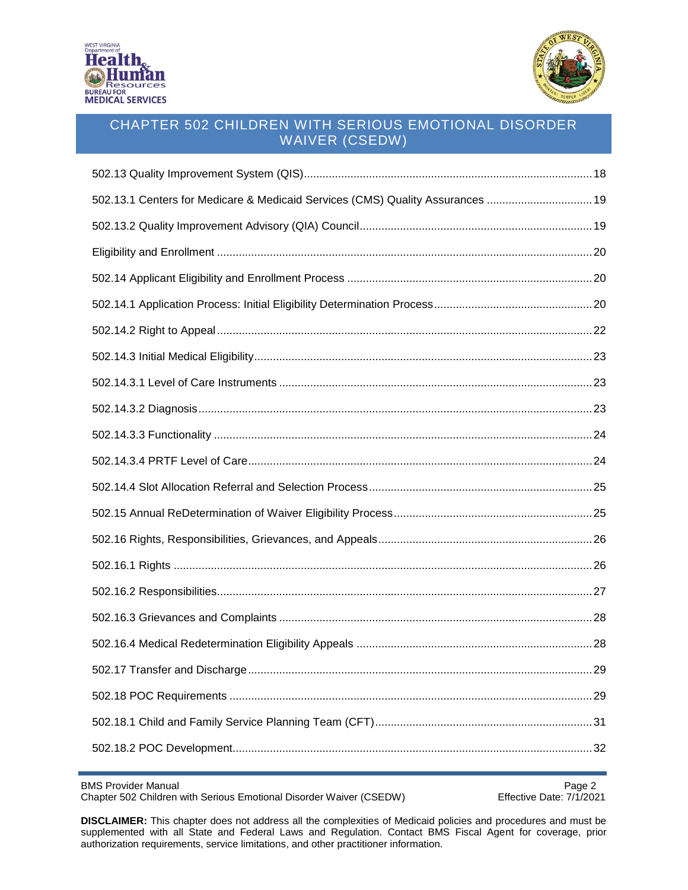502.13 Quality Improvement System (QIS) ..... 18

502.13.1 Centers for Medicare & Medicaid Services (CMS) Quality Assurances ..... 19

502.13.2 Quality Improvement Advisory (QIA) Council ..... 19

Eligibility and Enrollment ..... 20

502.14 Applicant Eligibility and Enrollment Process ..... 20

502.14.1 Application Process: Initial Eligibility Determination Process ..... 20

502.14.2 Right to Appeal ..... 22

502.14.3 Initial Medical Eligibility ..... 23

502.14.3.1 Level of Care Instruments ..... 23

502.14.3.2 Diagnosis ..... 23

502.14.3.3 Functionality ..... 24

502.14.3.4 PRTF Level of Care ..... 24

502.14.4 Slot Allocation Referral and Selection Process ..... 25

502.15 Annual ReDetermination of Waiver Eligibility Process ..... 25

502.16 Rights, Responsibilities, Grievances, and Appeals ..... 26

502.16.1 Rights ..... 26

502.16.2 Responsibilities ..... 27

502.16.3 Grievances and Complaints ..... 28

502.16.4 Medical Redetermination Eligibility Appeals ..... 28

502.17 Transfer and Discharge ..... 29

502.18 POC Requirements ..... 29

502.18.1 Child and Family Service Planning Team (CFT) ..... 31

502.18.2 POC Development ..... 32

**DISCLAIMER:** This chapter does not address all the complexities of Medicaid policies and procedures and must be supplemented with all State and Federal Laws and Regulation. Contact BMS Fiscal Agent for coverage, prior authorization requirements, service limitations, and other practitioner information.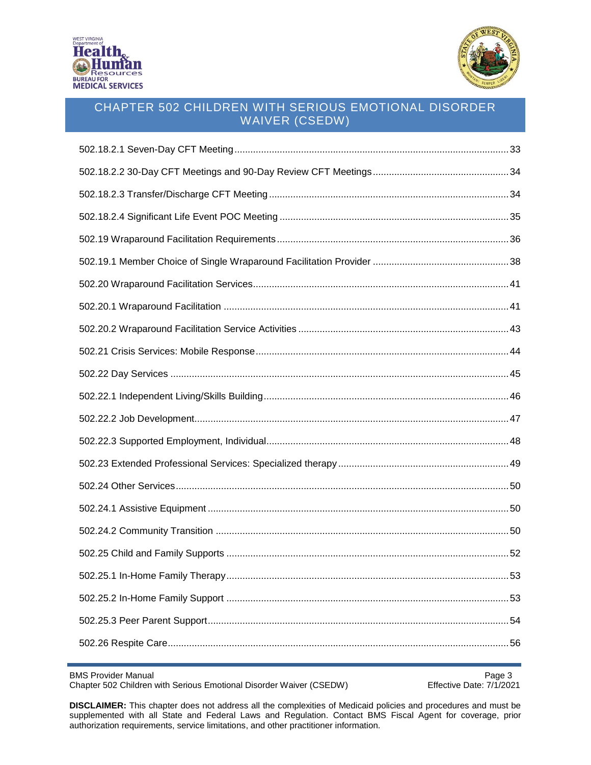502.18.2.1 Seven-Day CFT Meeting....33

502.18.2.2 30-Day CFT Meetings and 90-Day Review CFT Meetings....34

502.18.2.3 Transfer/Discharge CFT Meeting....34

502.18.2.4 Significant Life Event POC Meeting....35

502.19 Wraparound Facilitation Requirements....36

502.19.1 Member Choice of Single Wraparound Facilitation Provider....38

502.20 Wraparound Facilitation Services....41

502.20.1 Wraparound Facilitation....41

502.20.2 Wraparound Facilitation Service Activities....43

502.21 Crisis Services: Mobile Response....44

502.22 Day Services....45

502.22.1 Independent Living/Skills Building....46

502.22.2 Job Development....47

502.22.3 Supported Employment, Individual....48

502.23 Extended Professional Services: Specialized therapy....49

502.24 Other Services....50

502.24.1 Assistive Equipment....50

502.24.2 Community Transition....50

502.25 Child and Family Supports....52

502.25.1 In-Home Family Therapy....53

502.25.2 In-Home Family Support....53

502.25.3 Peer Parent Support....54

502.26 Respite Care....56

**DISCLAIMER:** This chapter does not address all the complexities of Medicaid policies and procedures and must be supplemented with all State and Federal Laws and Regulation. Contact BMS Fiscal Agent for coverage, prior authorization requirements, service limitations, and other practitioner information.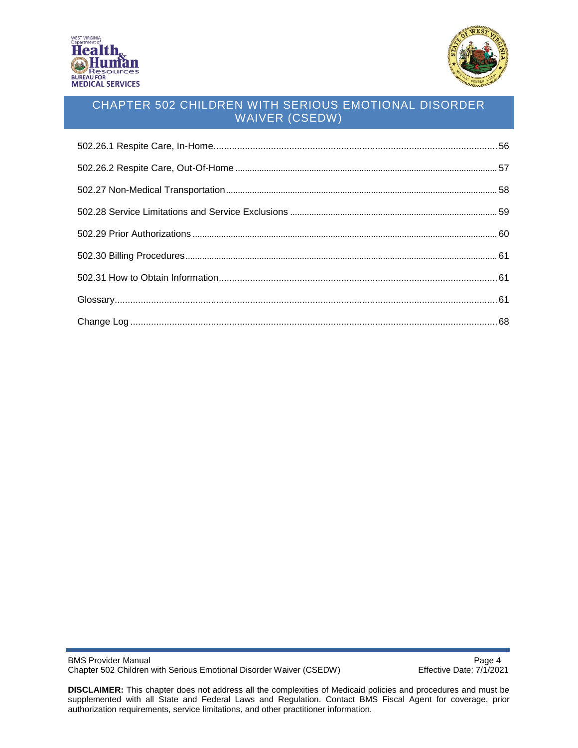502.26.1 Respite Care, In-Home....56

502.26.2 Respite Care, Out-Of-Home....57

502.27 Non-Medical Transportation....58

502.28 Service Limitations and Service Exclusions....59

502.29 Prior Authorizations....60

502.30 Billing Procedures....61

502.31 How to Obtain Information....61

Glossary....61

Change Log....68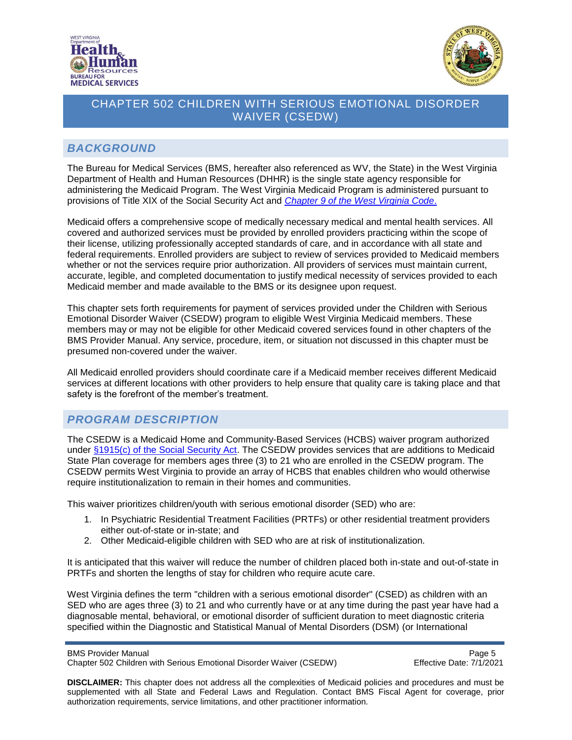# CHAPTER 502 CHILDREN WITH SERIOUS EMOTIONAL DISORDER WAIVER (CSEDW)

## *BACKGROUND*

The Bureau for Medical Services (BMS, hereafter also referenced as WV, the State) in the West Virginia Department of Health and Human Resources (DHHR) is the single state agency responsible for administering the Medicaid Program. The West Virginia Medicaid Program is administered pursuant to provisions of Title XIX of the Social Security Act and *Chapter 9 of the West Virginia Code*.

Medicaid offers a comprehensive scope of medically necessary medical and mental health services. All covered and authorized services must be provided by enrolled providers practicing within the scope of their license, utilizing professionally accepted standards of care, and in accordance with all state and federal requirements. Enrolled providers are subject to review of services provided to Medicaid members whether or not the services require prior authorization. All providers of services must maintain current, accurate, legible, and completed documentation to justify medical necessity of services provided to each Medicaid member and made available to the BMS or its designee upon request.

This chapter sets forth requirements for payment of services provided under the Children with Serious Emotional Disorder Waiver (CSEDW) program to eligible West Virginia Medicaid members. These members may or may not be eligible for other Medicaid covered services found in other chapters of the BMS Provider Manual. Any service, procedure, item, or situation not discussed in this chapter must be presumed non-covered under the waiver.

All Medicaid enrolled providers should coordinate care if a Medicaid member receives different Medicaid services at different locations with other providers to help ensure that quality care is taking place and that safety is the forefront of the member's treatment.

## *PROGRAM DESCRIPTION*

The CSEDW is a Medicaid Home and Community-Based Services (HCBS) waiver program authorized under §1915(c) of the Social Security Act. The CSEDW provides services that are additions to Medicaid State Plan coverage for members ages three (3) to 21 who are enrolled in the CSEDW program. The CSEDW permits West Virginia to provide an array of HCBS that enables children who would otherwise require institutionalization to remain in their homes and communities.

This waiver prioritizes children/youth with serious emotional disorder (SED) who are:

1. In Psychiatric Residential Treatment Facilities (PRTFs) or other residential treatment providers either out-of-state or in-state; and
2. Other Medicaid-eligible children with SED who are at risk of institutionalization.

It is anticipated that this waiver will reduce the number of children placed both in-state and out-of-state in PRTFs and shorten the lengths of stay for children who require acute care.

West Virginia defines the term "children with a serious emotional disorder" (CSED) as children with an SED who are ages three (3) to 21 and who currently have or at any time during the past year have had a diagnosable mental, behavioral, or emotional disorder of sufficient duration to meet diagnostic criteria specified within the Diagnostic and Statistical Manual of Mental Disorders (DSM) (or International

**DISCLAIMER:** This chapter does not address all the complexities of Medicaid policies and procedures and must be supplemented with all State and Federal Laws and Regulation. Contact BMS Fiscal Agent for coverage, prior authorization requirements, service limitations, and other practitioner information.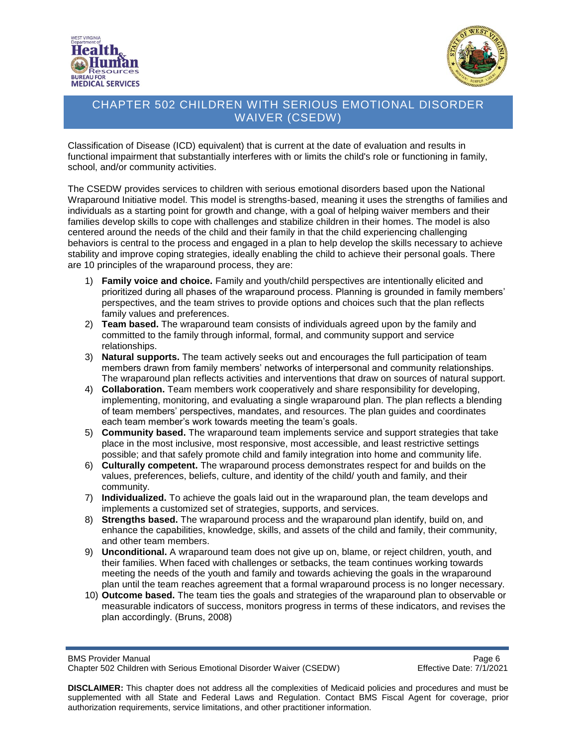Classification of Disease (ICD) equivalent) that is current at the date of evaluation and results in functional impairment that substantially interferes with or limits the child's role or functioning in family, school, and/or community activities.

The CSEDW provides services to children with serious emotional disorders based upon the National Wraparound Initiative model. This model is strengths-based, meaning it uses the strengths of families and individuals as a starting point for growth and change, with a goal of helping waiver members and their families develop skills to cope with challenges and stabilize children in their homes. The model is also centered around the needs of the child and their family in that the child experiencing challenging behaviors is central to the process and engaged in a plan to help develop the skills necessary to achieve stability and improve coping strategies, ideally enabling the child to achieve their personal goals. There are 10 principles of the wraparound process, they are:

1) **Family voice and choice.** Family and youth/child perspectives are intentionally elicited and prioritized during all phases of the wraparound process. Planning is grounded in family members' perspectives, and the team strives to provide options and choices such that the plan reflects family values and preferences.
2) **Team based.** The wraparound team consists of individuals agreed upon by the family and committed to the family through informal, formal, and community support and service relationships.
3) **Natural supports.** The team actively seeks out and encourages the full participation of team members drawn from family members' networks of interpersonal and community relationships. The wraparound plan reflects activities and interventions that draw on sources of natural support.
4) **Collaboration.** Team members work cooperatively and share responsibility for developing, implementing, monitoring, and evaluating a single wraparound plan. The plan reflects a blending of team members' perspectives, mandates, and resources. The plan guides and coordinates each team member's work towards meeting the team's goals.
5) **Community based.** The wraparound team implements service and support strategies that take place in the most inclusive, most responsive, most accessible, and least restrictive settings possible; and that safely promote child and family integration into home and community life.
6) **Culturally competent.** The wraparound process demonstrates respect for and builds on the values, preferences, beliefs, culture, and identity of the child/ youth and family, and their community.
7) **Individualized.** To achieve the goals laid out in the wraparound plan, the team develops and implements a customized set of strategies, supports, and services.
8) **Strengths based.** The wraparound process and the wraparound plan identify, build on, and enhance the capabilities, knowledge, skills, and assets of the child and family, their community, and other team members.
9) **Unconditional.** A wraparound team does not give up on, blame, or reject children, youth, and their families. When faced with challenges or setbacks, the team continues working towards meeting the needs of the youth and family and towards achieving the goals in the wraparound plan until the team reaches agreement that a formal wraparound process is no longer necessary.
10) **Outcome based.** The team ties the goals and strategies of the wraparound plan to observable or measurable indicators of success, monitors progress in terms of these indicators, and revises the plan accordingly. (Bruns, 2008)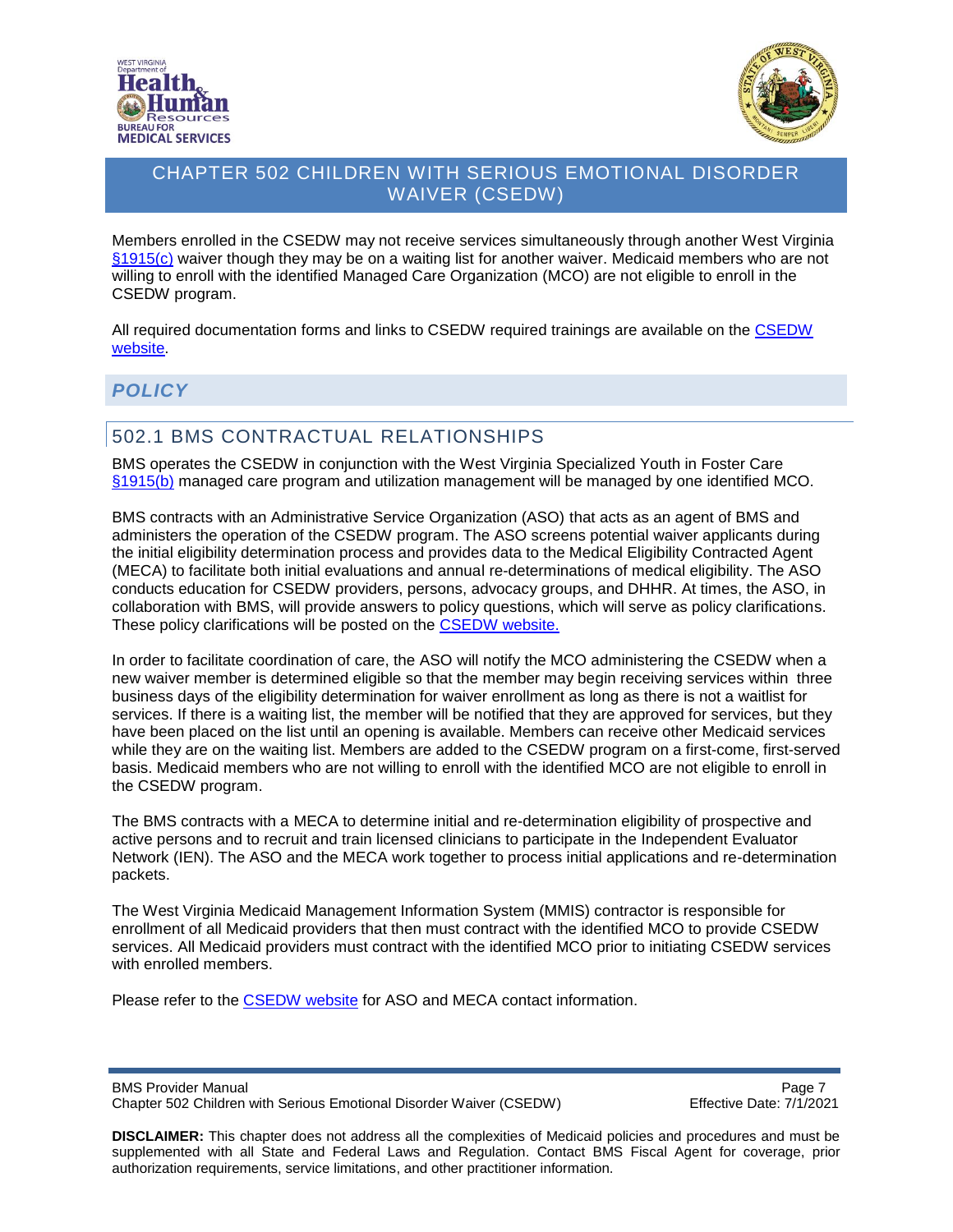Members enrolled in the CSEDW may not receive services simultaneously through another West Virginia [§1915(c)](#) waiver though they may be on a waiting list for another waiver. Medicaid members who are not willing to enroll with the identified Managed Care Organization (MCO) are not eligible to enroll in the CSEDW program.

All required documentation forms and links to CSEDW required trainings are available on the [CSEDW website](#).

## *POLICY*

### 502.1 BMS CONTRACTUAL RELATIONSHIPS

BMS operates the CSEDW in conjunction with the West Virginia Specialized Youth in Foster Care [§1915(b)](#) managed care program and utilization management will be managed by one identified MCO.

BMS contracts with an Administrative Service Organization (ASO) that acts as an agent of BMS and administers the operation of the CSEDW program. The ASO screens potential waiver applicants during the initial eligibility determination process and provides data to the Medical Eligibility Contracted Agent (MECA) to facilitate both initial evaluations and annual re-determinations of medical eligibility. The ASO conducts education for CSEDW providers, persons, advocacy groups, and DHHR. At times, the ASO, in collaboration with BMS, will provide answers to policy questions, which will serve as policy clarifications. These policy clarifications will be posted on the [CSEDW website.](#)

In order to facilitate coordination of care, the ASO will notify the MCO administering the CSEDW when a new waiver member is determined eligible so that the member may begin receiving services within three business days of the eligibility determination for waiver enrollment as long as there is not a waitlist for services. If there is a waiting list, the member will be notified that they are approved for services, but they have been placed on the list until an opening is available. Members can receive other Medicaid services while they are on the waiting list. Members are added to the CSEDW program on a first-come, first-served basis. Medicaid members who are not willing to enroll with the identified MCO are not eligible to enroll in the CSEDW program.

The BMS contracts with a MECA to determine initial and re-determination eligibility of prospective and active persons and to recruit and train licensed clinicians to participate in the Independent Evaluator Network (IEN). The ASO and the MECA work together to process initial applications and re-determination packets.

The West Virginia Medicaid Management Information System (MMIS) contractor is responsible for enrollment of all Medicaid providers that then must contract with the identified MCO to provide CSEDW services. All Medicaid providers must contract with the identified MCO prior to initiating CSEDW services with enrolled members.

Please refer to the [CSEDW website](#) for ASO and MECA contact information.

**DISCLAIMER:** This chapter does not address all the complexities of Medicaid policies and procedures and must be supplemented with all State and Federal Laws and Regulation. Contact BMS Fiscal Agent for coverage, prior authorization requirements, service limitations, and other practitioner information.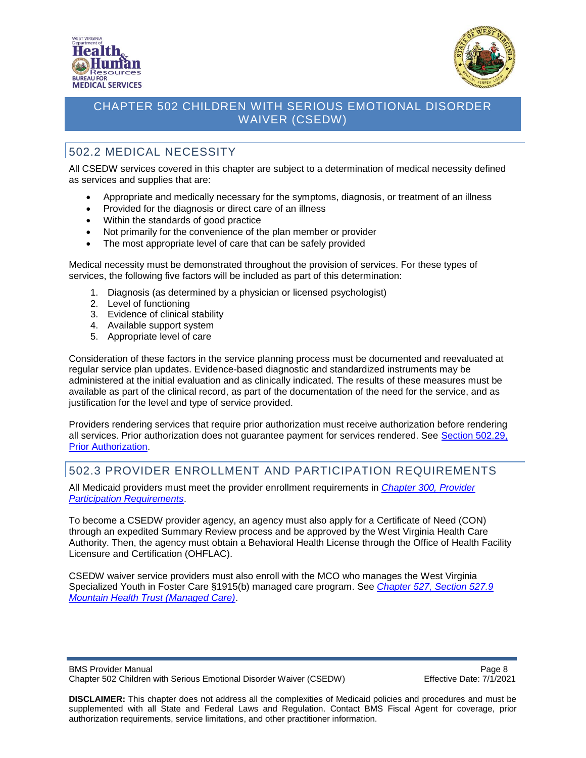## 502.2 MEDICAL NECESSITY

All CSEDW services covered in this chapter are subject to a determination of medical necessity defined as services and supplies that are:

- Appropriate and medically necessary for the symptoms, diagnosis, or treatment of an illness
- Provided for the diagnosis or direct care of an illness
- Within the standards of good practice
- Not primarily for the convenience of the plan member or provider
- The most appropriate level of care that can be safely provided

Medical necessity must be demonstrated throughout the provision of services. For these types of services, the following five factors will be included as part of this determination:

1. Diagnosis (as determined by a physician or licensed psychologist)
2. Level of functioning
3. Evidence of clinical stability
4. Available support system
5. Appropriate level of care

Consideration of these factors in the service planning process must be documented and reevaluated at regular service plan updates. Evidence-based diagnostic and standardized instruments may be administered at the initial evaluation and as clinically indicated. The results of these measures must be available as part of the clinical record, as part of the documentation of the need for the service, and as justification for the level and type of service provided.

Providers rendering services that require prior authorization must receive authorization before rendering all services. Prior authorization does not guarantee payment for services rendered. See Section 502.29, Prior Authorization.

## 502.3 PROVIDER ENROLLMENT AND PARTICIPATION REQUIREMENTS

All Medicaid providers must meet the provider enrollment requirements in *Chapter 300, Provider Participation Requirements*.

To become a CSEDW provider agency, an agency must also apply for a Certificate of Need (CON) through an expedited Summary Review process and be approved by the West Virginia Health Care Authority. Then, the agency must obtain a Behavioral Health License through the Office of Health Facility Licensure and Certification (OHFLAC).

CSEDW waiver service providers must also enroll with the MCO who manages the West Virginia Specialized Youth in Foster Care §1915(b) managed care program. See *Chapter 527, Section 527.9 Mountain Health Trust (Managed Care)*.

**DISCLAIMER:** This chapter does not address all the complexities of Medicaid policies and procedures and must be supplemented with all State and Federal Laws and Regulation. Contact BMS Fiscal Agent for coverage, prior authorization requirements, service limitations, and other practitioner information.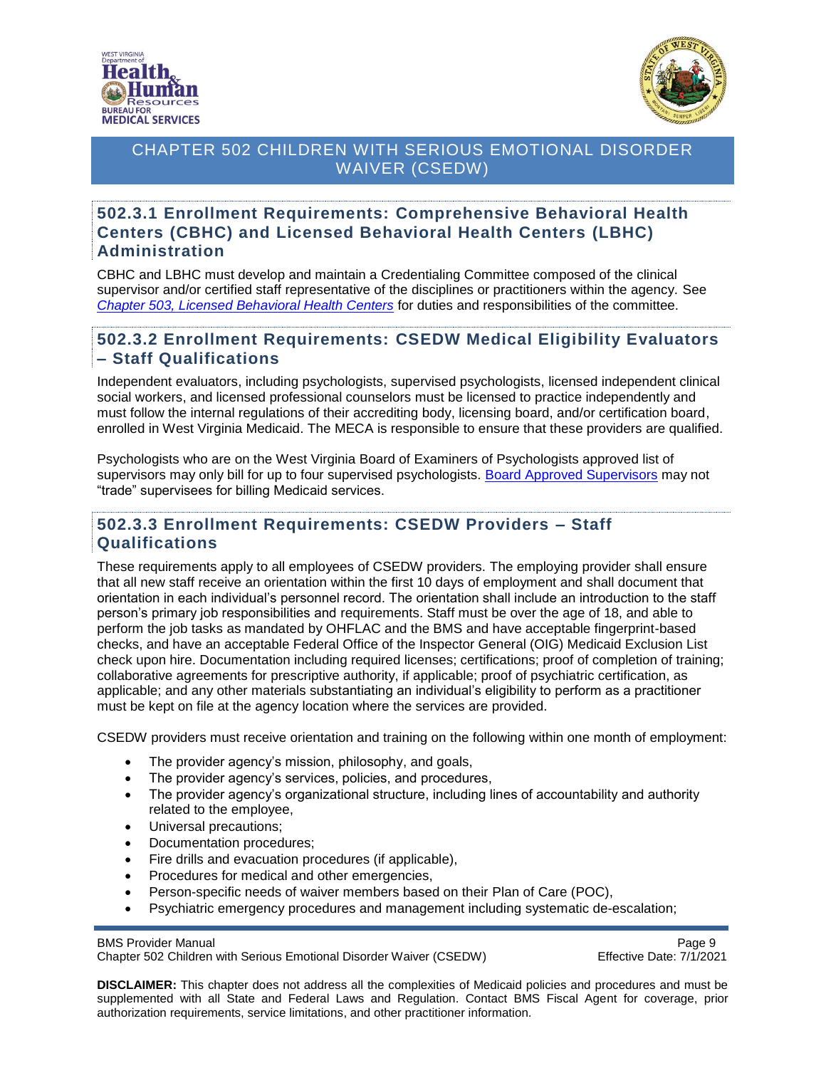## 502.3.1 Enrollment Requirements: Comprehensive Behavioral Health Centers (CBHC) and Licensed Behavioral Health Centers (LBHC) Administration

CBHC and LBHC must develop and maintain a Credentialing Committee composed of the clinical supervisor and/or certified staff representative of the disciplines or practitioners within the agency. See *Chapter 503, Licensed Behavioral Health Centers* for duties and responsibilities of the committee.

## 502.3.2 Enrollment Requirements: CSEDW Medical Eligibility Evaluators – Staff Qualifications

Independent evaluators, including psychologists, supervised psychologists, licensed independent clinical social workers, and licensed professional counselors must be licensed to practice independently and must follow the internal regulations of their accrediting body, licensing board, and/or certification board, enrolled in West Virginia Medicaid. The MECA is responsible to ensure that these providers are qualified.

Psychologists who are on the West Virginia Board of Examiners of Psychologists approved list of supervisors may only bill for up to four supervised psychologists. Board Approved Supervisors may not "trade" supervisees for billing Medicaid services.

## 502.3.3 Enrollment Requirements: CSEDW Providers – Staff Qualifications

These requirements apply to all employees of CSEDW providers. The employing provider shall ensure that all new staff receive an orientation within the first 10 days of employment and shall document that orientation in each individual's personnel record. The orientation shall include an introduction to the staff person's primary job responsibilities and requirements. Staff must be over the age of 18, and able to perform the job tasks as mandated by OHFLAC and the BMS and have acceptable fingerprint-based checks, and have an acceptable Federal Office of the Inspector General (OIG) Medicaid Exclusion List check upon hire. Documentation including required licenses; certifications; proof of completion of training; collaborative agreements for prescriptive authority, if applicable; proof of psychiatric certification, as applicable; and any other materials substantiating an individual's eligibility to perform as a practitioner must be kept on file at the agency location where the services are provided.

CSEDW providers must receive orientation and training on the following within one month of employment:

- The provider agency's mission, philosophy, and goals,
- The provider agency's services, policies, and procedures,
- The provider agency's organizational structure, including lines of accountability and authority related to the employee,
- Universal precautions;
- Documentation procedures;
- Fire drills and evacuation procedures (if applicable),
- Procedures for medical and other emergencies,
- Person-specific needs of waiver members based on their Plan of Care (POC),
- Psychiatric emergency procedures and management including systematic de-escalation;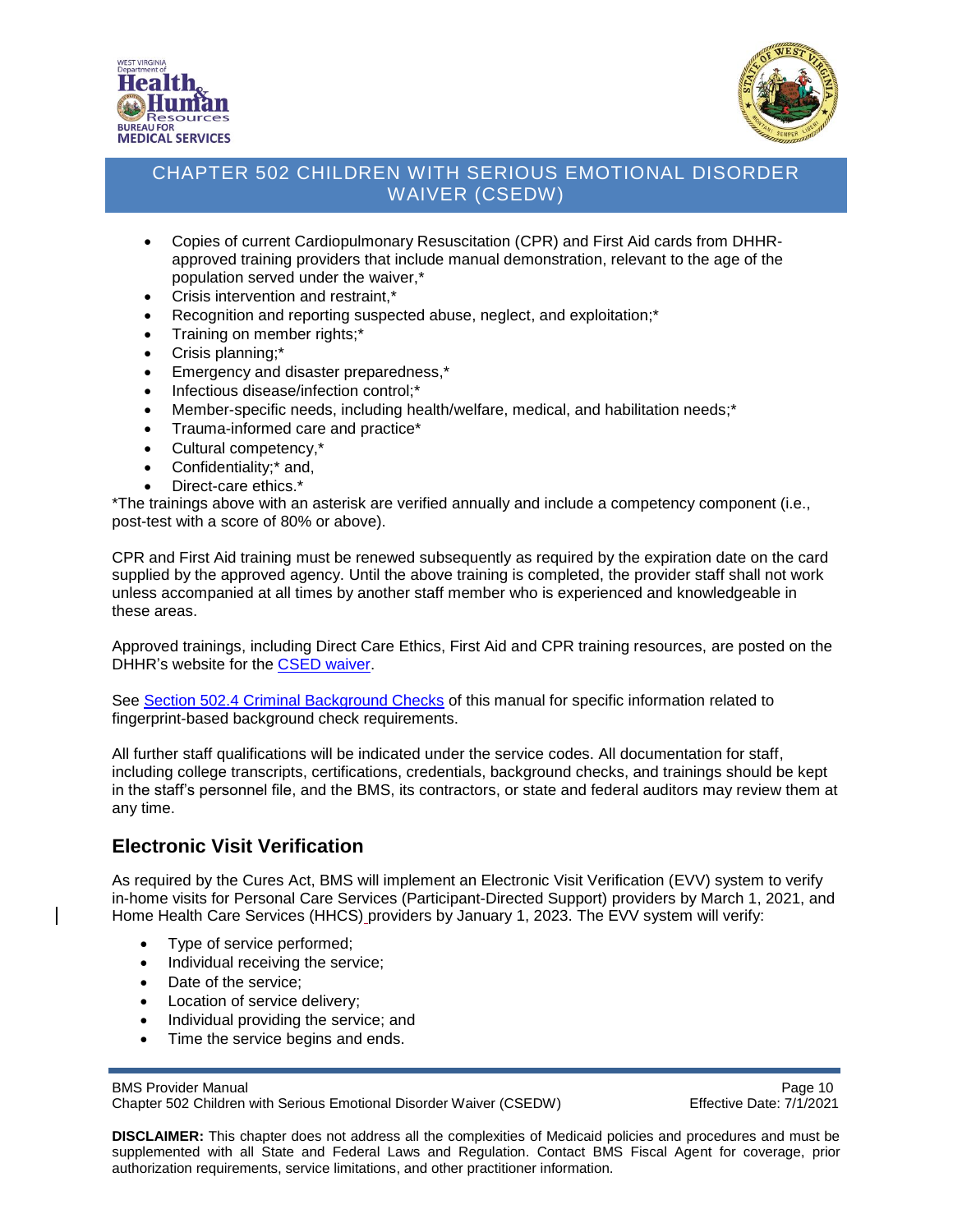- Copies of current Cardiopulmonary Resuscitation (CPR) and First Aid cards from DHHR-approved training providers that include manual demonstration, relevant to the age of the population served under the waiver,*
- Crisis intervention and restraint,*
- Recognition and reporting suspected abuse, neglect, and exploitation;*
- Training on member rights;*
- Crisis planning;*
- Emergency and disaster preparedness,*
- Infectious disease/infection control;*
- Member-specific needs, including health/welfare, medical, and habilitation needs;*
- Trauma-informed care and practice*
- Cultural competency,*
- Confidentiality;* and,
- Direct-care ethics.*

*The trainings above with an asterisk are verified annually and include a competency component (i.e., post-test with a score of 80% or above).

CPR and First Aid training must be renewed subsequently as required by the expiration date on the card supplied by the approved agency. Until the above training is completed, the provider staff shall not work unless accompanied at all times by another staff member who is experienced and knowledgeable in these areas.

Approved trainings, including Direct Care Ethics, First Aid and CPR training resources, are posted on the DHHR's website for the CSED waiver.

See Section 502.4 Criminal Background Checks of this manual for specific information related to fingerprint-based background check requirements.

All further staff qualifications will be indicated under the service codes. All documentation for staff, including college transcripts, certifications, credentials, background checks, and trainings should be kept in the staff's personnel file, and the BMS, its contractors, or state and federal auditors may review them at any time.

## Electronic Visit Verification

As required by the Cures Act, BMS will implement an Electronic Visit Verification (EVV) system to verify in-home visits for Personal Care Services (Participant-Directed Support) providers by March 1, 2021, and Home Health Care Services (HHCS) providers by January 1, 2023. The EVV system will verify:

- Type of service performed;
- Individual receiving the service;
- Date of the service;
- Location of service delivery;
- Individual providing the service; and
- Time the service begins and ends.

**DISCLAIMER:** This chapter does not address all the complexities of Medicaid policies and procedures and must be supplemented with all State and Federal Laws and Regulation. Contact BMS Fiscal Agent for coverage, prior authorization requirements, service limitations, and other practitioner information.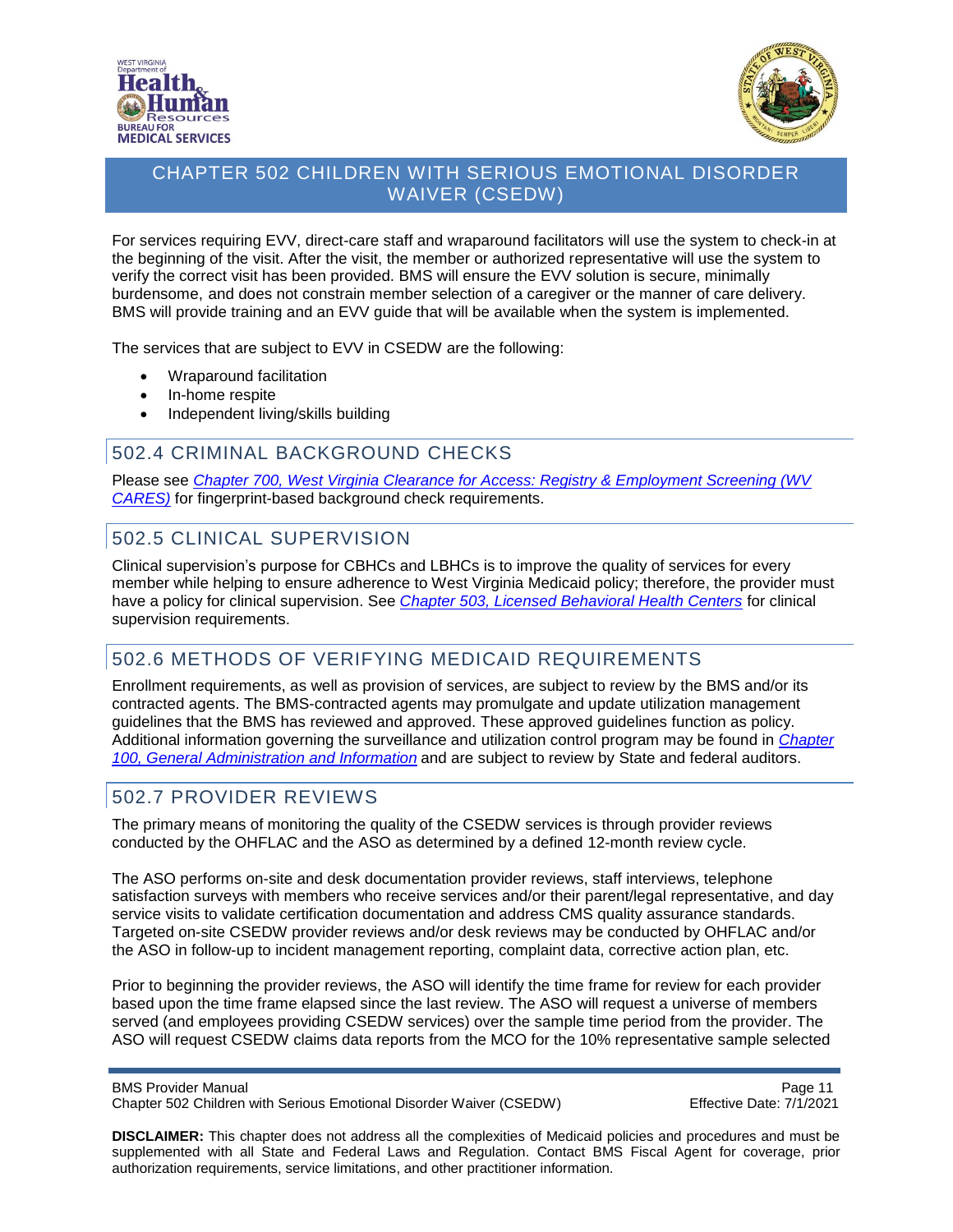For services requiring EVV, direct-care staff and wraparound facilitators will use the system to check-in at the beginning of the visit. After the visit, the member or authorized representative will use the system to verify the correct visit has been provided. BMS will ensure the EVV solution is secure, minimally burdensome, and does not constrain member selection of a caregiver or the manner of care delivery. BMS will provide training and an EVV guide that will be available when the system is implemented.

The services that are subject to EVV in CSEDW are the following:

- Wraparound facilitation
- In-home respite
- Independent living/skills building

## 502.4 CRIMINAL BACKGROUND CHECKS

Please see *Chapter 700, West Virginia Clearance for Access: Registry & Employment Screening (WV CARES)* for fingerprint-based background check requirements.

## 502.5 CLINICAL SUPERVISION

Clinical supervision's purpose for CBHCs and LBHCs is to improve the quality of services for every member while helping to ensure adherence to West Virginia Medicaid policy; therefore, the provider must have a policy for clinical supervision. See *Chapter 503, Licensed Behavioral Health Centers* for clinical supervision requirements.

## 502.6 METHODS OF VERIFYING MEDICAID REQUIREMENTS

Enrollment requirements, as well as provision of services, are subject to review by the BMS and/or its contracted agents. The BMS-contracted agents may promulgate and update utilization management guidelines that the BMS has reviewed and approved. These approved guidelines function as policy. Additional information governing the surveillance and utilization control program may be found in *Chapter 100, General Administration and Information* and are subject to review by State and federal auditors.

## 502.7 PROVIDER REVIEWS

The primary means of monitoring the quality of the CSEDW services is through provider reviews conducted by the OHFLAC and the ASO as determined by a defined 12-month review cycle.

The ASO performs on-site and desk documentation provider reviews, staff interviews, telephone satisfaction surveys with members who receive services and/or their parent/legal representative, and day service visits to validate certification documentation and address CMS quality assurance standards. Targeted on-site CSEDW provider reviews and/or desk reviews may be conducted by OHFLAC and/or the ASO in follow-up to incident management reporting, complaint data, corrective action plan, etc.

Prior to beginning the provider reviews, the ASO will identify the time frame for review for each provider based upon the time frame elapsed since the last review. The ASO will request a universe of members served (and employees providing CSEDW services) over the sample time period from the provider. The ASO will request CSEDW claims data reports from the MCO for the 10% representative sample selected

**DISCLAIMER:** This chapter does not address all the complexities of Medicaid policies and procedures and must be supplemented with all State and Federal Laws and Regulation. Contact BMS Fiscal Agent for coverage, prior authorization requirements, service limitations, and other practitioner information.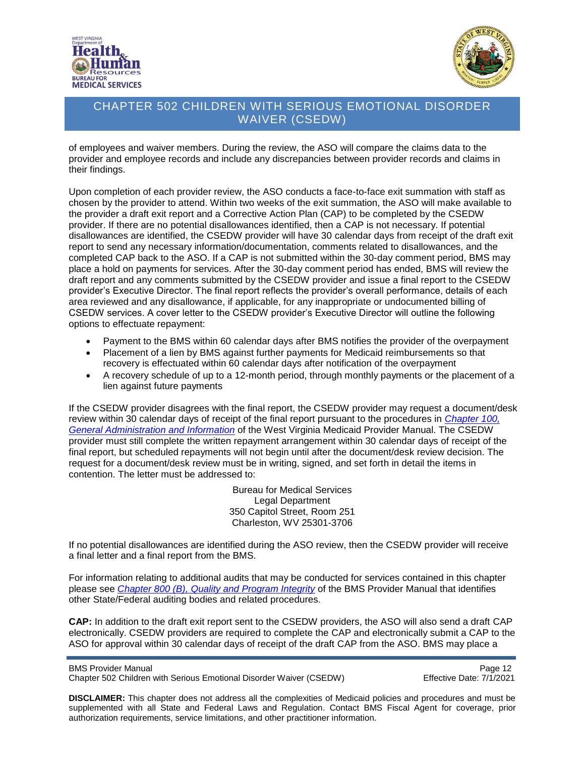of employees and waiver members. During the review, the ASO will compare the claims data to the provider and employee records and include any discrepancies between provider records and claims in their findings.

Upon completion of each provider review, the ASO conducts a face-to-face exit summation with staff as chosen by the provider to attend. Within two weeks of the exit summation, the ASO will make available to the provider a draft exit report and a Corrective Action Plan (CAP) to be completed by the CSEDW provider. If there are no potential disallowances identified, then a CAP is not necessary. If potential disallowances are identified, the CSEDW provider will have 30 calendar days from receipt of the draft exit report to send any necessary information/documentation, comments related to disallowances, and the completed CAP back to the ASO. If a CAP is not submitted within the 30-day comment period, BMS may place a hold on payments for services. After the 30-day comment period has ended, BMS will review the draft report and any comments submitted by the CSEDW provider and issue a final report to the CSEDW provider's Executive Director. The final report reflects the provider's overall performance, details of each area reviewed and any disallowance, if applicable, for any inappropriate or undocumented billing of CSEDW services. A cover letter to the CSEDW provider's Executive Director will outline the following options to effectuate repayment:

- Payment to the BMS within 60 calendar days after BMS notifies the provider of the overpayment
- Placement of a lien by BMS against further payments for Medicaid reimbursements so that recovery is effectuated within 60 calendar days after notification of the overpayment
- A recovery schedule of up to a 12-month period, through monthly payments or the placement of a lien against future payments

If the CSEDW provider disagrees with the final report, the CSEDW provider may request a document/desk review within 30 calendar days of receipt of the final report pursuant to the procedures in *Chapter 100, General Administration and Information* of the West Virginia Medicaid Provider Manual. The CSEDW provider must still complete the written repayment arrangement within 30 calendar days of receipt of the final report, but scheduled repayments will not begin until after the document/desk review decision. The request for a document/desk review must be in writing, signed, and set forth in detail the items in contention. The letter must be addressed to:

Bureau for Medical Services
Legal Department
350 Capitol Street, Room 251
Charleston, WV 25301-3706

If no potential disallowances are identified during the ASO review, then the CSEDW provider will receive a final letter and a final report from the BMS.

For information relating to additional audits that may be conducted for services contained in this chapter please see *Chapter 800 (B), Quality and Program Integrity* of the BMS Provider Manual that identifies other State/Federal auditing bodies and related procedures.

**CAP:** In addition to the draft exit report sent to the CSEDW providers, the ASO will also send a draft CAP electronically. CSEDW providers are required to complete the CAP and electronically submit a CAP to the ASO for approval within 30 calendar days of receipt of the draft CAP from the ASO. BMS may place a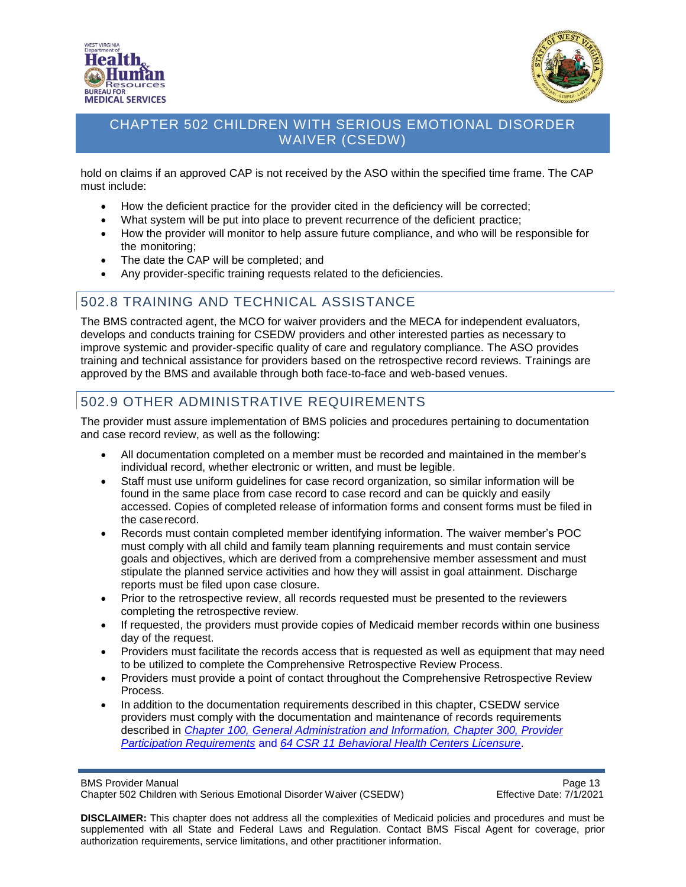hold on claims if an approved CAP is not received by the ASO within the specified time frame. The CAP must include:

- How the deficient practice for the provider cited in the deficiency will be corrected;
- What system will be put into place to prevent recurrence of the deficient practice;
- How the provider will monitor to help assure future compliance, and who will be responsible for the monitoring;
- The date the CAP will be completed; and
- Any provider-specific training requests related to the deficiencies.

## 502.8 TRAINING AND TECHNICAL ASSISTANCE

The BMS contracted agent, the MCO for waiver providers and the MECA for independent evaluators, develops and conducts training for CSEDW providers and other interested parties as necessary to improve systemic and provider-specific quality of care and regulatory compliance. The ASO provides training and technical assistance for providers based on the retrospective record reviews. Trainings are approved by the BMS and available through both face-to-face and web-based venues.

## 502.9 OTHER ADMINISTRATIVE REQUIREMENTS

The provider must assure implementation of BMS policies and procedures pertaining to documentation and case record review, as well as the following:

- All documentation completed on a member must be recorded and maintained in the member's individual record, whether electronic or written, and must be legible.
- Staff must use uniform guidelines for case record organization, so similar information will be found in the same place from case record to case record and can be quickly and easily accessed. Copies of completed release of information forms and consent forms must be filed in the case record.
- Records must contain completed member identifying information. The waiver member's POC must comply with all child and family team planning requirements and must contain service goals and objectives, which are derived from a comprehensive member assessment and must stipulate the planned service activities and how they will assist in goal attainment. Discharge reports must be filed upon case closure.
- Prior to the retrospective review, all records requested must be presented to the reviewers completing the retrospective review.
- If requested, the providers must provide copies of Medicaid member records within one business day of the request.
- Providers must facilitate the records access that is requested as well as equipment that may need to be utilized to complete the Comprehensive Retrospective Review Process.
- Providers must provide a point of contact throughout the Comprehensive Retrospective Review Process.
- In addition to the documentation requirements described in this chapter, CSEDW service providers must comply with the documentation and maintenance of records requirements described in *Chapter 100, General Administration and Information, Chapter 300, Provider Participation Requirements* and *64 CSR 11 Behavioral Health Centers Licensure*.

**DISCLAIMER:** This chapter does not address all the complexities of Medicaid policies and procedures and must be supplemented with all State and Federal Laws and Regulation. Contact BMS Fiscal Agent for coverage, prior authorization requirements, service limitations, and other practitioner information.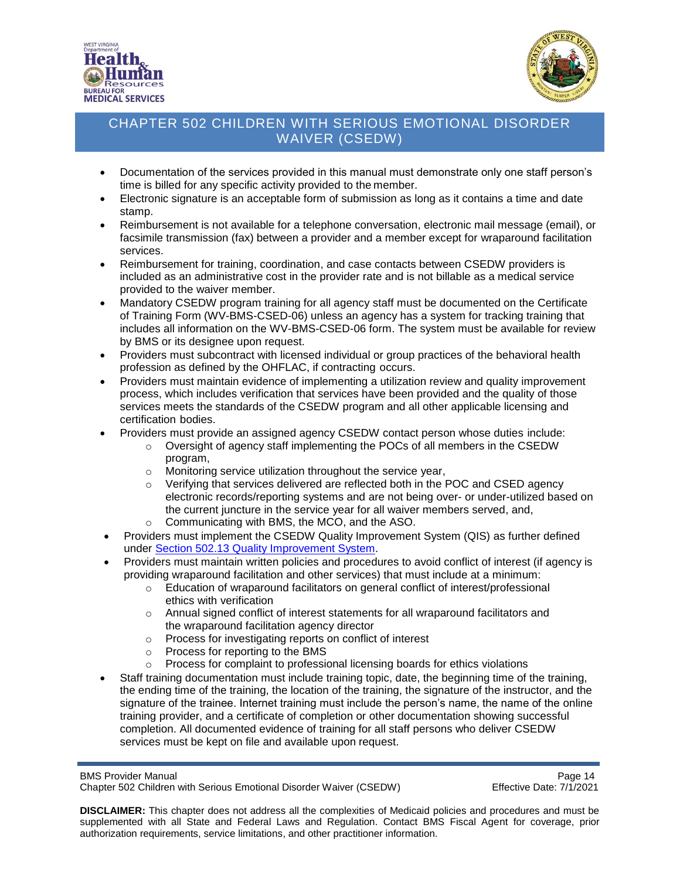- Documentation of the services provided in this manual must demonstrate only one staff person's time is billed for any specific activity provided to the member.
- Electronic signature is an acceptable form of submission as long as it contains a time and date stamp.
- Reimbursement is not available for a telephone conversation, electronic mail message (email), or facsimile transmission (fax) between a provider and a member except for wraparound facilitation services.
- Reimbursement for training, coordination, and case contacts between CSEDW providers is included as an administrative cost in the provider rate and is not billable as a medical service provided to the waiver member.
- Mandatory CSEDW program training for all agency staff must be documented on the Certificate of Training Form (WV-BMS-CSED-06) unless an agency has a system for tracking training that includes all information on the WV-BMS-CSED-06 form. The system must be available for review by BMS or its designee upon request.
- Providers must subcontract with licensed individual or group practices of the behavioral health profession as defined by the OHFLAC, if contracting occurs.
- Providers must maintain evidence of implementing a utilization review and quality improvement process, which includes verification that services have been provided and the quality of those services meets the standards of the CSEDW program and all other applicable licensing and certification bodies.
- Providers must provide an assigned agency CSEDW contact person whose duties include:
  - Oversight of agency staff implementing the POCs of all members in the CSEDW program,
  - Monitoring service utilization throughout the service year,
  - Verifying that services delivered are reflected both in the POC and CSED agency electronic records/reporting systems and are not being over- or under-utilized based on the current juncture in the service year for all waiver members served, and,
  - Communicating with BMS, the MCO, and the ASO.
- Providers must implement the CSEDW Quality Improvement System (QIS) as further defined under [Section 502.13 Quality Improvement System](#).
- Providers must maintain written policies and procedures to avoid conflict of interest (if agency is providing wraparound facilitation and other services) that must include at a minimum:
  - Education of wraparound facilitators on general conflict of interest/professional ethics with verification
  - Annual signed conflict of interest statements for all wraparound facilitators and the wraparound facilitation agency director
  - Process for investigating reports on conflict of interest
  - Process for reporting to the BMS
  - Process for complaint to professional licensing boards for ethics violations
- Staff training documentation must include training topic, date, the beginning time of the training, the ending time of the training, the location of the training, the signature of the instructor, and the signature of the trainee. Internet training must include the person's name, the name of the online training provider, and a certificate of completion or other documentation showing successful completion. All documented evidence of training for all staff persons who deliver CSEDW services must be kept on file and available upon request.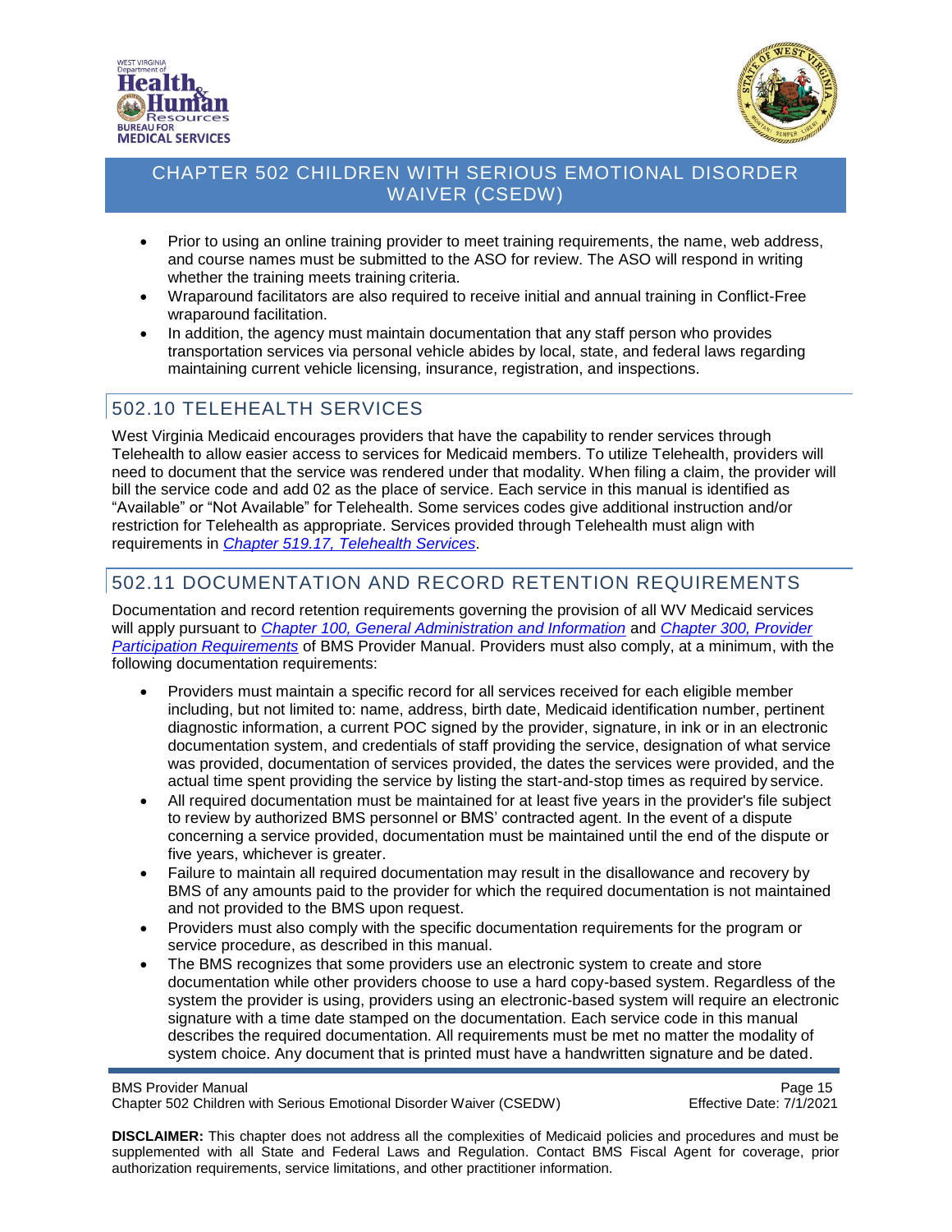- Prior to using an online training provider to meet training requirements, the name, web address, and course names must be submitted to the ASO for review. The ASO will respond in writing whether the training meets training criteria.
- Wraparound facilitators are also required to receive initial and annual training in Conflict-Free wraparound facilitation.
- In addition, the agency must maintain documentation that any staff person who provides transportation services via personal vehicle abides by local, state, and federal laws regarding maintaining current vehicle licensing, insurance, registration, and inspections.

## 502.10 TELEHEALTH SERVICES

West Virginia Medicaid encourages providers that have the capability to render services through Telehealth to allow easier access to services for Medicaid members. To utilize Telehealth, providers will need to document that the service was rendered under that modality. When filing a claim, the provider will bill the service code and add 02 as the place of service. Each service in this manual is identified as "Available" or "Not Available" for Telehealth. Some services codes give additional instruction and/or restriction for Telehealth as appropriate. Services provided through Telehealth must align with requirements in *Chapter 519.17, Telehealth Services*.

## 502.11 DOCUMENTATION AND RECORD RETENTION REQUIREMENTS

Documentation and record retention requirements governing the provision of all WV Medicaid services will apply pursuant to *Chapter 100, General Administration and Information* and *Chapter 300, Provider Participation Requirements* of BMS Provider Manual. Providers must also comply, at a minimum, with the following documentation requirements:

- Providers must maintain a specific record for all services received for each eligible member including, but not limited to: name, address, birth date, Medicaid identification number, pertinent diagnostic information, a current POC signed by the provider, signature, in ink or in an electronic documentation system, and credentials of staff providing the service, designation of what service was provided, documentation of services provided, the dates the services were provided, and the actual time spent providing the service by listing the start-and-stop times as required by service.
- All required documentation must be maintained for at least five years in the provider's file subject to review by authorized BMS personnel or BMS' contracted agent. In the event of a dispute concerning a service provided, documentation must be maintained until the end of the dispute or five years, whichever is greater.
- Failure to maintain all required documentation may result in the disallowance and recovery by BMS of any amounts paid to the provider for which the required documentation is not maintained and not provided to the BMS upon request.
- Providers must also comply with the specific documentation requirements for the program or service procedure, as described in this manual.
- The BMS recognizes that some providers use an electronic system to create and store documentation while other providers choose to use a hard copy-based system. Regardless of the system the provider is using, providers using an electronic-based system will require an electronic signature with a time date stamped on the documentation. Each service code in this manual describes the required documentation. All requirements must be met no matter the modality of system choice. Any document that is printed must have a handwritten signature and be dated.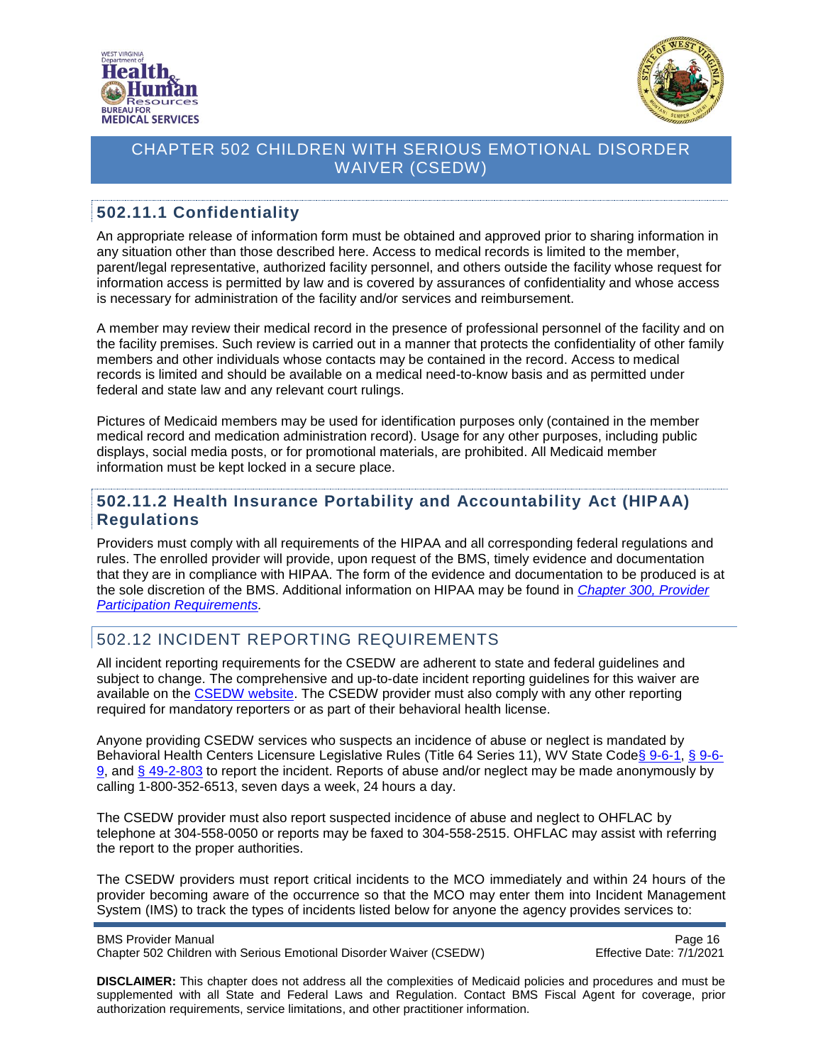## 502.11.1 Confidentiality

An appropriate release of information form must be obtained and approved prior to sharing information in any situation other than those described here. Access to medical records is limited to the member, parent/legal representative, authorized facility personnel, and others outside the facility whose request for information access is permitted by law and is covered by assurances of confidentiality and whose access is necessary for administration of the facility and/or services and reimbursement.

A member may review their medical record in the presence of professional personnel of the facility and on the facility premises. Such review is carried out in a manner that protects the confidentiality of other family members and other individuals whose contacts may be contained in the record. Access to medical records is limited and should be available on a medical need-to-know basis and as permitted under federal and state law and any relevant court rulings.

Pictures of Medicaid members may be used for identification purposes only (contained in the member medical record and medication administration record). Usage for any other purposes, including public displays, social media posts, or for promotional materials, are prohibited. All Medicaid member information must be kept locked in a secure place.

## 502.11.2 Health Insurance Portability and Accountability Act (HIPAA) Regulations

Providers must comply with all requirements of the HIPAA and all corresponding federal regulations and rules. The enrolled provider will provide, upon request of the BMS, timely evidence and documentation that they are in compliance with HIPAA. The form of the evidence and documentation to be produced is at the sole discretion of the BMS. Additional information on HIPAA may be found in *Chapter 300, Provider Participation Requirements.*

# 502.12 INCIDENT REPORTING REQUIREMENTS

All incident reporting requirements for the CSEDW are adherent to state and federal guidelines and subject to change. The comprehensive and up-to-date incident reporting guidelines for this waiver are available on the CSEDW website. The CSEDW provider must also comply with any other reporting required for mandatory reporters or as part of their behavioral health license.

Anyone providing CSEDW services who suspects an incidence of abuse or neglect is mandated by Behavioral Health Centers Licensure Legislative Rules (Title 64 Series 11), WV State Code § 9-6-1, § 9-6-9, and § 49-2-803 to report the incident. Reports of abuse and/or neglect may be made anonymously by calling 1-800-352-6513, seven days a week, 24 hours a day.

The CSEDW provider must also report suspected incidence of abuse and neglect to OHFLAC by telephone at 304-558-0050 or reports may be faxed to 304-558-2515. OHFLAC may assist with referring the report to the proper authorities.

The CSEDW providers must report critical incidents to the MCO immediately and within 24 hours of the provider becoming aware of the occurrence so that the MCO may enter them into Incident Management System (IMS) to track the types of incidents listed below for anyone the agency provides services to: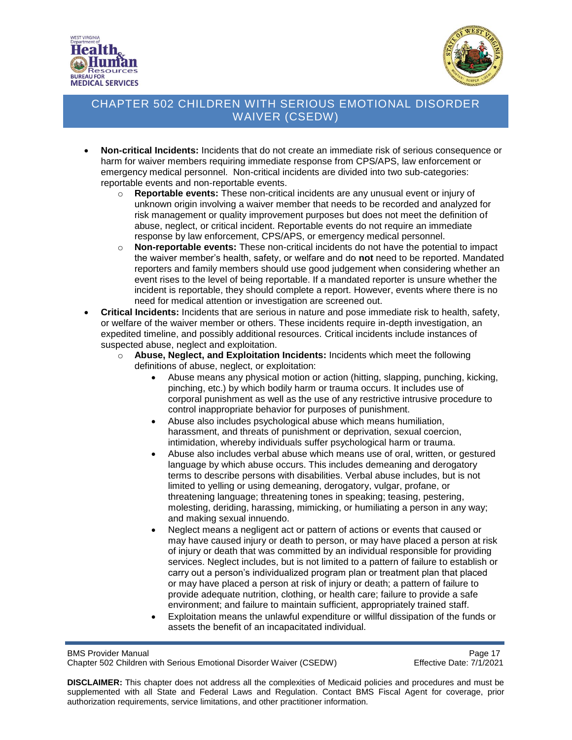- **Non-critical Incidents:** Incidents that do not create an immediate risk of serious consequence or harm for waiver members requiring immediate response from CPS/APS, law enforcement or emergency medical personnel. Non-critical incidents are divided into two sub-categories: reportable events and non-reportable events.
  - **Reportable events:** These non-critical incidents are any unusual event or injury of unknown origin involving a waiver member that needs to be recorded and analyzed for risk management or quality improvement purposes but does not meet the definition of abuse, neglect, or critical incident. Reportable events do not require an immediate response by law enforcement, CPS/APS, or emergency medical personnel.
  - **Non-reportable events:** These non-critical incidents do not have the potential to impact the waiver member's health, safety, or welfare and do **not** need to be reported. Mandated reporters and family members should use good judgement when considering whether an event rises to the level of being reportable. If a mandated reporter is unsure whether the incident is reportable, they should complete a report. However, events where there is no need for medical attention or investigation are screened out.
- **Critical Incidents:** Incidents that are serious in nature and pose immediate risk to health, safety, or welfare of the waiver member or others. These incidents require in-depth investigation, an expedited timeline, and possibly additional resources. Critical incidents include instances of suspected abuse, neglect and exploitation.
  - **Abuse, Neglect, and Exploitation Incidents:** Incidents which meet the following definitions of abuse, neglect, or exploitation:
    - Abuse means any physical motion or action (hitting, slapping, punching, kicking, pinching, etc.) by which bodily harm or trauma occurs. It includes use of corporal punishment as well as the use of any restrictive intrusive procedure to control inappropriate behavior for purposes of punishment.
    - Abuse also includes psychological abuse which means humiliation, harassment, and threats of punishment or deprivation, sexual coercion, intimidation, whereby individuals suffer psychological harm or trauma.
    - Abuse also includes verbal abuse which means use of oral, written, or gestured language by which abuse occurs. This includes demeaning and derogatory terms to describe persons with disabilities. Verbal abuse includes, but is not limited to yelling or using demeaning, derogatory, vulgar, profane, or threatening language; threatening tones in speaking; teasing, pestering, molesting, deriding, harassing, mimicking, or humiliating a person in any way; and making sexual innuendo.
    - Neglect means a negligent act or pattern of actions or events that caused or may have caused injury or death to person, or may have placed a person at risk of injury or death that was committed by an individual responsible for providing services. Neglect includes, but is not limited to a pattern of failure to establish or carry out a person's individualized program plan or treatment plan that placed or may have placed a person at risk of injury or death; a pattern of failure to provide adequate nutrition, clothing, or health care; failure to provide a safe environment; and failure to maintain sufficient, appropriately trained staff.
    - Exploitation means the unlawful expenditure or willful dissipation of the funds or assets the benefit of an incapacitated individual.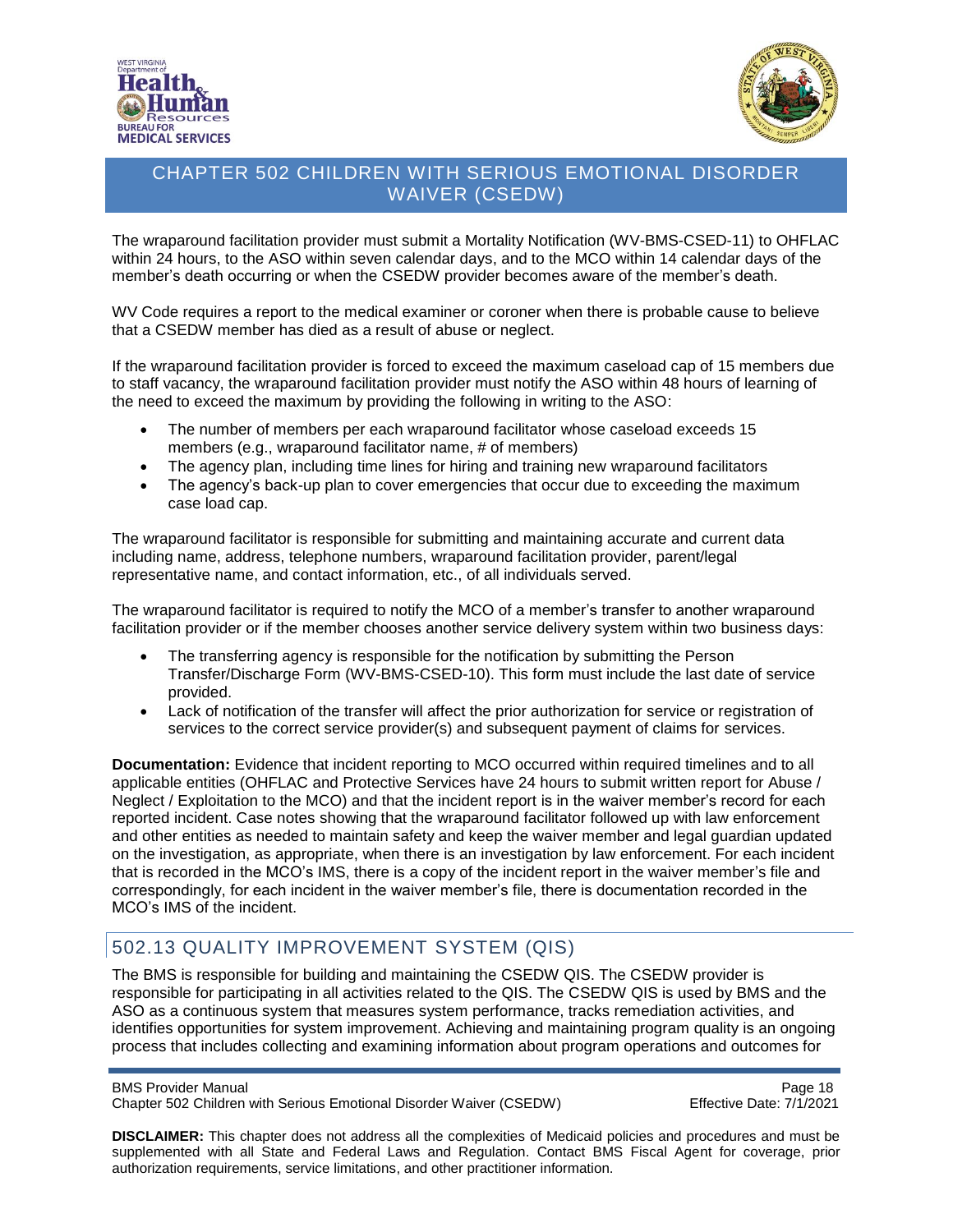The wraparound facilitation provider must submit a Mortality Notification (WV-BMS-CSED-11) to OHFLAC within 24 hours, to the ASO within seven calendar days, and to the MCO within 14 calendar days of the member's death occurring or when the CSEDW provider becomes aware of the member's death.

WV Code requires a report to the medical examiner or coroner when there is probable cause to believe that a CSEDW member has died as a result of abuse or neglect.

If the wraparound facilitation provider is forced to exceed the maximum caseload cap of 15 members due to staff vacancy, the wraparound facilitation provider must notify the ASO within 48 hours of learning of the need to exceed the maximum by providing the following in writing to the ASO:

- The number of members per each wraparound facilitator whose caseload exceeds 15 members (e.g., wraparound facilitator name, # of members)
- The agency plan, including time lines for hiring and training new wraparound facilitators
- The agency's back-up plan to cover emergencies that occur due to exceeding the maximum case load cap.

The wraparound facilitator is responsible for submitting and maintaining accurate and current data including name, address, telephone numbers, wraparound facilitation provider, parent/legal representative name, and contact information, etc., of all individuals served.

The wraparound facilitator is required to notify the MCO of a member's transfer to another wraparound facilitation provider or if the member chooses another service delivery system within two business days:

- The transferring agency is responsible for the notification by submitting the Person Transfer/Discharge Form (WV-BMS-CSED-10). This form must include the last date of service provided.
- Lack of notification of the transfer will affect the prior authorization for service or registration of services to the correct service provider(s) and subsequent payment of claims for services.

**Documentation:** Evidence that incident reporting to MCO occurred within required timelines and to all applicable entities (OHFLAC and Protective Services have 24 hours to submit written report for Abuse / Neglect / Exploitation to the MCO) and that the incident report is in the waiver member's record for each reported incident. Case notes showing that the wraparound facilitator followed up with law enforcement and other entities as needed to maintain safety and keep the waiver member and legal guardian updated on the investigation, as appropriate, when there is an investigation by law enforcement. For each incident that is recorded in the MCO's IMS, there is a copy of the incident report in the waiver member's file and correspondingly, for each incident in the waiver member's file, there is documentation recorded in the MCO's IMS of the incident.

## 502.13 QUALITY IMPROVEMENT SYSTEM (QIS)

The BMS is responsible for building and maintaining the CSEDW QIS. The CSEDW provider is responsible for participating in all activities related to the QIS. The CSEDW QIS is used by BMS and the ASO as a continuous system that measures system performance, tracks remediation activities, and identifies opportunities for system improvement. Achieving and maintaining program quality is an ongoing process that includes collecting and examining information about program operations and outcomes for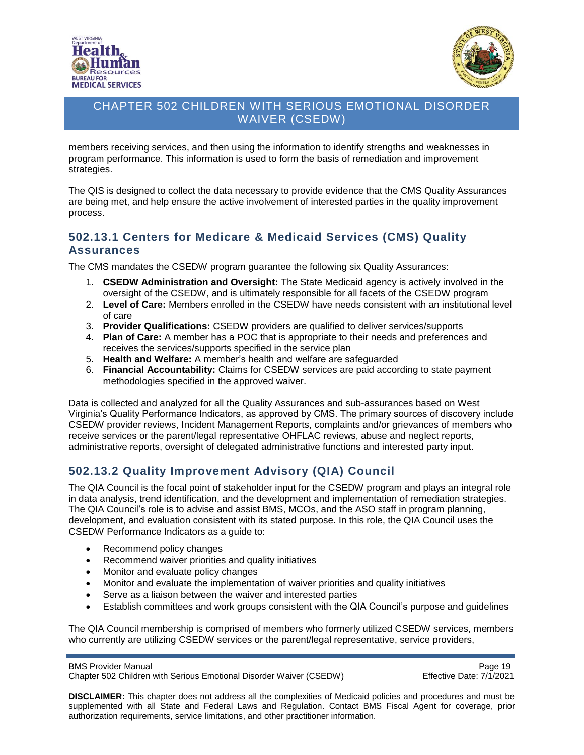members receiving services, and then using the information to identify strengths and weaknesses in program performance. This information is used to form the basis of remediation and improvement strategies.

The QIS is designed to collect the data necessary to provide evidence that the CMS Quality Assurances are being met, and help ensure the active involvement of interested parties in the quality improvement process.

## 502.13.1 Centers for Medicare & Medicaid Services (CMS) Quality Assurances

The CMS mandates the CSEDW program guarantee the following six Quality Assurances:

1. **CSEDW Administration and Oversight:** The State Medicaid agency is actively involved in the oversight of the CSEDW, and is ultimately responsible for all facets of the CSEDW program
2. **Level of Care:** Members enrolled in the CSEDW have needs consistent with an institutional level of care
3. **Provider Qualifications:** CSEDW providers are qualified to deliver services/supports
4. **Plan of Care:** A member has a POC that is appropriate to their needs and preferences and receives the services/supports specified in the service plan
5. **Health and Welfare:** A member's health and welfare are safeguarded
6. **Financial Accountability:** Claims for CSEDW services are paid according to state payment methodologies specified in the approved waiver.

Data is collected and analyzed for all the Quality Assurances and sub-assurances based on West Virginia's Quality Performance Indicators, as approved by CMS. The primary sources of discovery include CSEDW provider reviews, Incident Management Reports, complaints and/or grievances of members who receive services or the parent/legal representative OHFLAC reviews, abuse and neglect reports, administrative reports, oversight of delegated administrative functions and interested party input.

## 502.13.2 Quality Improvement Advisory (QIA) Council

The QIA Council is the focal point of stakeholder input for the CSEDW program and plays an integral role in data analysis, trend identification, and the development and implementation of remediation strategies. The QIA Council's role is to advise and assist BMS, MCOs, and the ASO staff in program planning, development, and evaluation consistent with its stated purpose. In this role, the QIA Council uses the CSEDW Performance Indicators as a guide to:

- Recommend policy changes
- Recommend waiver priorities and quality initiatives
- Monitor and evaluate policy changes
- Monitor and evaluate the implementation of waiver priorities and quality initiatives
- Serve as a liaison between the waiver and interested parties
- Establish committees and work groups consistent with the QIA Council's purpose and guidelines

The QIA Council membership is comprised of members who formerly utilized CSEDW services, members who currently are utilizing CSEDW services or the parent/legal representative, service providers,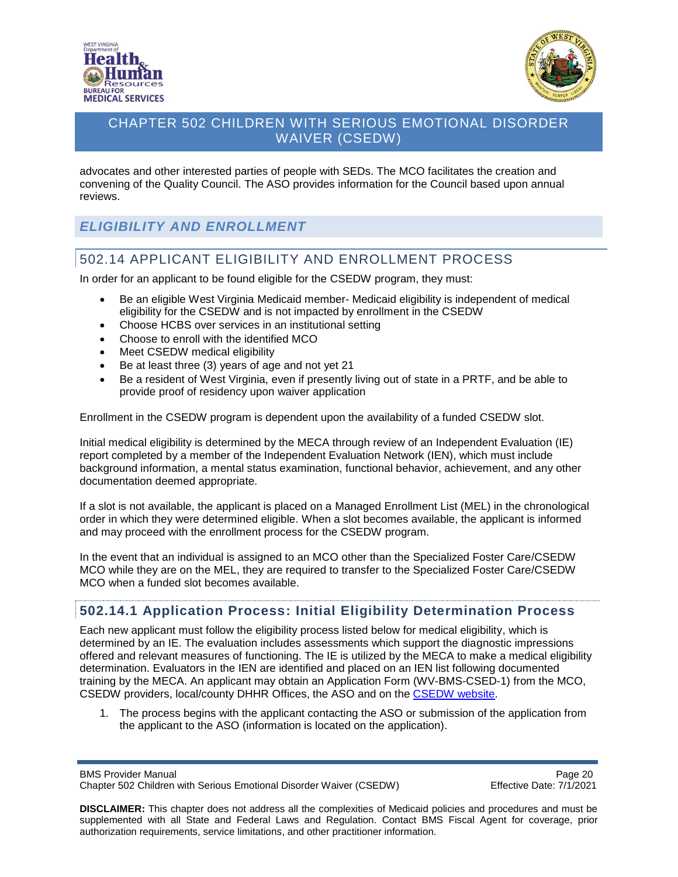advocates and other interested parties of people with SEDs. The MCO facilitates the creation and convening of the Quality Council. The ASO provides information for the Council based upon annual reviews.

## *ELIGIBILITY AND ENROLLMENT*

## 502.14 APPLICANT ELIGIBILITY AND ENROLLMENT PROCESS

In order for an applicant to be found eligible for the CSEDW program, they must:

- Be an eligible West Virginia Medicaid member- Medicaid eligibility is independent of medical eligibility for the CSEDW and is not impacted by enrollment in the CSEDW
- Choose HCBS over services in an institutional setting
- Choose to enroll with the identified MCO
- Meet CSEDW medical eligibility
- Be at least three (3) years of age and not yet 21
- Be a resident of West Virginia, even if presently living out of state in a PRTF, and be able to provide proof of residency upon waiver application

Enrollment in the CSEDW program is dependent upon the availability of a funded CSEDW slot.

Initial medical eligibility is determined by the MECA through review of an Independent Evaluation (IE) report completed by a member of the Independent Evaluation Network (IEN), which must include background information, a mental status examination, functional behavior, achievement, and any other documentation deemed appropriate.

If a slot is not available, the applicant is placed on a Managed Enrollment List (MEL) in the chronological order in which they were determined eligible. When a slot becomes available, the applicant is informed and may proceed with the enrollment process for the CSEDW program.

In the event that an individual is assigned to an MCO other than the Specialized Foster Care/CSEDW MCO while they are on the MEL, they are required to transfer to the Specialized Foster Care/CSEDW MCO when a funded slot becomes available.

### 502.14.1 Application Process: Initial Eligibility Determination Process

Each new applicant must follow the eligibility process listed below for medical eligibility, which is determined by an IE. The evaluation includes assessments which support the diagnostic impressions offered and relevant measures of functioning. The IE is utilized by the MECA to make a medical eligibility determination. Evaluators in the IEN are identified and placed on an IEN list following documented training by the MECA. An applicant may obtain an Application Form (WV-BMS-CSED-1) from the MCO, CSEDW providers, local/county DHHR Offices, the ASO and on the CSEDW website.

1. The process begins with the applicant contacting the ASO or submission of the application from the applicant to the ASO (information is located on the application).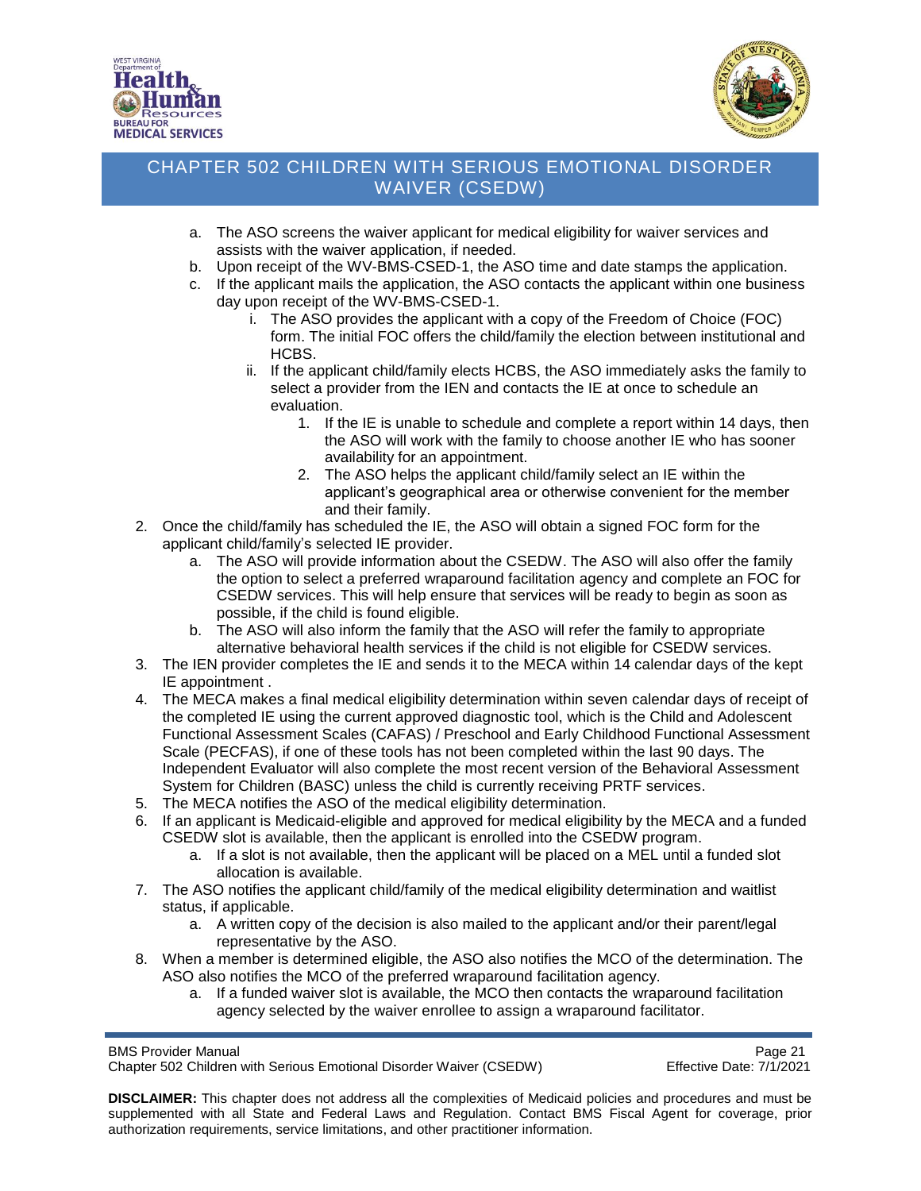a. The ASO screens the waiver applicant for medical eligibility for waiver services and assists with the waiver application, if needed.
   b. Upon receipt of the WV-BMS-CSED-1, the ASO time and date stamps the application.
   c. If the applicant mails the application, the ASO contacts the applicant within one business day upon receipt of the WV-BMS-CSED-1.
      i. The ASO provides the applicant with a copy of the Freedom of Choice (FOC) form. The initial FOC offers the child/family the election between institutional and HCBS.
      ii. If the applicant child/family elects HCBS, the ASO immediately asks the family to select a provider from the IEN and contacts the IE at once to schedule an evaluation.
         1. If the IE is unable to schedule and complete a report within 14 days, then the ASO will work with the family to choose another IE who has sooner availability for an appointment.
         2. The ASO helps the applicant child/family select an IE within the applicant's geographical area or otherwise convenient for the member and their family.
2. Once the child/family has scheduled the IE, the ASO will obtain a signed FOC form for the applicant child/family's selected IE provider.
   a. The ASO will provide information about the CSEDW. The ASO will also offer the family the option to select a preferred wraparound facilitation agency and complete an FOC for CSEDW services. This will help ensure that services will be ready to begin as soon as possible, if the child is found eligible.
   b. The ASO will also inform the family that the ASO will refer the family to appropriate alternative behavioral health services if the child is not eligible for CSEDW services.
3. The IEN provider completes the IE and sends it to the MECA within 14 calendar days of the kept IE appointment .
4. The MECA makes a final medical eligibility determination within seven calendar days of receipt of the completed IE using the current approved diagnostic tool, which is the Child and Adolescent Functional Assessment Scales (CAFAS) / Preschool and Early Childhood Functional Assessment Scale (PECFAS), if one of these tools has not been completed within the last 90 days. The Independent Evaluator will also complete the most recent version of the Behavioral Assessment System for Children (BASC) unless the child is currently receiving PRTF services.
5. The MECA notifies the ASO of the medical eligibility determination.
6. If an applicant is Medicaid-eligible and approved for medical eligibility by the MECA and a funded CSEDW slot is available, then the applicant is enrolled into the CSEDW program.
   a. If a slot is not available, then the applicant will be placed on a MEL until a funded slot allocation is available.
7. The ASO notifies the applicant child/family of the medical eligibility determination and waitlist status, if applicable.
   a. A written copy of the decision is also mailed to the applicant and/or their parent/legal representative by the ASO.
8. When a member is determined eligible, the ASO also notifies the MCO of the determination. The ASO also notifies the MCO of the preferred wraparound facilitation agency.
   a. If a funded waiver slot is available, the MCO then contacts the wraparound facilitation agency selected by the waiver enrollee to assign a wraparound facilitator.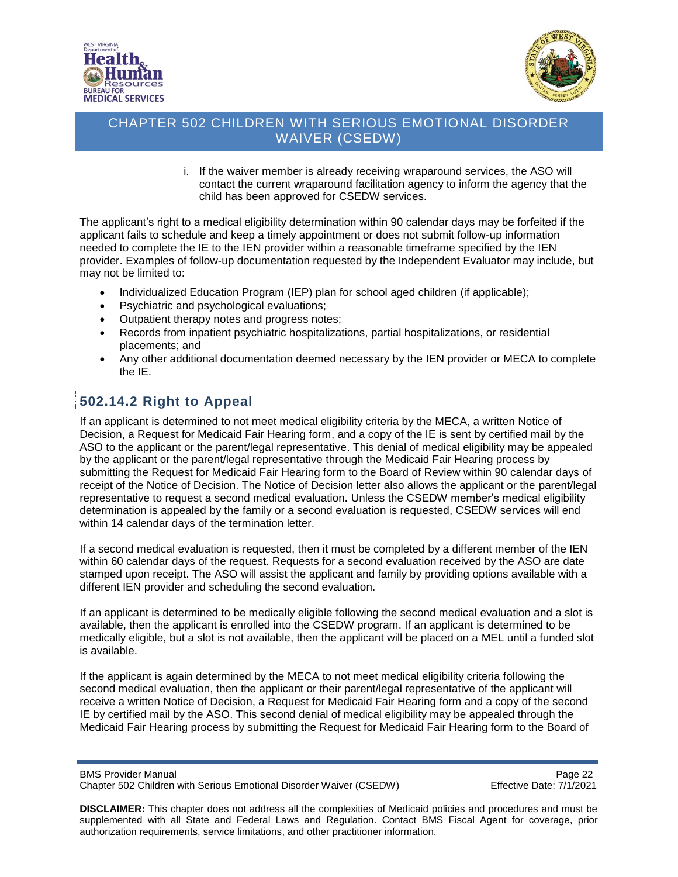i. If the waiver member is already receiving wraparound services, the ASO will contact the current wraparound facilitation agency to inform the agency that the child has been approved for CSEDW services.

The applicant's right to a medical eligibility determination within 90 calendar days may be forfeited if the applicant fails to schedule and keep a timely appointment or does not submit follow-up information needed to complete the IE to the IEN provider within a reasonable timeframe specified by the IEN provider. Examples of follow-up documentation requested by the Independent Evaluator may include, but may not be limited to:

- Individualized Education Program (IEP) plan for school aged children (if applicable);
- Psychiatric and psychological evaluations;
- Outpatient therapy notes and progress notes;
- Records from inpatient psychiatric hospitalizations, partial hospitalizations, or residential placements; and
- Any other additional documentation deemed necessary by the IEN provider or MECA to complete the IE.

## 502.14.2 Right to Appeal

If an applicant is determined to not meet medical eligibility criteria by the MECA, a written Notice of Decision, a Request for Medicaid Fair Hearing form, and a copy of the IE is sent by certified mail by the ASO to the applicant or the parent/legal representative. This denial of medical eligibility may be appealed by the applicant or the parent/legal representative through the Medicaid Fair Hearing process by submitting the Request for Medicaid Fair Hearing form to the Board of Review within 90 calendar days of receipt of the Notice of Decision. The Notice of Decision letter also allows the applicant or the parent/legal representative to request a second medical evaluation. Unless the CSEDW member's medical eligibility determination is appealed by the family or a second evaluation is requested, CSEDW services will end within 14 calendar days of the termination letter.

If a second medical evaluation is requested, then it must be completed by a different member of the IEN within 60 calendar days of the request. Requests for a second evaluation received by the ASO are date stamped upon receipt. The ASO will assist the applicant and family by providing options available with a different IEN provider and scheduling the second evaluation.

If an applicant is determined to be medically eligible following the second medical evaluation and a slot is available, then the applicant is enrolled into the CSEDW program. If an applicant is determined to be medically eligible, but a slot is not available, then the applicant will be placed on a MEL until a funded slot is available.

If the applicant is again determined by the MECA to not meet medical eligibility criteria following the second medical evaluation, then the applicant or their parent/legal representative of the applicant will receive a written Notice of Decision, a Request for Medicaid Fair Hearing form and a copy of the second IE by certified mail by the ASO. This second denial of medical eligibility may be appealed through the Medicaid Fair Hearing process by submitting the Request for Medicaid Fair Hearing form to the Board of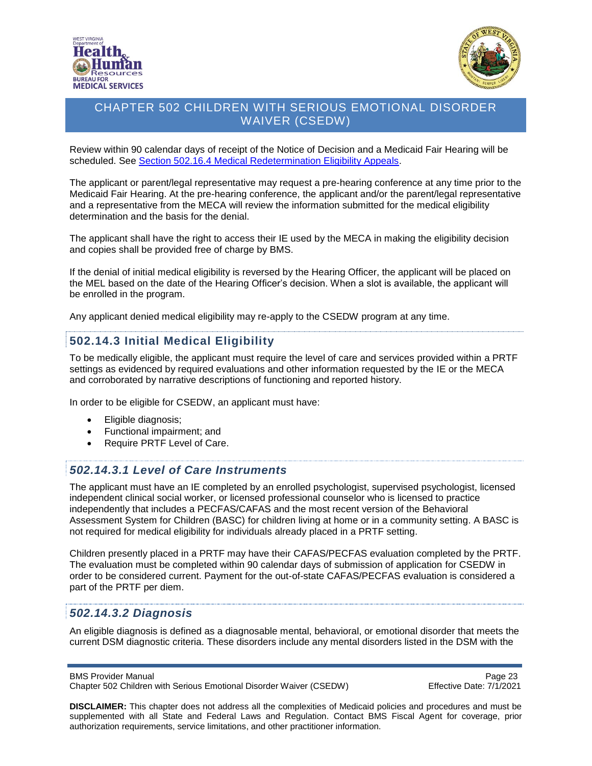Review within 90 calendar days of receipt of the Notice of Decision and a Medicaid Fair Hearing will be scheduled. See Section 502.16.4 Medical Redetermination Eligibility Appeals.

The applicant or parent/legal representative may request a pre-hearing conference at any time prior to the Medicaid Fair Hearing. At the pre-hearing conference, the applicant and/or the parent/legal representative and a representative from the MECA will review the information submitted for the medical eligibility determination and the basis for the denial.

The applicant shall have the right to access their IE used by the MECA in making the eligibility decision and copies shall be provided free of charge by BMS.

If the denial of initial medical eligibility is reversed by the Hearing Officer, the applicant will be placed on the MEL based on the date of the Hearing Officer's decision. When a slot is available, the applicant will be enrolled in the program.

Any applicant denied medical eligibility may re-apply to the CSEDW program at any time.

## 502.14.3 Initial Medical Eligibility

To be medically eligible, the applicant must require the level of care and services provided within a PRTF settings as evidenced by required evaluations and other information requested by the IE or the MECA and corroborated by narrative descriptions of functioning and reported history.

In order to be eligible for CSEDW, an applicant must have:

- Eligible diagnosis;
- Functional impairment; and
- Require PRTF Level of Care.

### *502.14.3.1 Level of Care Instruments*

The applicant must have an IE completed by an enrolled psychologist, supervised psychologist, licensed independent clinical social worker, or licensed professional counselor who is licensed to practice independently that includes a PECFAS/CAFAS and the most recent version of the Behavioral Assessment System for Children (BASC) for children living at home or in a community setting. A BASC is not required for medical eligibility for individuals already placed in a PRTF setting.

Children presently placed in a PRTF may have their CAFAS/PECFAS evaluation completed by the PRTF. The evaluation must be completed within 90 calendar days of submission of application for CSEDW in order to be considered current. Payment for the out-of-state CAFAS/PECFAS evaluation is considered a part of the PRTF per diem.

### *502.14.3.2 Diagnosis*

An eligible diagnosis is defined as a diagnosable mental, behavioral, or emotional disorder that meets the current DSM diagnostic criteria. These disorders include any mental disorders listed in the DSM with the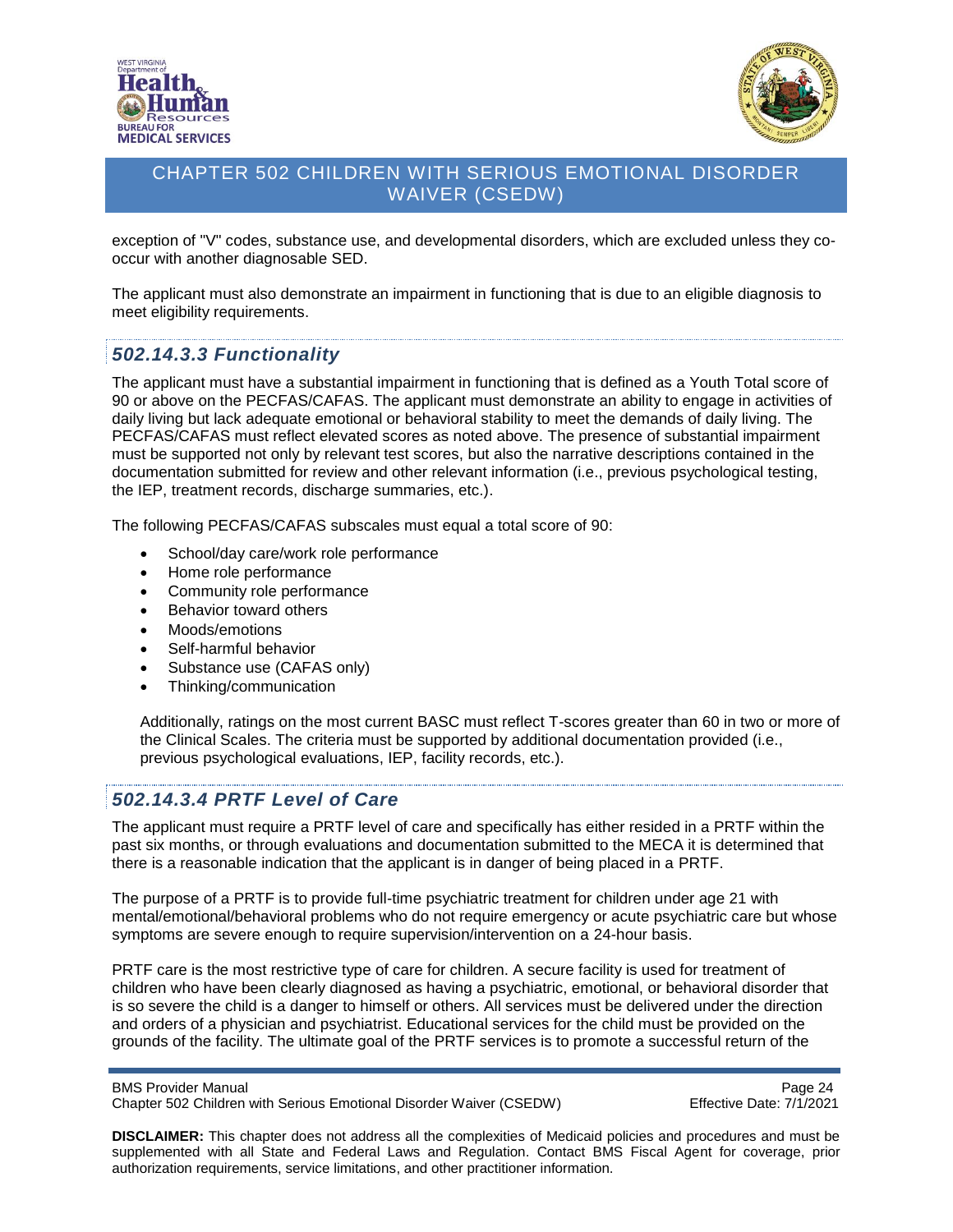exception of "V" codes, substance use, and developmental disorders, which are excluded unless they co-occur with another diagnosable SED.

The applicant must also demonstrate an impairment in functioning that is due to an eligible diagnosis to meet eligibility requirements.

### *502.14.3.3 Functionality*

The applicant must have a substantial impairment in functioning that is defined as a Youth Total score of 90 or above on the PECFAS/CAFAS. The applicant must demonstrate an ability to engage in activities of daily living but lack adequate emotional or behavioral stability to meet the demands of daily living. The PECFAS/CAFAS must reflect elevated scores as noted above. The presence of substantial impairment must be supported not only by relevant test scores, but also the narrative descriptions contained in the documentation submitted for review and other relevant information (i.e., previous psychological testing, the IEP, treatment records, discharge summaries, etc.).

The following PECFAS/CAFAS subscales must equal a total score of 90:

- School/day care/work role performance
- Home role performance
- Community role performance
- Behavior toward others
- Moods/emotions
- Self-harmful behavior
- Substance use (CAFAS only)
- Thinking/communication

Additionally, ratings on the most current BASC must reflect T-scores greater than 60 in two or more of the Clinical Scales. The criteria must be supported by additional documentation provided (i.e., previous psychological evaluations, IEP, facility records, etc.).

### *502.14.3.4 PRTF Level of Care*

The applicant must require a PRTF level of care and specifically has either resided in a PRTF within the past six months, or through evaluations and documentation submitted to the MECA it is determined that there is a reasonable indication that the applicant is in danger of being placed in a PRTF.

The purpose of a PRTF is to provide full-time psychiatric treatment for children under age 21 with mental/emotional/behavioral problems who do not require emergency or acute psychiatric care but whose symptoms are severe enough to require supervision/intervention on a 24-hour basis.

PRTF care is the most restrictive type of care for children. A secure facility is used for treatment of children who have been clearly diagnosed as having a psychiatric, emotional, or behavioral disorder that is so severe the child is a danger to himself or others. All services must be delivered under the direction and orders of a physician and psychiatrist. Educational services for the child must be provided on the grounds of the facility. The ultimate goal of the PRTF services is to promote a successful return of the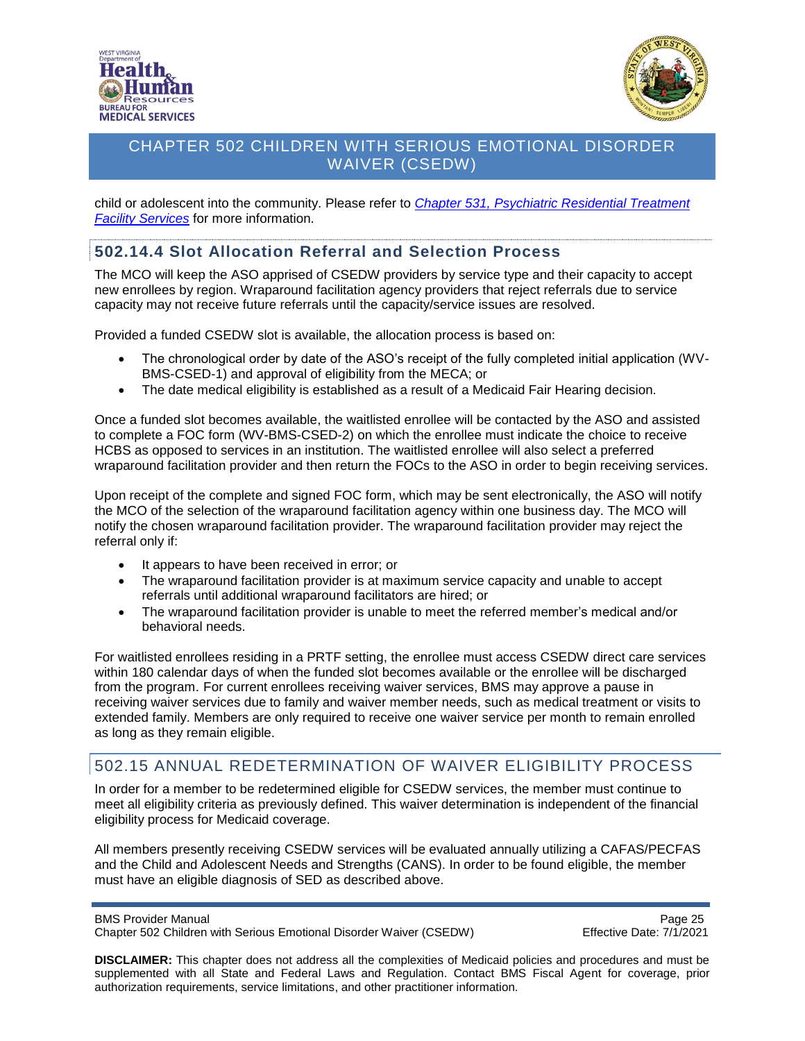child or adolescent into the community. Please refer to *[Chapter 531, Psychiatric Residential Treatment Facility Services](#)* for more information.

### 502.14.4 Slot Allocation Referral and Selection Process

The MCO will keep the ASO apprised of CSEDW providers by service type and their capacity to accept new enrollees by region. Wraparound facilitation agency providers that reject referrals due to service capacity may not receive future referrals until the capacity/service issues are resolved.

Provided a funded CSEDW slot is available, the allocation process is based on:

- The chronological order by date of the ASO's receipt of the fully completed initial application (WV-BMS-CSED-1) and approval of eligibility from the MECA; or
- The date medical eligibility is established as a result of a Medicaid Fair Hearing decision.

Once a funded slot becomes available, the waitlisted enrollee will be contacted by the ASO and assisted to complete a FOC form (WV-BMS-CSED-2) on which the enrollee must indicate the choice to receive HCBS as opposed to services in an institution. The waitlisted enrollee will also select a preferred wraparound facilitation provider and then return the FOCs to the ASO in order to begin receiving services.

Upon receipt of the complete and signed FOC form, which may be sent electronically, the ASO will notify the MCO of the selection of the wraparound facilitation agency within one business day. The MCO will notify the chosen wraparound facilitation provider. The wraparound facilitation provider may reject the referral only if:

- It appears to have been received in error; or
- The wraparound facilitation provider is at maximum service capacity and unable to accept referrals until additional wraparound facilitators are hired; or
- The wraparound facilitation provider is unable to meet the referred member's medical and/or behavioral needs.

For waitlisted enrollees residing in a PRTF setting, the enrollee must access CSEDW direct care services within 180 calendar days of when the funded slot becomes available or the enrollee will be discharged from the program. For current enrollees receiving waiver services, BMS may approve a pause in receiving waiver services due to family and waiver member needs, such as medical treatment or visits to extended family. Members are only required to receive one waiver service per month to remain enrolled as long as they remain eligible.

## 502.15 ANNUAL REDETERMINATION OF WAIVER ELIGIBILITY PROCESS

In order for a member to be redetermined eligible for CSEDW services, the member must continue to meet all eligibility criteria as previously defined. This waiver determination is independent of the financial eligibility process for Medicaid coverage.

All members presently receiving CSEDW services will be evaluated annually utilizing a CAFAS/PECFAS and the Child and Adolescent Needs and Strengths (CANS). In order to be found eligible, the member must have an eligible diagnosis of SED as described above.

**DISCLAIMER:** This chapter does not address all the complexities of Medicaid policies and procedures and must be supplemented with all State and Federal Laws and Regulation. Contact BMS Fiscal Agent for coverage, prior authorization requirements, service limitations, and other practitioner information.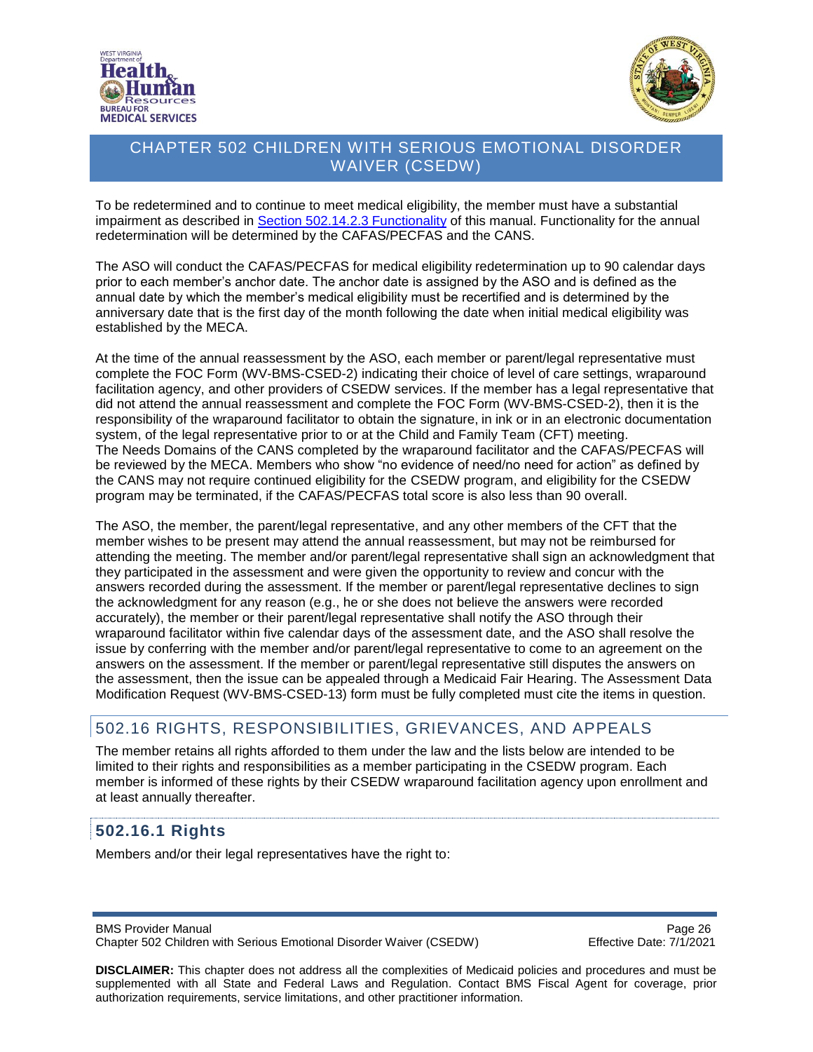To be redetermined and to continue to meet medical eligibility, the member must have a substantial impairment as described in Section 502.14.2.3 Functionality of this manual. Functionality for the annual redetermination will be determined by the CAFAS/PECFAS and the CANS.

The ASO will conduct the CAFAS/PECFAS for medical eligibility redetermination up to 90 calendar days prior to each member's anchor date. The anchor date is assigned by the ASO and is defined as the annual date by which the member's medical eligibility must be recertified and is determined by the anniversary date that is the first day of the month following the date when initial medical eligibility was established by the MECA.

At the time of the annual reassessment by the ASO, each member or parent/legal representative must complete the FOC Form (WV-BMS-CSED-2) indicating their choice of level of care settings, wraparound facilitation agency, and other providers of CSEDW services. If the member has a legal representative that did not attend the annual reassessment and complete the FOC Form (WV-BMS-CSED-2), then it is the responsibility of the wraparound facilitator to obtain the signature, in ink or in an electronic documentation system, of the legal representative prior to or at the Child and Family Team (CFT) meeting.
The Needs Domains of the CANS completed by the wraparound facilitator and the CAFAS/PECFAS will be reviewed by the MECA. Members who show "no evidence of need/no need for action" as defined by the CANS may not require continued eligibility for the CSEDW program, and eligibility for the CSEDW program may be terminated, if the CAFAS/PECFAS total score is also less than 90 overall.

The ASO, the member, the parent/legal representative, and any other members of the CFT that the member wishes to be present may attend the annual reassessment, but may not be reimbursed for attending the meeting. The member and/or parent/legal representative shall sign an acknowledgment that they participated in the assessment and were given the opportunity to review and concur with the answers recorded during the assessment. If the member or parent/legal representative declines to sign the acknowledgment for any reason (e.g., he or she does not believe the answers were recorded accurately), the member or their parent/legal representative shall notify the ASO through their wraparound facilitator within five calendar days of the assessment date, and the ASO shall resolve the issue by conferring with the member and/or parent/legal representative to come to an agreement on the answers on the assessment. If the member or parent/legal representative still disputes the answers on the assessment, then the issue can be appealed through a Medicaid Fair Hearing. The Assessment Data Modification Request (WV-BMS-CSED-13) form must be fully completed must cite the items in question.

## 502.16 RIGHTS, RESPONSIBILITIES, GRIEVANCES, AND APPEALS

The member retains all rights afforded to them under the law and the lists below are intended to be limited to their rights and responsibilities as a member participating in the CSEDW program. Each member is informed of these rights by their CSEDW wraparound facilitation agency upon enrollment and at least annually thereafter.

### 502.16.1 Rights

Members and/or their legal representatives have the right to: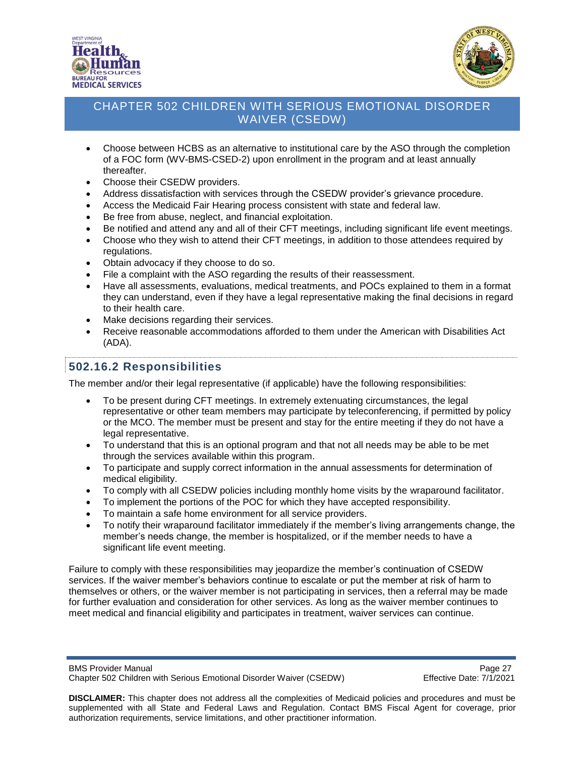- Choose between HCBS as an alternative to institutional care by the ASO through the completion of a FOC form (WV-BMS-CSED-2) upon enrollment in the program and at least annually thereafter.
- Choose their CSEDW providers.
- Address dissatisfaction with services through the CSEDW provider's grievance procedure.
- Access the Medicaid Fair Hearing process consistent with state and federal law.
- Be free from abuse, neglect, and financial exploitation.
- Be notified and attend any and all of their CFT meetings, including significant life event meetings.
- Choose who they wish to attend their CFT meetings, in addition to those attendees required by regulations.
- Obtain advocacy if they choose to do so.
- File a complaint with the ASO regarding the results of their reassessment.
- Have all assessments, evaluations, medical treatments, and POCs explained to them in a format they can understand, even if they have a legal representative making the final decisions in regard to their health care.
- Make decisions regarding their services.
- Receive reasonable accommodations afforded to them under the American with Disabilities Act (ADA).

### 502.16.2 Responsibilities

The member and/or their legal representative (if applicable) have the following responsibilities:

- To be present during CFT meetings. In extremely extenuating circumstances, the legal representative or other team members may participate by teleconferencing, if permitted by policy or the MCO. The member must be present and stay for the entire meeting if they do not have a legal representative.
- To understand that this is an optional program and that not all needs may be able to be met through the services available within this program.
- To participate and supply correct information in the annual assessments for determination of medical eligibility.
- To comply with all CSEDW policies including monthly home visits by the wraparound facilitator.
- To implement the portions of the POC for which they have accepted responsibility.
- To maintain a safe home environment for all service providers.
- To notify their wraparound facilitator immediately if the member's living arrangements change, the member's needs change, the member is hospitalized, or if the member needs to have a significant life event meeting.

Failure to comply with these responsibilities may jeopardize the member's continuation of CSEDW services. If the waiver member's behaviors continue to escalate or put the member at risk of harm to themselves or others, or the waiver member is not participating in services, then a referral may be made for further evaluation and consideration for other services. As long as the waiver member continues to meet medical and financial eligibility and participates in treatment, waiver services can continue.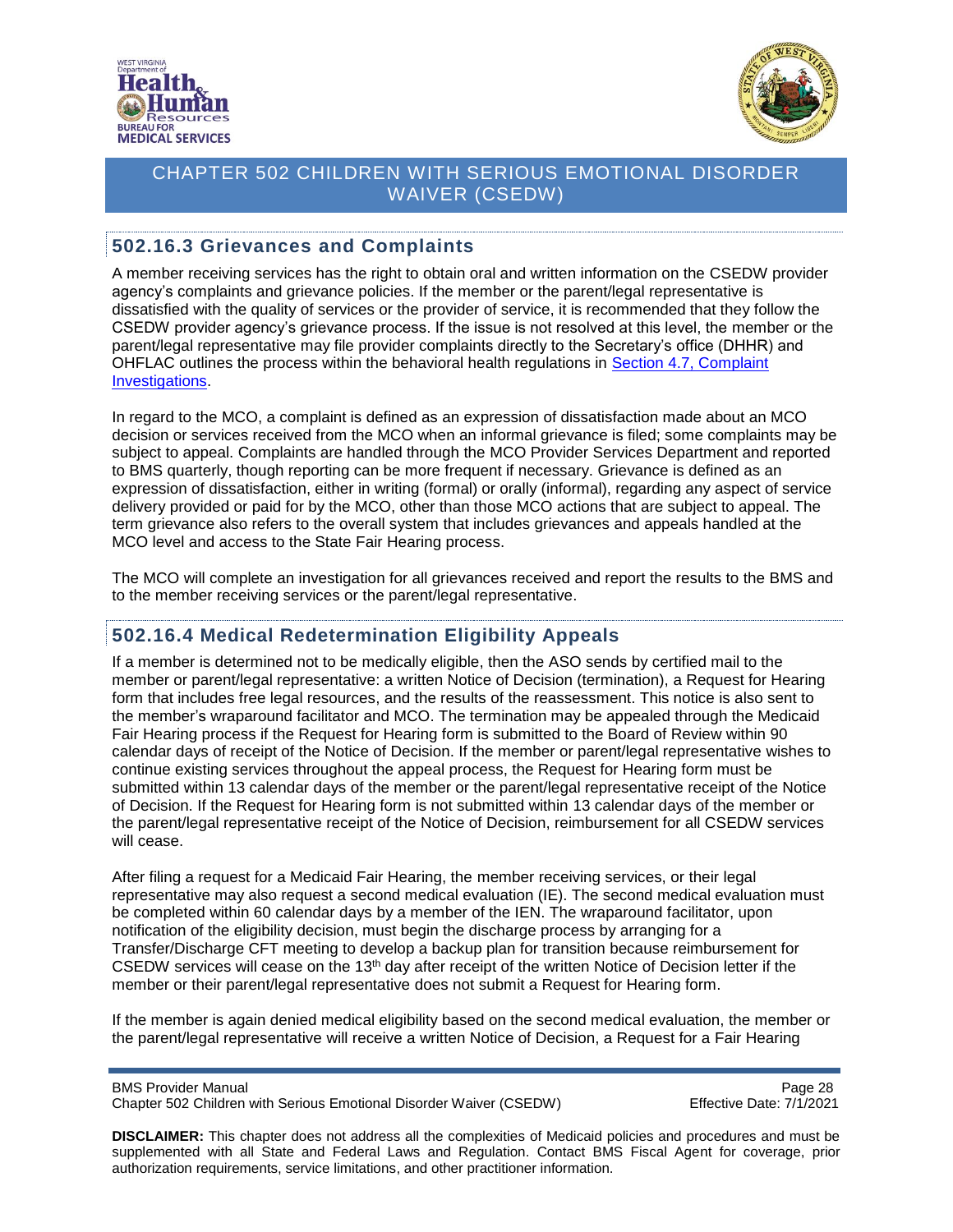### 502.16.3 Grievances and Complaints

A member receiving services has the right to obtain oral and written information on the CSEDW provider agency's complaints and grievance policies. If the member or the parent/legal representative is dissatisfied with the quality of services or the provider of service, it is recommended that they follow the CSEDW provider agency's grievance process. If the issue is not resolved at this level, the member or the parent/legal representative may file provider complaints directly to the Secretary's office (DHHR) and OHFLAC outlines the process within the behavioral health regulations in Section 4.7, Complaint Investigations.

In regard to the MCO, a complaint is defined as an expression of dissatisfaction made about an MCO decision or services received from the MCO when an informal grievance is filed; some complaints may be subject to appeal. Complaints are handled through the MCO Provider Services Department and reported to BMS quarterly, though reporting can be more frequent if necessary. Grievance is defined as an expression of dissatisfaction, either in writing (formal) or orally (informal), regarding any aspect of service delivery provided or paid for by the MCO, other than those MCO actions that are subject to appeal. The term grievance also refers to the overall system that includes grievances and appeals handled at the MCO level and access to the State Fair Hearing process.

The MCO will complete an investigation for all grievances received and report the results to the BMS and to the member receiving services or the parent/legal representative.

### 502.16.4 Medical Redetermination Eligibility Appeals

If a member is determined not to be medically eligible, then the ASO sends by certified mail to the member or parent/legal representative: a written Notice of Decision (termination), a Request for Hearing form that includes free legal resources, and the results of the reassessment. This notice is also sent to the member's wraparound facilitator and MCO. The termination may be appealed through the Medicaid Fair Hearing process if the Request for Hearing form is submitted to the Board of Review within 90 calendar days of receipt of the Notice of Decision. If the member or parent/legal representative wishes to continue existing services throughout the appeal process, the Request for Hearing form must be submitted within 13 calendar days of the member or the parent/legal representative receipt of the Notice of Decision. If the Request for Hearing form is not submitted within 13 calendar days of the member or the parent/legal representative receipt of the Notice of Decision, reimbursement for all CSEDW services will cease.

After filing a request for a Medicaid Fair Hearing, the member receiving services, or their legal representative may also request a second medical evaluation (IE). The second medical evaluation must be completed within 60 calendar days by a member of the IEN. The wraparound facilitator, upon notification of the eligibility decision, must begin the discharge process by arranging for a Transfer/Discharge CFT meeting to develop a backup plan for transition because reimbursement for CSEDW services will cease on the 13th day after receipt of the written Notice of Decision letter if the member or their parent/legal representative does not submit a Request for Hearing form.

If the member is again denied medical eligibility based on the second medical evaluation, the member or the parent/legal representative will receive a written Notice of Decision, a Request for a Fair Hearing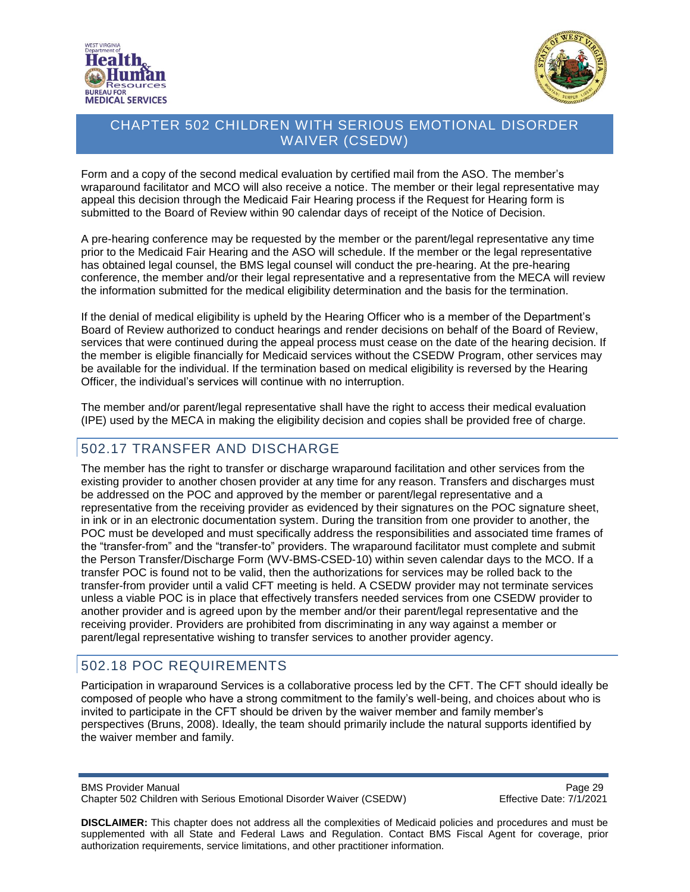Form and a copy of the second medical evaluation by certified mail from the ASO. The member's wraparound facilitator and MCO will also receive a notice. The member or their legal representative may appeal this decision through the Medicaid Fair Hearing process if the Request for Hearing form is submitted to the Board of Review within 90 calendar days of receipt of the Notice of Decision.

A pre-hearing conference may be requested by the member or the parent/legal representative any time prior to the Medicaid Fair Hearing and the ASO will schedule. If the member or the legal representative has obtained legal counsel, the BMS legal counsel will conduct the pre-hearing. At the pre-hearing conference, the member and/or their legal representative and a representative from the MECA will review the information submitted for the medical eligibility determination and the basis for the termination.

If the denial of medical eligibility is upheld by the Hearing Officer who is a member of the Department's Board of Review authorized to conduct hearings and render decisions on behalf of the Board of Review, services that were continued during the appeal process must cease on the date of the hearing decision. If the member is eligible financially for Medicaid services without the CSEDW Program, other services may be available for the individual. If the termination based on medical eligibility is reversed by the Hearing Officer, the individual's services will continue with no interruption.

The member and/or parent/legal representative shall have the right to access their medical evaluation (IPE) used by the MECA in making the eligibility decision and copies shall be provided free of charge.

## 502.17 TRANSFER AND DISCHARGE

The member has the right to transfer or discharge wraparound facilitation and other services from the existing provider to another chosen provider at any time for any reason. Transfers and discharges must be addressed on the POC and approved by the member or parent/legal representative and a representative from the receiving provider as evidenced by their signatures on the POC signature sheet, in ink or in an electronic documentation system. During the transition from one provider to another, the POC must be developed and must specifically address the responsibilities and associated time frames of the "transfer-from" and the "transfer-to" providers. The wraparound facilitator must complete and submit the Person Transfer/Discharge Form (WV-BMS-CSED-10) within seven calendar days to the MCO. If a transfer POC is found not to be valid, then the authorizations for services may be rolled back to the transfer-from provider until a valid CFT meeting is held. A CSEDW provider may not terminate services unless a viable POC is in place that effectively transfers needed services from one CSEDW provider to another provider and is agreed upon by the member and/or their parent/legal representative and the receiving provider. Providers are prohibited from discriminating in any way against a member or parent/legal representative wishing to transfer services to another provider agency.

## 502.18 POC REQUIREMENTS

Participation in wraparound Services is a collaborative process led by the CFT. The CFT should ideally be composed of people who have a strong commitment to the family's well-being, and choices about who is invited to participate in the CFT should be driven by the waiver member and family member's perspectives (Bruns, 2008). Ideally, the team should primarily include the natural supports identified by the waiver member and family.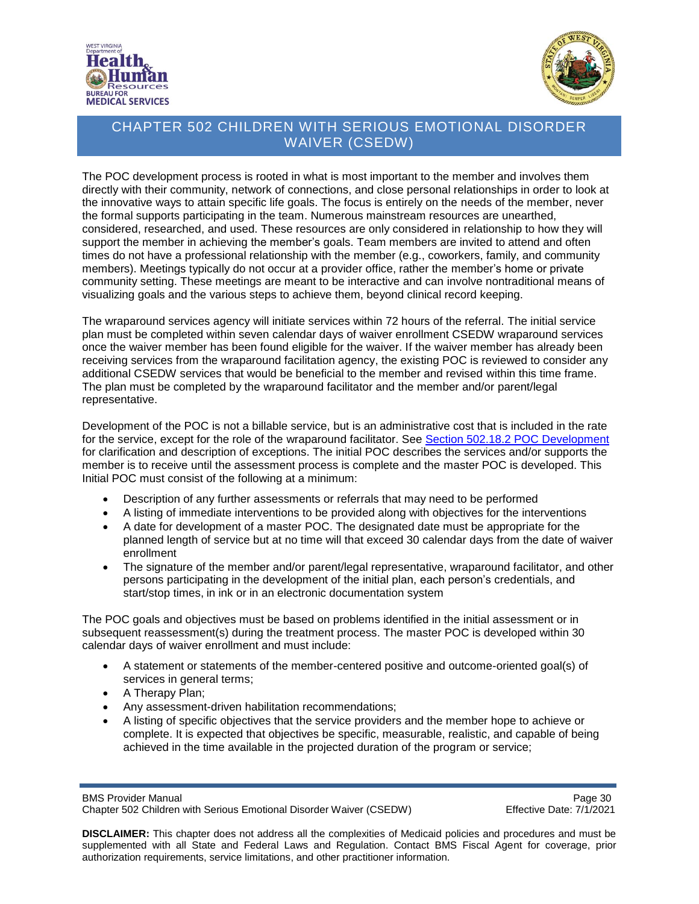The POC development process is rooted in what is most important to the member and involves them directly with their community, network of connections, and close personal relationships in order to look at the innovative ways to attain specific life goals. The focus is entirely on the needs of the member, never the formal supports participating in the team. Numerous mainstream resources are unearthed, considered, researched, and used. These resources are only considered in relationship to how they will support the member in achieving the member's goals. Team members are invited to attend and often times do not have a professional relationship with the member (e.g., coworkers, family, and community members). Meetings typically do not occur at a provider office, rather the member's home or private community setting. These meetings are meant to be interactive and can involve nontraditional means of visualizing goals and the various steps to achieve them, beyond clinical record keeping.

The wraparound services agency will initiate services within 72 hours of the referral. The initial service plan must be completed within seven calendar days of waiver enrollment CSEDW wraparound services once the waiver member has been found eligible for the waiver. If the waiver member has already been receiving services from the wraparound facilitation agency, the existing POC is reviewed to consider any additional CSEDW services that would be beneficial to the member and revised within this time frame. The plan must be completed by the wraparound facilitator and the member and/or parent/legal representative.

Development of the POC is not a billable service, but is an administrative cost that is included in the rate for the service, except for the role of the wraparound facilitator. See Section 502.18.2 POC Development for clarification and description of exceptions. The initial POC describes the services and/or supports the member is to receive until the assessment process is complete and the master POC is developed. This Initial POC must consist of the following at a minimum:

- Description of any further assessments or referrals that may need to be performed
- A listing of immediate interventions to be provided along with objectives for the interventions
- A date for development of a master POC. The designated date must be appropriate for the planned length of service but at no time will that exceed 30 calendar days from the date of waiver enrollment
- The signature of the member and/or parent/legal representative, wraparound facilitator, and other persons participating in the development of the initial plan, each person's credentials, and start/stop times, in ink or in an electronic documentation system

The POC goals and objectives must be based on problems identified in the initial assessment or in subsequent reassessment(s) during the treatment process. The master POC is developed within 30 calendar days of waiver enrollment and must include:

- A statement or statements of the member-centered positive and outcome-oriented goal(s) of services in general terms;
- A Therapy Plan;
- Any assessment-driven habilitation recommendations;
- A listing of specific objectives that the service providers and the member hope to achieve or complete. It is expected that objectives be specific, measurable, realistic, and capable of being achieved in the time available in the projected duration of the program or service;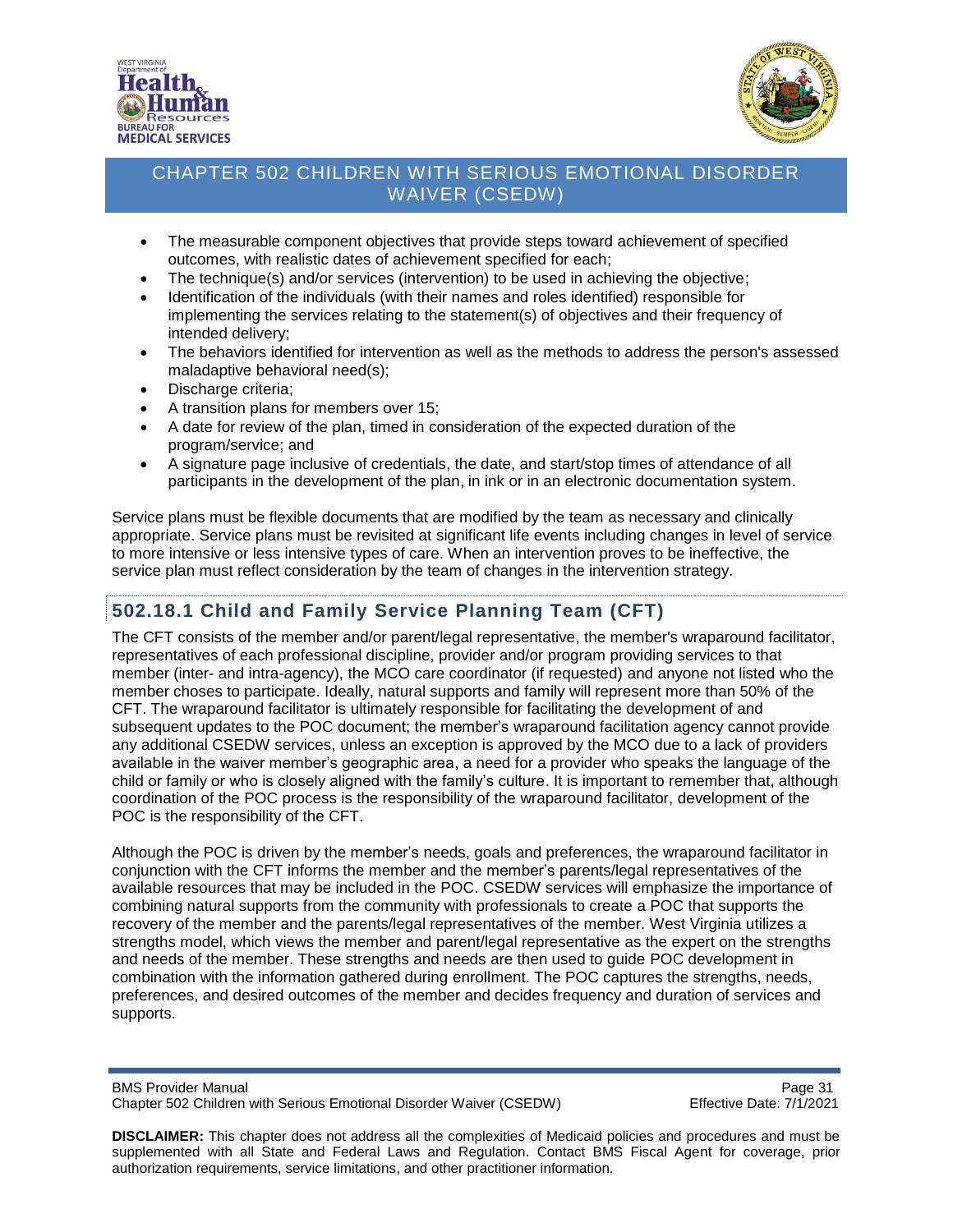- The measurable component objectives that provide steps toward achievement of specified outcomes, with realistic dates of achievement specified for each;
- The technique(s) and/or services (intervention) to be used in achieving the objective;
- Identification of the individuals (with their names and roles identified) responsible for implementing the services relating to the statement(s) of objectives and their frequency of intended delivery;
- The behaviors identified for intervention as well as the methods to address the person's assessed maladaptive behavioral need(s);
- Discharge criteria;
- A transition plans for members over 15;
- A date for review of the plan, timed in consideration of the expected duration of the program/service; and
- A signature page inclusive of credentials, the date, and start/stop times of attendance of all participants in the development of the plan, in ink or in an electronic documentation system.

Service plans must be flexible documents that are modified by the team as necessary and clinically appropriate. Service plans must be revisited at significant life events including changes in level of service to more intensive or less intensive types of care. When an intervention proves to be ineffective, the service plan must reflect consideration by the team of changes in the intervention strategy.

## 502.18.1 Child and Family Service Planning Team (CFT)

The CFT consists of the member and/or parent/legal representative, the member's wraparound facilitator, representatives of each professional discipline, provider and/or program providing services to that member (inter- and intra-agency), the MCO care coordinator (if requested) and anyone not listed who the member choses to participate. Ideally, natural supports and family will represent more than 50% of the CFT. The wraparound facilitator is ultimately responsible for facilitating the development of and subsequent updates to the POC document; the member's wraparound facilitation agency cannot provide any additional CSEDW services, unless an exception is approved by the MCO due to a lack of providers available in the waiver member's geographic area, a need for a provider who speaks the language of the child or family or who is closely aligned with the family's culture. It is important to remember that, although coordination of the POC process is the responsibility of the wraparound facilitator, development of the POC is the responsibility of the CFT.

Although the POC is driven by the member's needs, goals and preferences, the wraparound facilitator in conjunction with the CFT informs the member and the member's parents/legal representatives of the available resources that may be included in the POC. CSEDW services will emphasize the importance of combining natural supports from the community with professionals to create a POC that supports the recovery of the member and the parents/legal representatives of the member. West Virginia utilizes a strengths model, which views the member and parent/legal representative as the expert on the strengths and needs of the member. These strengths and needs are then used to guide POC development in combination with the information gathered during enrollment. The POC captures the strengths, needs, preferences, and desired outcomes of the member and decides frequency and duration of services and supports.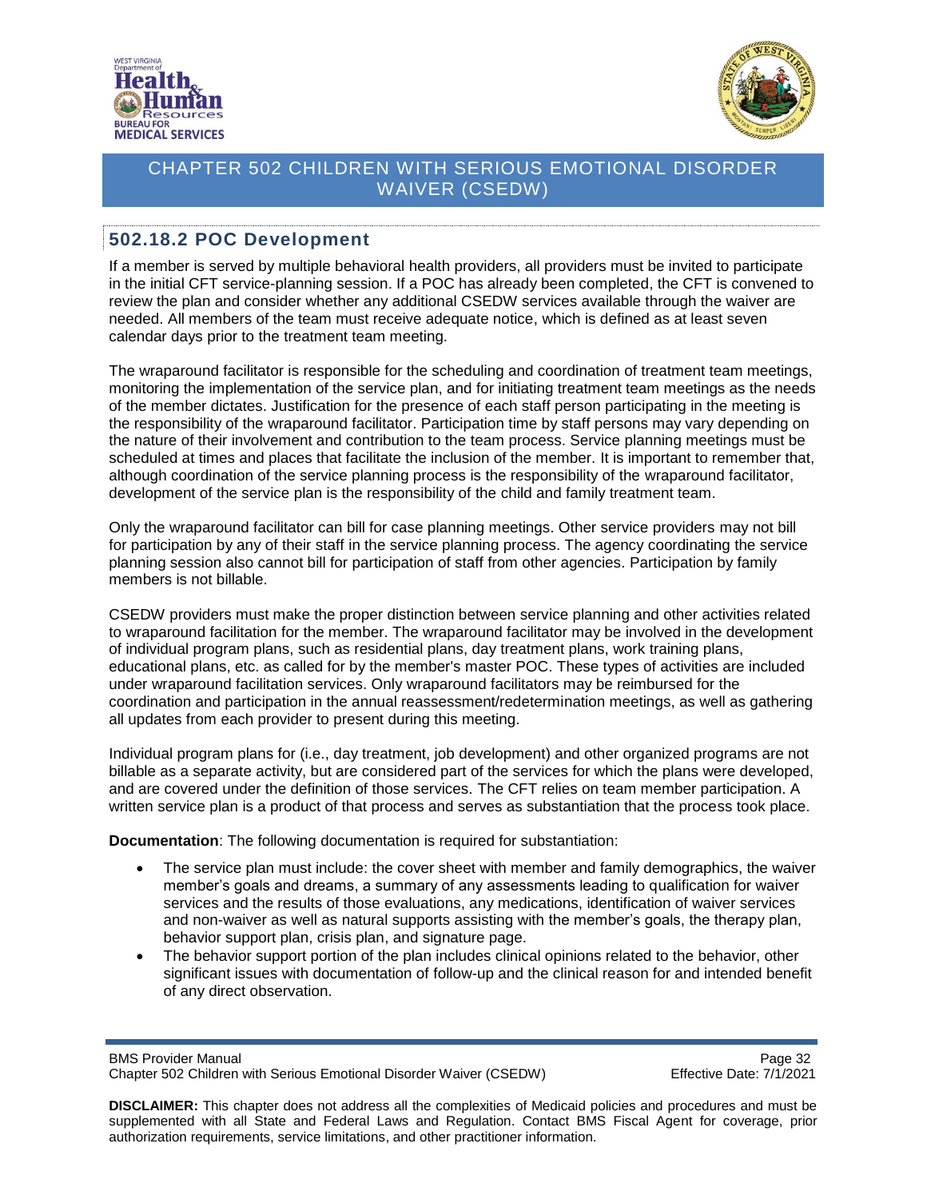## 502.18.2 POC Development

If a member is served by multiple behavioral health providers, all providers must be invited to participate in the initial CFT service-planning session. If a POC has already been completed, the CFT is convened to review the plan and consider whether any additional CSEDW services available through the waiver are needed. All members of the team must receive adequate notice, which is defined as at least seven calendar days prior to the treatment team meeting.

The wraparound facilitator is responsible for the scheduling and coordination of treatment team meetings, monitoring the implementation of the service plan, and for initiating treatment team meetings as the needs of the member dictates. Justification for the presence of each staff person participating in the meeting is the responsibility of the wraparound facilitator. Participation time by staff persons may vary depending on the nature of their involvement and contribution to the team process. Service planning meetings must be scheduled at times and places that facilitate the inclusion of the member. It is important to remember that, although coordination of the service planning process is the responsibility of the wraparound facilitator, development of the service plan is the responsibility of the child and family treatment team.

Only the wraparound facilitator can bill for case planning meetings. Other service providers may not bill for participation by any of their staff in the service planning process. The agency coordinating the service planning session also cannot bill for participation of staff from other agencies. Participation by family members is not billable.

CSEDW providers must make the proper distinction between service planning and other activities related to wraparound facilitation for the member. The wraparound facilitator may be involved in the development of individual program plans, such as residential plans, day treatment plans, work training plans, educational plans, etc. as called for by the member's master POC. These types of activities are included under wraparound facilitation services. Only wraparound facilitators may be reimbursed for the coordination and participation in the annual reassessment/redetermination meetings, as well as gathering all updates from each provider to present during this meeting.

Individual program plans for (i.e., day treatment, job development) and other organized programs are not billable as a separate activity, but are considered part of the services for which the plans were developed, and are covered under the definition of those services. The CFT relies on team member participation. A written service plan is a product of that process and serves as substantiation that the process took place.

**Documentation**: The following documentation is required for substantiation:

- The service plan must include: the cover sheet with member and family demographics, the waiver member's goals and dreams, a summary of any assessments leading to qualification for waiver services and the results of those evaluations, any medications, identification of waiver services and non-waiver as well as natural supports assisting with the member's goals, the therapy plan, behavior support plan, crisis plan, and signature page.
- The behavior support portion of the plan includes clinical opinions related to the behavior, other significant issues with documentation of follow-up and the clinical reason for and intended benefit of any direct observation.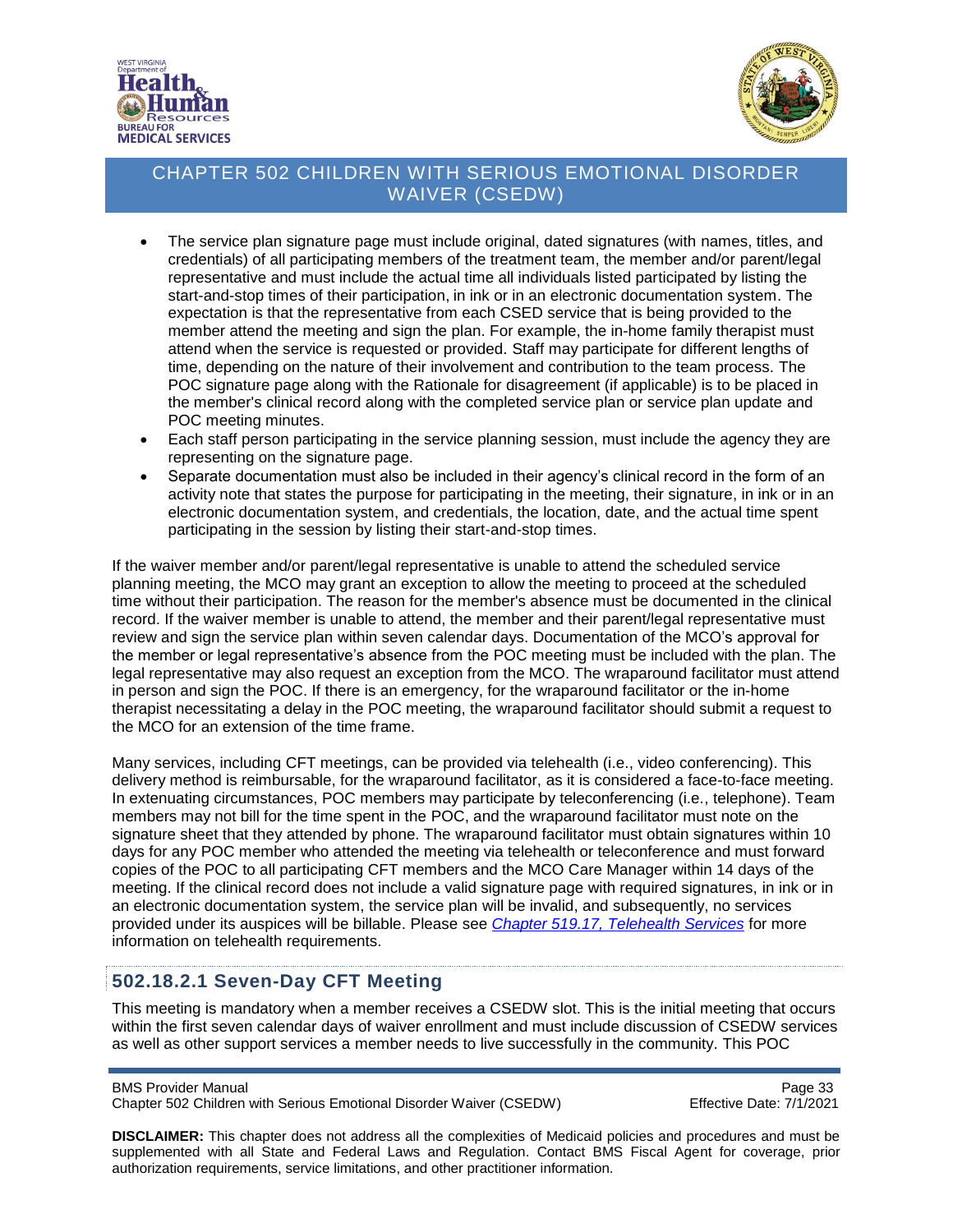- The service plan signature page must include original, dated signatures (with names, titles, and credentials) of all participating members of the treatment team, the member and/or parent/legal representative and must include the actual time all individuals listed participated by listing the start-and-stop times of their participation, in ink or in an electronic documentation system. The expectation is that the representative from each CSED service that is being provided to the member attend the meeting and sign the plan. For example, the in-home family therapist must attend when the service is requested or provided. Staff may participate for different lengths of time, depending on the nature of their involvement and contribution to the team process. The POC signature page along with the Rationale for disagreement (if applicable) is to be placed in the member's clinical record along with the completed service plan or service plan update and POC meeting minutes.
- Each staff person participating in the service planning session, must include the agency they are representing on the signature page.
- Separate documentation must also be included in their agency's clinical record in the form of an activity note that states the purpose for participating in the meeting, their signature, in ink or in an electronic documentation system, and credentials, the location, date, and the actual time spent participating in the session by listing their start-and-stop times.

If the waiver member and/or parent/legal representative is unable to attend the scheduled service planning meeting, the MCO may grant an exception to allow the meeting to proceed at the scheduled time without their participation. The reason for the member's absence must be documented in the clinical record. If the waiver member is unable to attend, the member and their parent/legal representative must review and sign the service plan within seven calendar days. Documentation of the MCO's approval for the member or legal representative's absence from the POC meeting must be included with the plan. The legal representative may also request an exception from the MCO. The wraparound facilitator must attend in person and sign the POC. If there is an emergency, for the wraparound facilitator or the in-home therapist necessitating a delay in the POC meeting, the wraparound facilitator should submit a request to the MCO for an extension of the time frame.

Many services, including CFT meetings, can be provided via telehealth (i.e., video conferencing). This delivery method is reimbursable, for the wraparound facilitator, as it is considered a face-to-face meeting. In extenuating circumstances, POC members may participate by teleconferencing (i.e., telephone). Team members may not bill for the time spent in the POC, and the wraparound facilitator must note on the signature sheet that they attended by phone. The wraparound facilitator must obtain signatures within 10 days for any POC member who attended the meeting via telehealth or teleconference and must forward copies of the POC to all participating CFT members and the MCO Care Manager within 14 days of the meeting. If the clinical record does not include a valid signature page with required signatures, in ink or in an electronic documentation system, the service plan will be invalid, and subsequently, no services provided under its auspices will be billable. Please see *Chapter 519.17, Telehealth Services* for more information on telehealth requirements.

## 502.18.2.1 Seven-Day CFT Meeting

This meeting is mandatory when a member receives a CSEDW slot. This is the initial meeting that occurs within the first seven calendar days of waiver enrollment and must include discussion of CSEDW services as well as other support services a member needs to live successfully in the community. This POC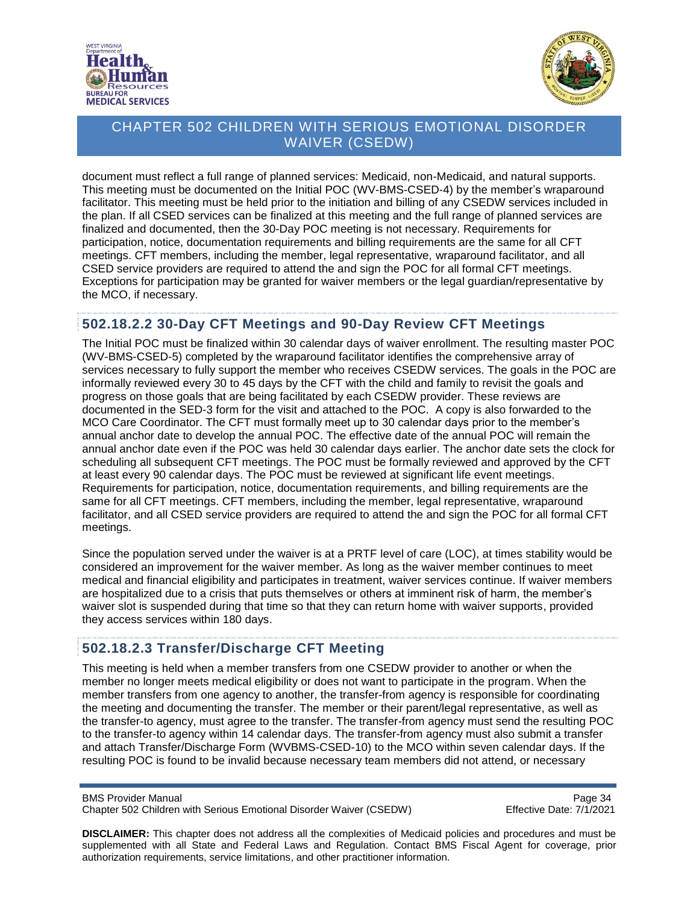document must reflect a full range of planned services: Medicaid, non-Medicaid, and natural supports. This meeting must be documented on the Initial POC (WV-BMS-CSED-4) by the member's wraparound facilitator. This meeting must be held prior to the initiation and billing of any CSEDW services included in the plan. If all CSED services can be finalized at this meeting and the full range of planned services are finalized and documented, then the 30-Day POC meeting is not necessary. Requirements for participation, notice, documentation requirements and billing requirements are the same for all CFT meetings. CFT members, including the member, legal representative, wraparound facilitator, and all CSED service providers are required to attend the and sign the POC for all formal CFT meetings. Exceptions for participation may be granted for waiver members or the legal guardian/representative by the MCO, if necessary.

### 502.18.2.2 30-Day CFT Meetings and 90-Day Review CFT Meetings

The Initial POC must be finalized within 30 calendar days of waiver enrollment. The resulting master POC (WV-BMS-CSED-5) completed by the wraparound facilitator identifies the comprehensive array of services necessary to fully support the member who receives CSEDW services. The goals in the POC are informally reviewed every 30 to 45 days by the CFT with the child and family to revisit the goals and progress on those goals that are being facilitated by each CSEDW provider. These reviews are documented in the SED-3 form for the visit and attached to the POC. A copy is also forwarded to the MCO Care Coordinator. The CFT must formally meet up to 30 calendar days prior to the member's annual anchor date to develop the annual POC. The effective date of the annual POC will remain the annual anchor date even if the POC was held 30 calendar days earlier. The anchor date sets the clock for scheduling all subsequent CFT meetings. The POC must be formally reviewed and approved by the CFT at least every 90 calendar days. The POC must be reviewed at significant life event meetings. Requirements for participation, notice, documentation requirements, and billing requirements are the same for all CFT meetings. CFT members, including the member, legal representative, wraparound facilitator, and all CSED service providers are required to attend the and sign the POC for all formal CFT meetings.

Since the population served under the waiver is at a PRTF level of care (LOC), at times stability would be considered an improvement for the waiver member. As long as the waiver member continues to meet medical and financial eligibility and participates in treatment, waiver services continue. If waiver members are hospitalized due to a crisis that puts themselves or others at imminent risk of harm, the member's waiver slot is suspended during that time so that they can return home with waiver supports, provided they access services within 180 days.

### 502.18.2.3 Transfer/Discharge CFT Meeting

This meeting is held when a member transfers from one CSEDW provider to another or when the member no longer meets medical eligibility or does not want to participate in the program. When the member transfers from one agency to another, the transfer-from agency is responsible for coordinating the meeting and documenting the transfer. The member or their parent/legal representative, as well as the transfer-to agency, must agree to the transfer. The transfer-from agency must send the resulting POC to the transfer-to agency within 14 calendar days. The transfer-from agency must also submit a transfer and attach Transfer/Discharge Form (WVBMS-CSED-10) to the MCO within seven calendar days. If the resulting POC is found to be invalid because necessary team members did not attend, or necessary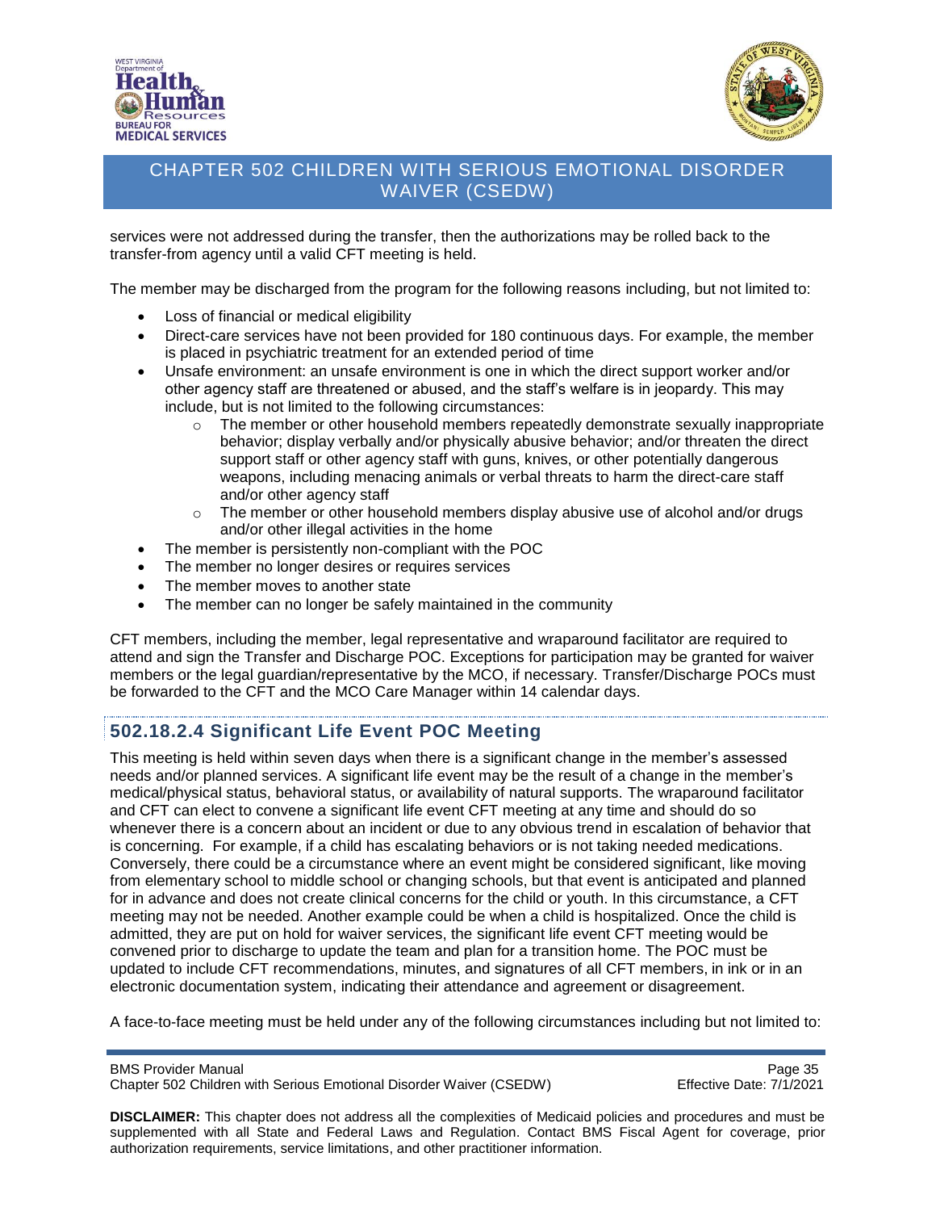services were not addressed during the transfer, then the authorizations may be rolled back to the transfer-from agency until a valid CFT meeting is held.

The member may be discharged from the program for the following reasons including, but not limited to:

- Loss of financial or medical eligibility
- Direct-care services have not been provided for 180 continuous days. For example, the member is placed in psychiatric treatment for an extended period of time
- Unsafe environment: an unsafe environment is one in which the direct support worker and/or other agency staff are threatened or abused, and the staff's welfare is in jeopardy. This may include, but is not limited to the following circumstances:
    - The member or other household members repeatedly demonstrate sexually inappropriate behavior; display verbally and/or physically abusive behavior; and/or threaten the direct support staff or other agency staff with guns, knives, or other potentially dangerous weapons, including menacing animals or verbal threats to harm the direct-care staff and/or other agency staff
    - The member or other household members display abusive use of alcohol and/or drugs and/or other illegal activities in the home
- The member is persistently non-compliant with the POC
- The member no longer desires or requires services
- The member moves to another state
- The member can no longer be safely maintained in the community

CFT members, including the member, legal representative and wraparound facilitator are required to attend and sign the Transfer and Discharge POC. Exceptions for participation may be granted for waiver members or the legal guardian/representative by the MCO, if necessary. Transfer/Discharge POCs must be forwarded to the CFT and the MCO Care Manager within 14 calendar days.

### 502.18.2.4 Significant Life Event POC Meeting

This meeting is held within seven days when there is a significant change in the member's assessed needs and/or planned services. A significant life event may be the result of a change in the member's medical/physical status, behavioral status, or availability of natural supports. The wraparound facilitator and CFT can elect to convene a significant life event CFT meeting at any time and should do so whenever there is a concern about an incident or due to any obvious trend in escalation of behavior that is concerning. For example, if a child has escalating behaviors or is not taking needed medications. Conversely, there could be a circumstance where an event might be considered significant, like moving from elementary school to middle school or changing schools, but that event is anticipated and planned for in advance and does not create clinical concerns for the child or youth. In this circumstance, a CFT meeting may not be needed. Another example could be when a child is hospitalized. Once the child is admitted, they are put on hold for waiver services, the significant life event CFT meeting would be convened prior to discharge to update the team and plan for a transition home. The POC must be updated to include CFT recommendations, minutes, and signatures of all CFT members, in ink or in an electronic documentation system, indicating their attendance and agreement or disagreement.

A face-to-face meeting must be held under any of the following circumstances including but not limited to: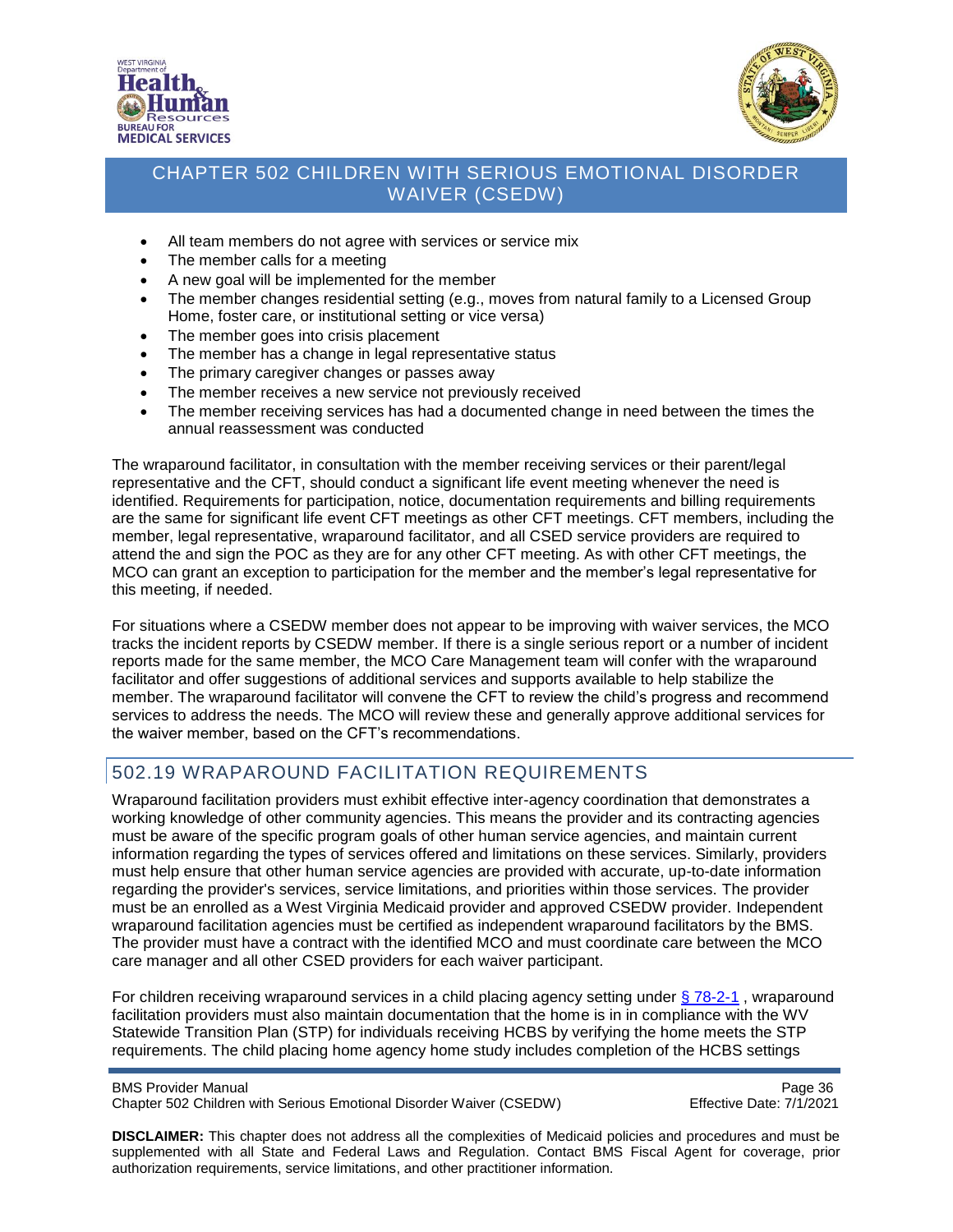- All team members do not agree with services or service mix
- The member calls for a meeting
- A new goal will be implemented for the member
- The member changes residential setting (e.g., moves from natural family to a Licensed Group Home, foster care, or institutional setting or vice versa)
- The member goes into crisis placement
- The member has a change in legal representative status
- The primary caregiver changes or passes away
- The member receives a new service not previously received
- The member receiving services has had a documented change in need between the times the annual reassessment was conducted

The wraparound facilitator, in consultation with the member receiving services or their parent/legal representative and the CFT, should conduct a significant life event meeting whenever the need is identified. Requirements for participation, notice, documentation requirements and billing requirements are the same for significant life event CFT meetings as other CFT meetings. CFT members, including the member, legal representative, wraparound facilitator, and all CSED service providers are required to attend the and sign the POC as they are for any other CFT meeting. As with other CFT meetings, the MCO can grant an exception to participation for the member and the member's legal representative for this meeting, if needed.

For situations where a CSEDW member does not appear to be improving with waiver services, the MCO tracks the incident reports by CSEDW member. If there is a single serious report or a number of incident reports made for the same member, the MCO Care Management team will confer with the wraparound facilitator and offer suggestions of additional services and supports available to help stabilize the member. The wraparound facilitator will convene the CFT to review the child's progress and recommend services to address the needs. The MCO will review these and generally approve additional services for the waiver member, based on the CFT's recommendations.

## 502.19 WRAPAROUND FACILITATION REQUIREMENTS

Wraparound facilitation providers must exhibit effective inter-agency coordination that demonstrates a working knowledge of other community agencies. This means the provider and its contracting agencies must be aware of the specific program goals of other human service agencies, and maintain current information regarding the types of services offered and limitations on these services. Similarly, providers must help ensure that other human service agencies are provided with accurate, up-to-date information regarding the provider's services, service limitations, and priorities within those services. The provider must be an enrolled as a West Virginia Medicaid provider and approved CSEDW provider. Independent wraparound facilitation agencies must be certified as independent wraparound facilitators by the BMS. The provider must have a contract with the identified MCO and must coordinate care between the MCO care manager and all other CSED providers for each waiver participant.

For children receiving wraparound services in a child placing agency setting under § 78-2-1 , wraparound facilitation providers must also maintain documentation that the home is in in compliance with the WV Statewide Transition Plan (STP) for individuals receiving HCBS by verifying the home meets the STP requirements. The child placing home agency home study includes completion of the HCBS settings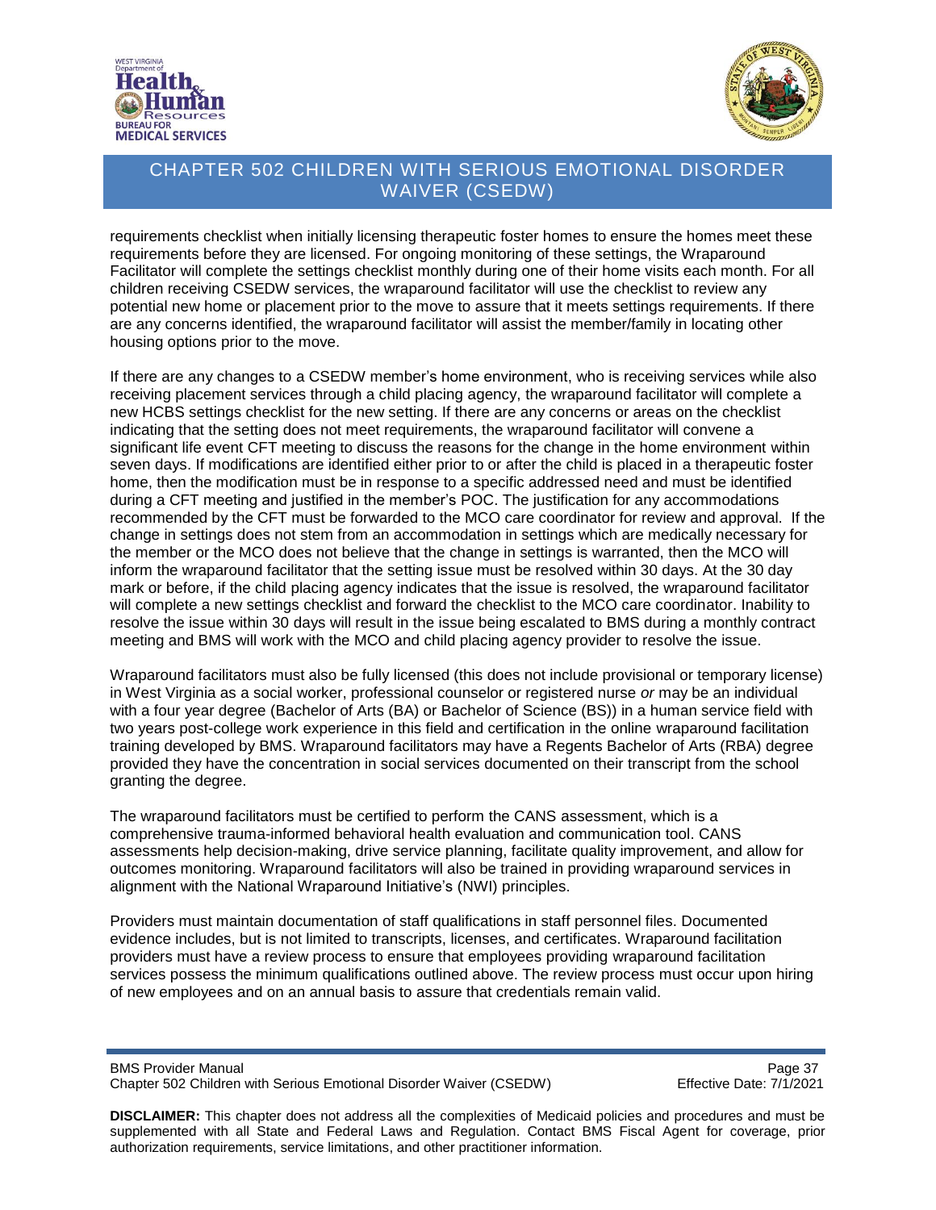requirements checklist when initially licensing therapeutic foster homes to ensure the homes meet these requirements before they are licensed. For ongoing monitoring of these settings, the Wraparound Facilitator will complete the settings checklist monthly during one of their home visits each month. For all children receiving CSEDW services, the wraparound facilitator will use the checklist to review any potential new home or placement prior to the move to assure that it meets settings requirements. If there are any concerns identified, the wraparound facilitator will assist the member/family in locating other housing options prior to the move.

If there are any changes to a CSEDW member's home environment, who is receiving services while also receiving placement services through a child placing agency, the wraparound facilitator will complete a new HCBS settings checklist for the new setting. If there are any concerns or areas on the checklist indicating that the setting does not meet requirements, the wraparound facilitator will convene a significant life event CFT meeting to discuss the reasons for the change in the home environment within seven days. If modifications are identified either prior to or after the child is placed in a therapeutic foster home, then the modification must be in response to a specific addressed need and must be identified during a CFT meeting and justified in the member's POC. The justification for any accommodations recommended by the CFT must be forwarded to the MCO care coordinator for review and approval. If the change in settings does not stem from an accommodation in settings which are medically necessary for the member or the MCO does not believe that the change in settings is warranted, then the MCO will inform the wraparound facilitator that the setting issue must be resolved within 30 days. At the 30 day mark or before, if the child placing agency indicates that the issue is resolved, the wraparound facilitator will complete a new settings checklist and forward the checklist to the MCO care coordinator. Inability to resolve the issue within 30 days will result in the issue being escalated to BMS during a monthly contract meeting and BMS will work with the MCO and child placing agency provider to resolve the issue.

Wraparound facilitators must also be fully licensed (this does not include provisional or temporary license) in West Virginia as a social worker, professional counselor or registered nurse *or* may be an individual with a four year degree (Bachelor of Arts (BA) or Bachelor of Science (BS)) in a human service field with two years post-college work experience in this field and certification in the online wraparound facilitation training developed by BMS. Wraparound facilitators may have a Regents Bachelor of Arts (RBA) degree provided they have the concentration in social services documented on their transcript from the school granting the degree.

The wraparound facilitators must be certified to perform the CANS assessment, which is a comprehensive trauma-informed behavioral health evaluation and communication tool. CANS assessments help decision-making, drive service planning, facilitate quality improvement, and allow for outcomes monitoring. Wraparound facilitators will also be trained in providing wraparound services in alignment with the National Wraparound Initiative's (NWI) principles.

Providers must maintain documentation of staff qualifications in staff personnel files. Documented evidence includes, but is not limited to transcripts, licenses, and certificates. Wraparound facilitation providers must have a review process to ensure that employees providing wraparound facilitation services possess the minimum qualifications outlined above. The review process must occur upon hiring of new employees and on an annual basis to assure that credentials remain valid.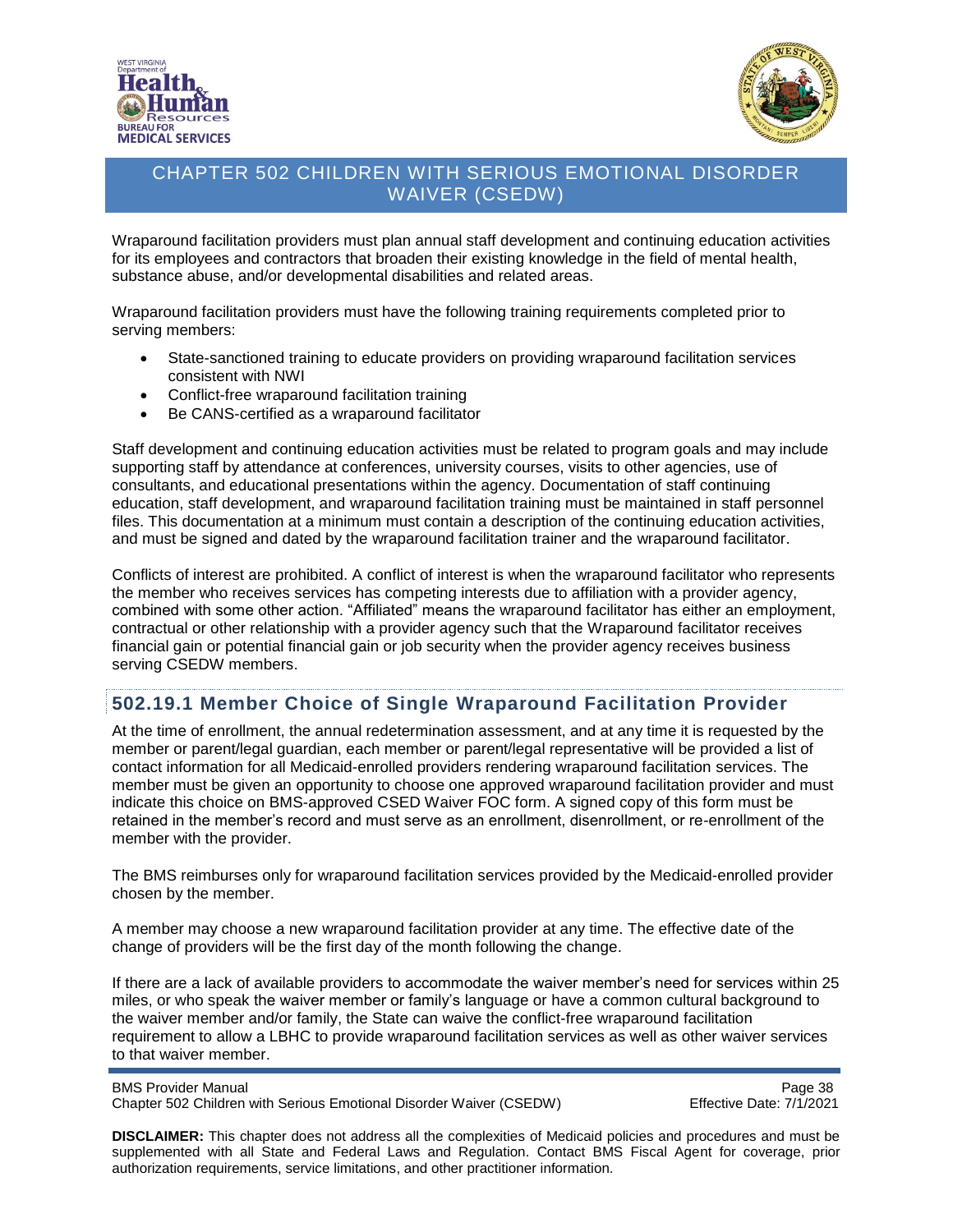Wraparound facilitation providers must plan annual staff development and continuing education activities for its employees and contractors that broaden their existing knowledge in the field of mental health, substance abuse, and/or developmental disabilities and related areas.

Wraparound facilitation providers must have the following training requirements completed prior to serving members:

- State-sanctioned training to educate providers on providing wraparound facilitation services consistent with NWI
- Conflict-free wraparound facilitation training
- Be CANS-certified as a wraparound facilitator

Staff development and continuing education activities must be related to program goals and may include supporting staff by attendance at conferences, university courses, visits to other agencies, use of consultants, and educational presentations within the agency. Documentation of staff continuing education, staff development, and wraparound facilitation training must be maintained in staff personnel files. This documentation at a minimum must contain a description of the continuing education activities, and must be signed and dated by the wraparound facilitation trainer and the wraparound facilitator.

Conflicts of interest are prohibited. A conflict of interest is when the wraparound facilitator who represents the member who receives services has competing interests due to affiliation with a provider agency, combined with some other action. "Affiliated" means the wraparound facilitator has either an employment, contractual or other relationship with a provider agency such that the Wraparound facilitator receives financial gain or potential financial gain or job security when the provider agency receives business serving CSEDW members.

## 502.19.1 Member Choice of Single Wraparound Facilitation Provider

At the time of enrollment, the annual redetermination assessment, and at any time it is requested by the member or parent/legal guardian, each member or parent/legal representative will be provided a list of contact information for all Medicaid-enrolled providers rendering wraparound facilitation services. The member must be given an opportunity to choose one approved wraparound facilitation provider and must indicate this choice on BMS-approved CSED Waiver FOC form. A signed copy of this form must be retained in the member's record and must serve as an enrollment, disenrollment, or re-enrollment of the member with the provider.

The BMS reimburses only for wraparound facilitation services provided by the Medicaid-enrolled provider chosen by the member.

A member may choose a new wraparound facilitation provider at any time. The effective date of the change of providers will be the first day of the month following the change.

If there are a lack of available providers to accommodate the waiver member's need for services within 25 miles, or who speak the waiver member or family's language or have a common cultural background to the waiver member and/or family, the State can waive the conflict-free wraparound facilitation requirement to allow a LBHC to provide wraparound facilitation services as well as other waiver services to that waiver member.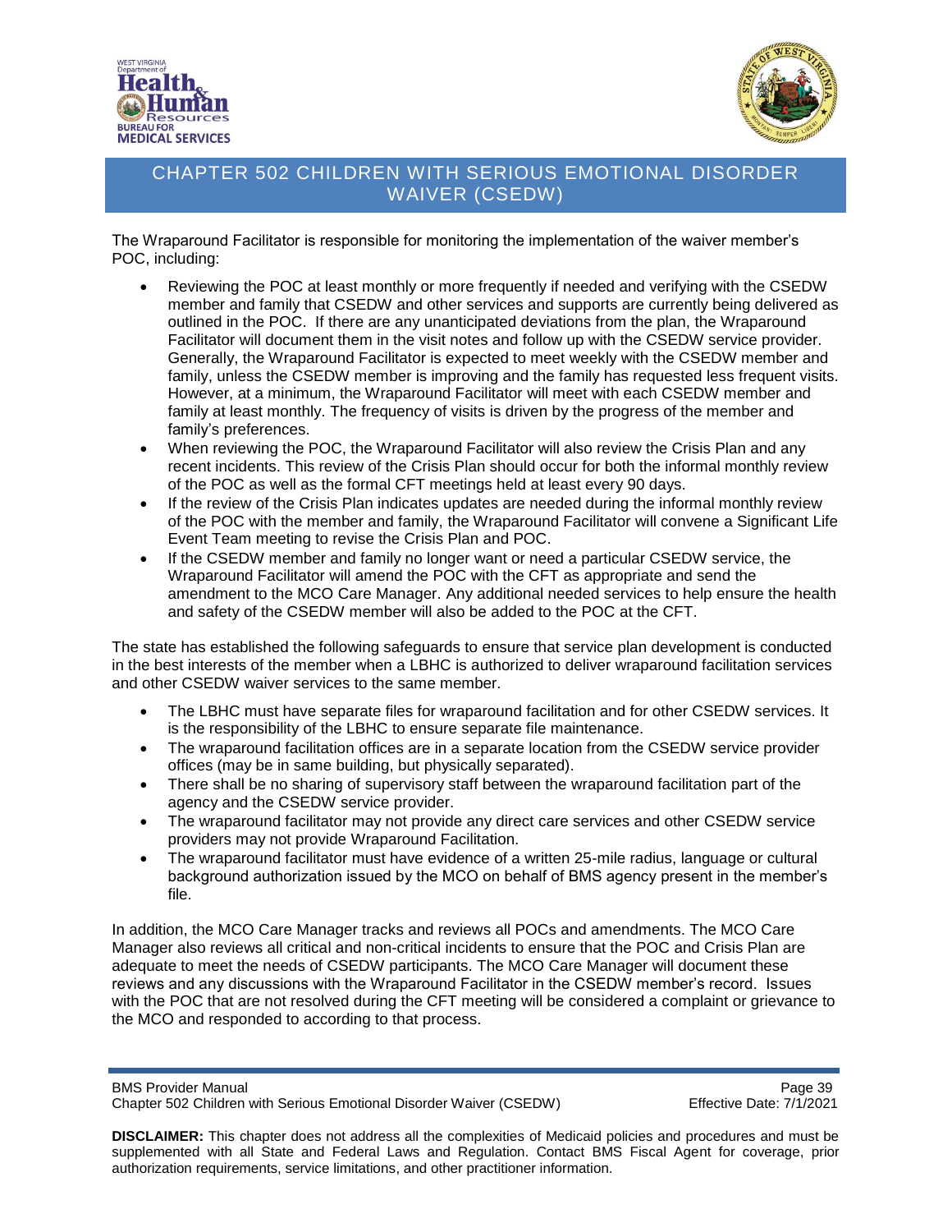The Wraparound Facilitator is responsible for monitoring the implementation of the waiver member's POC, including:

- Reviewing the POC at least monthly or more frequently if needed and verifying with the CSEDW member and family that CSEDW and other services and supports are currently being delivered as outlined in the POC. If there are any unanticipated deviations from the plan, the Wraparound Facilitator will document them in the visit notes and follow up with the CSEDW service provider. Generally, the Wraparound Facilitator is expected to meet weekly with the CSEDW member and family, unless the CSEDW member is improving and the family has requested less frequent visits. However, at a minimum, the Wraparound Facilitator will meet with each CSEDW member and family at least monthly. The frequency of visits is driven by the progress of the member and family's preferences.
- When reviewing the POC, the Wraparound Facilitator will also review the Crisis Plan and any recent incidents. This review of the Crisis Plan should occur for both the informal monthly review of the POC as well as the formal CFT meetings held at least every 90 days.
- If the review of the Crisis Plan indicates updates are needed during the informal monthly review of the POC with the member and family, the Wraparound Facilitator will convene a Significant Life Event Team meeting to revise the Crisis Plan and POC.
- If the CSEDW member and family no longer want or need a particular CSEDW service, the Wraparound Facilitator will amend the POC with the CFT as appropriate and send the amendment to the MCO Care Manager. Any additional needed services to help ensure the health and safety of the CSEDW member will also be added to the POC at the CFT.

The state has established the following safeguards to ensure that service plan development is conducted in the best interests of the member when a LBHC is authorized to deliver wraparound facilitation services and other CSEDW waiver services to the same member.

- The LBHC must have separate files for wraparound facilitation and for other CSEDW services. It is the responsibility of the LBHC to ensure separate file maintenance.
- The wraparound facilitation offices are in a separate location from the CSEDW service provider offices (may be in same building, but physically separated).
- There shall be no sharing of supervisory staff between the wraparound facilitation part of the agency and the CSEDW service provider.
- The wraparound facilitator may not provide any direct care services and other CSEDW service providers may not provide Wraparound Facilitation.
- The wraparound facilitator must have evidence of a written 25-mile radius, language or cultural background authorization issued by the MCO on behalf of BMS agency present in the member's file.

In addition, the MCO Care Manager tracks and reviews all POCs and amendments. The MCO Care Manager also reviews all critical and non-critical incidents to ensure that the POC and Crisis Plan are adequate to meet the needs of CSEDW participants. The MCO Care Manager will document these reviews and any discussions with the Wraparound Facilitator in the CSEDW member's record. Issues with the POC that are not resolved during the CFT meeting will be considered a complaint or grievance to the MCO and responded to according to that process.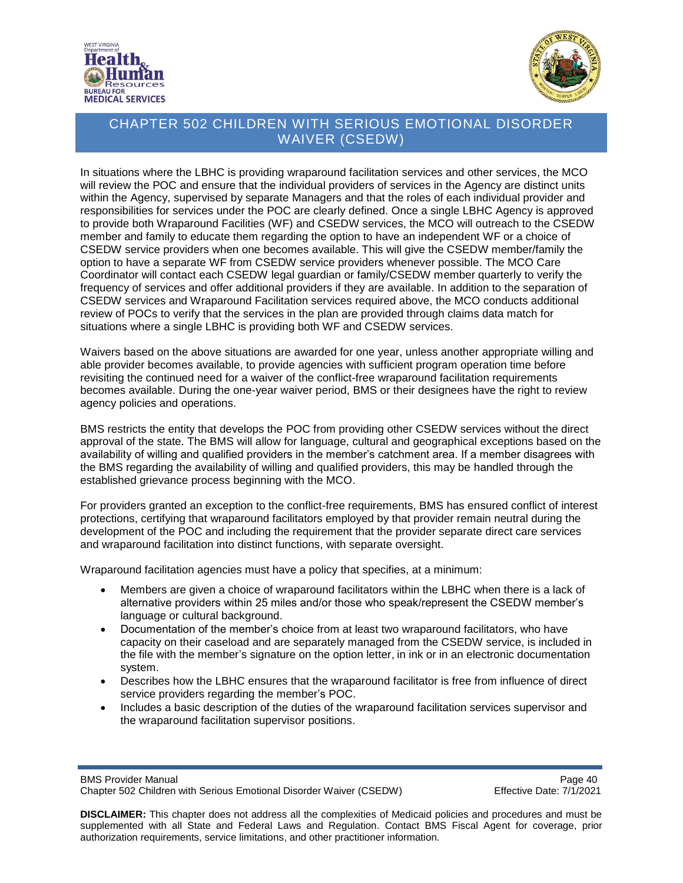In situations where the LBHC is providing wraparound facilitation services and other services, the MCO will review the POC and ensure that the individual providers of services in the Agency are distinct units within the Agency, supervised by separate Managers and that the roles of each individual provider and responsibilities for services under the POC are clearly defined. Once a single LBHC Agency is approved to provide both Wraparound Facilities (WF) and CSEDW services, the MCO will outreach to the CSEDW member and family to educate them regarding the option to have an independent WF or a choice of CSEDW service providers when one becomes available. This will give the CSEDW member/family the option to have a separate WF from CSEDW service providers whenever possible. The MCO Care Coordinator will contact each CSEDW legal guardian or family/CSEDW member quarterly to verify the frequency of services and offer additional providers if they are available. In addition to the separation of CSEDW services and Wraparound Facilitation services required above, the MCO conducts additional review of POCs to verify that the services in the plan are provided through claims data match for situations where a single LBHC is providing both WF and CSEDW services.

Waivers based on the above situations are awarded for one year, unless another appropriate willing and able provider becomes available, to provide agencies with sufficient program operation time before revisiting the continued need for a waiver of the conflict-free wraparound facilitation requirements becomes available. During the one-year waiver period, BMS or their designees have the right to review agency policies and operations.

BMS restricts the entity that develops the POC from providing other CSEDW services without the direct approval of the state. The BMS will allow for language, cultural and geographical exceptions based on the availability of willing and qualified providers in the member's catchment area. If a member disagrees with the BMS regarding the availability of willing and qualified providers, this may be handled through the established grievance process beginning with the MCO.

For providers granted an exception to the conflict-free requirements, BMS has ensured conflict of interest protections, certifying that wraparound facilitators employed by that provider remain neutral during the development of the POC and including the requirement that the provider separate direct care services and wraparound facilitation into distinct functions, with separate oversight.

Wraparound facilitation agencies must have a policy that specifies, at a minimum:

- Members are given a choice of wraparound facilitators within the LBHC when there is a lack of alternative providers within 25 miles and/or those who speak/represent the CSEDW member's language or cultural background.
- Documentation of the member's choice from at least two wraparound facilitators, who have capacity on their caseload and are separately managed from the CSEDW service, is included in the file with the member's signature on the option letter, in ink or in an electronic documentation system.
- Describes how the LBHC ensures that the wraparound facilitator is free from influence of direct service providers regarding the member's POC.
- Includes a basic description of the duties of the wraparound facilitation services supervisor and the wraparound facilitation supervisor positions.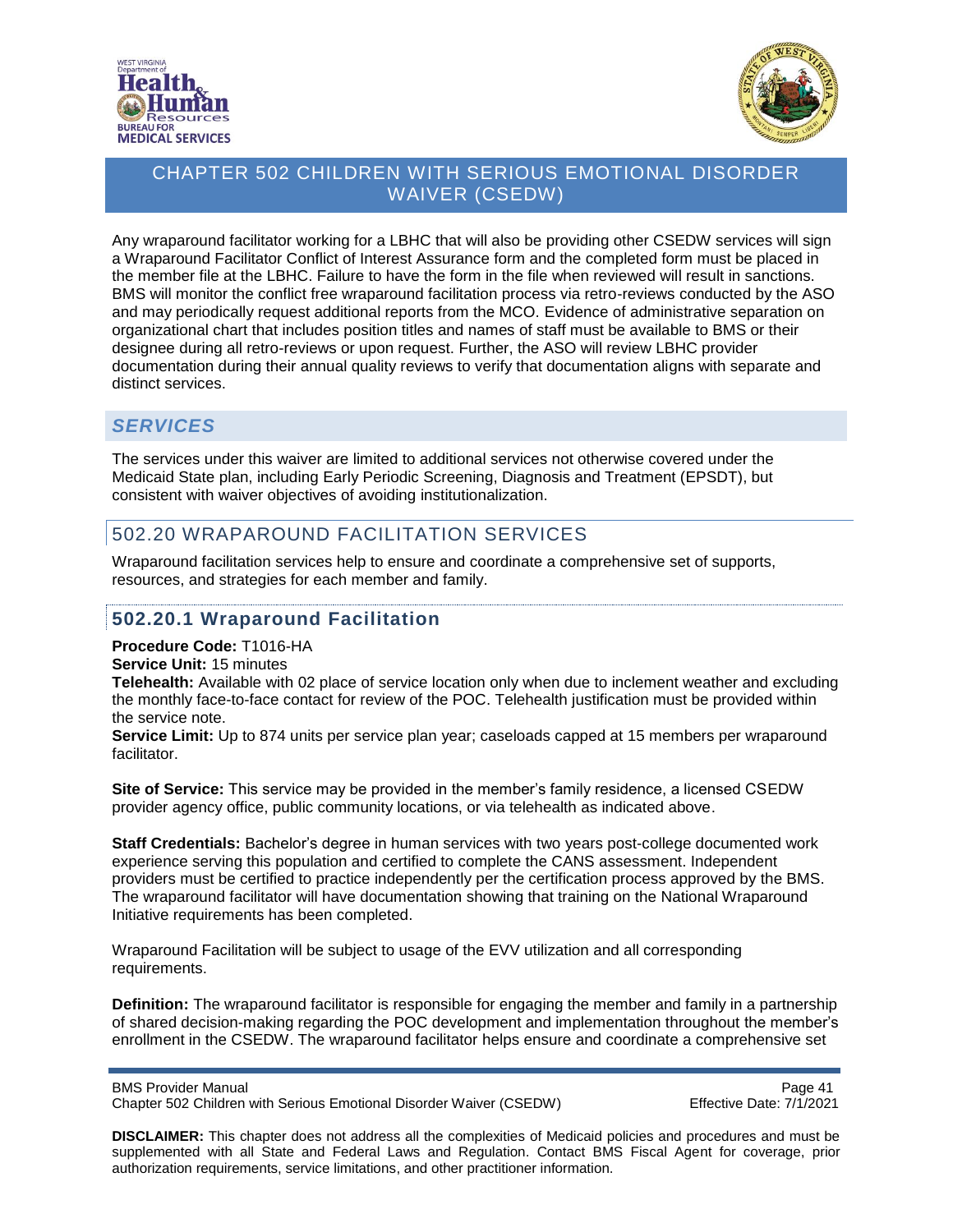Any wraparound facilitator working for a LBHC that will also be providing other CSEDW services will sign a Wraparound Facilitator Conflict of Interest Assurance form and the completed form must be placed in the member file at the LBHC. Failure to have the form in the file when reviewed will result in sanctions. BMS will monitor the conflict free wraparound facilitation process via retro-reviews conducted by the ASO and may periodically request additional reports from the MCO. Evidence of administrative separation on organizational chart that includes position titles and names of staff must be available to BMS or their designee during all retro-reviews or upon request. Further, the ASO will review LBHC provider documentation during their annual quality reviews to verify that documentation aligns with separate and distinct services.

## *SERVICES*

The services under this waiver are limited to additional services not otherwise covered under the Medicaid State plan, including Early Periodic Screening, Diagnosis and Treatment (EPSDT), but consistent with waiver objectives of avoiding institutionalization.

## 502.20 WRAPAROUND FACILITATION SERVICES

Wraparound facilitation services help to ensure and coordinate a comprehensive set of supports, resources, and strategies for each member and family.

### 502.20.1 Wraparound Facilitation

**Procedure Code:** T1016-HA
**Service Unit:** 15 minutes
**Telehealth:** Available with 02 place of service location only when due to inclement weather and excluding the monthly face-to-face contact for review of the POC. Telehealth justification must be provided within the service note.
**Service Limit:** Up to 874 units per service plan year; caseloads capped at 15 members per wraparound facilitator.

**Site of Service:** This service may be provided in the member's family residence, a licensed CSEDW provider agency office, public community locations, or via telehealth as indicated above.

**Staff Credentials:** Bachelor's degree in human services with two years post-college documented work experience serving this population and certified to complete the CANS assessment. Independent providers must be certified to practice independently per the certification process approved by the BMS. The wraparound facilitator will have documentation showing that training on the National Wraparound Initiative requirements has been completed.

Wraparound Facilitation will be subject to usage of the EVV utilization and all corresponding requirements.

**Definition:** The wraparound facilitator is responsible for engaging the member and family in a partnership of shared decision-making regarding the POC development and implementation throughout the member's enrollment in the CSEDW. The wraparound facilitator helps ensure and coordinate a comprehensive set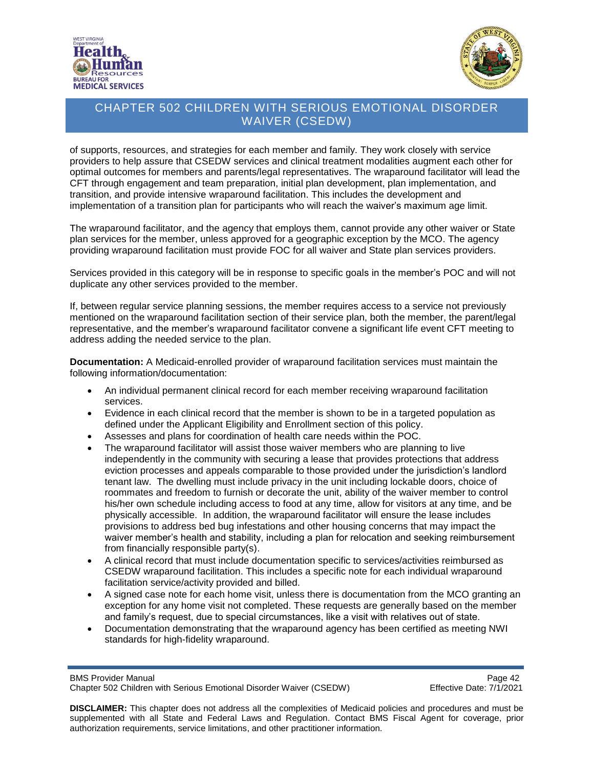of supports, resources, and strategies for each member and family. They work closely with service providers to help assure that CSEDW services and clinical treatment modalities augment each other for optimal outcomes for members and parents/legal representatives. The wraparound facilitator will lead the CFT through engagement and team preparation, initial plan development, plan implementation, and transition, and provide intensive wraparound facilitation. This includes the development and implementation of a transition plan for participants who will reach the waiver's maximum age limit.

The wraparound facilitator, and the agency that employs them, cannot provide any other waiver or State plan services for the member, unless approved for a geographic exception by the MCO. The agency providing wraparound facilitation must provide FOC for all waiver and State plan services providers.

Services provided in this category will be in response to specific goals in the member's POC and will not duplicate any other services provided to the member.

If, between regular service planning sessions, the member requires access to a service not previously mentioned on the wraparound facilitation section of their service plan, both the member, the parent/legal representative, and the member's wraparound facilitator convene a significant life event CFT meeting to address adding the needed service to the plan.

**Documentation:** A Medicaid-enrolled provider of wraparound facilitation services must maintain the following information/documentation:

- An individual permanent clinical record for each member receiving wraparound facilitation services.
- Evidence in each clinical record that the member is shown to be in a targeted population as defined under the Applicant Eligibility and Enrollment section of this policy.
- Assesses and plans for coordination of health care needs within the POC.
- The wraparound facilitator will assist those waiver members who are planning to live independently in the community with securing a lease that provides protections that address eviction processes and appeals comparable to those provided under the jurisdiction's landlord tenant law. The dwelling must include privacy in the unit including lockable doors, choice of roommates and freedom to furnish or decorate the unit, ability of the waiver member to control his/her own schedule including access to food at any time, allow for visitors at any time, and be physically accessible. In addition, the wraparound facilitator will ensure the lease includes provisions to address bed bug infestations and other housing concerns that may impact the waiver member's health and stability, including a plan for relocation and seeking reimbursement from financially responsible party(s).
- A clinical record that must include documentation specific to services/activities reimbursed as CSEDW wraparound facilitation. This includes a specific note for each individual wraparound facilitation service/activity provided and billed.
- A signed case note for each home visit, unless there is documentation from the MCO granting an exception for any home visit not completed. These requests are generally based on the member and family's request, due to special circumstances, like a visit with relatives out of state.
- Documentation demonstrating that the wraparound agency has been certified as meeting NWI standards for high-fidelity wraparound.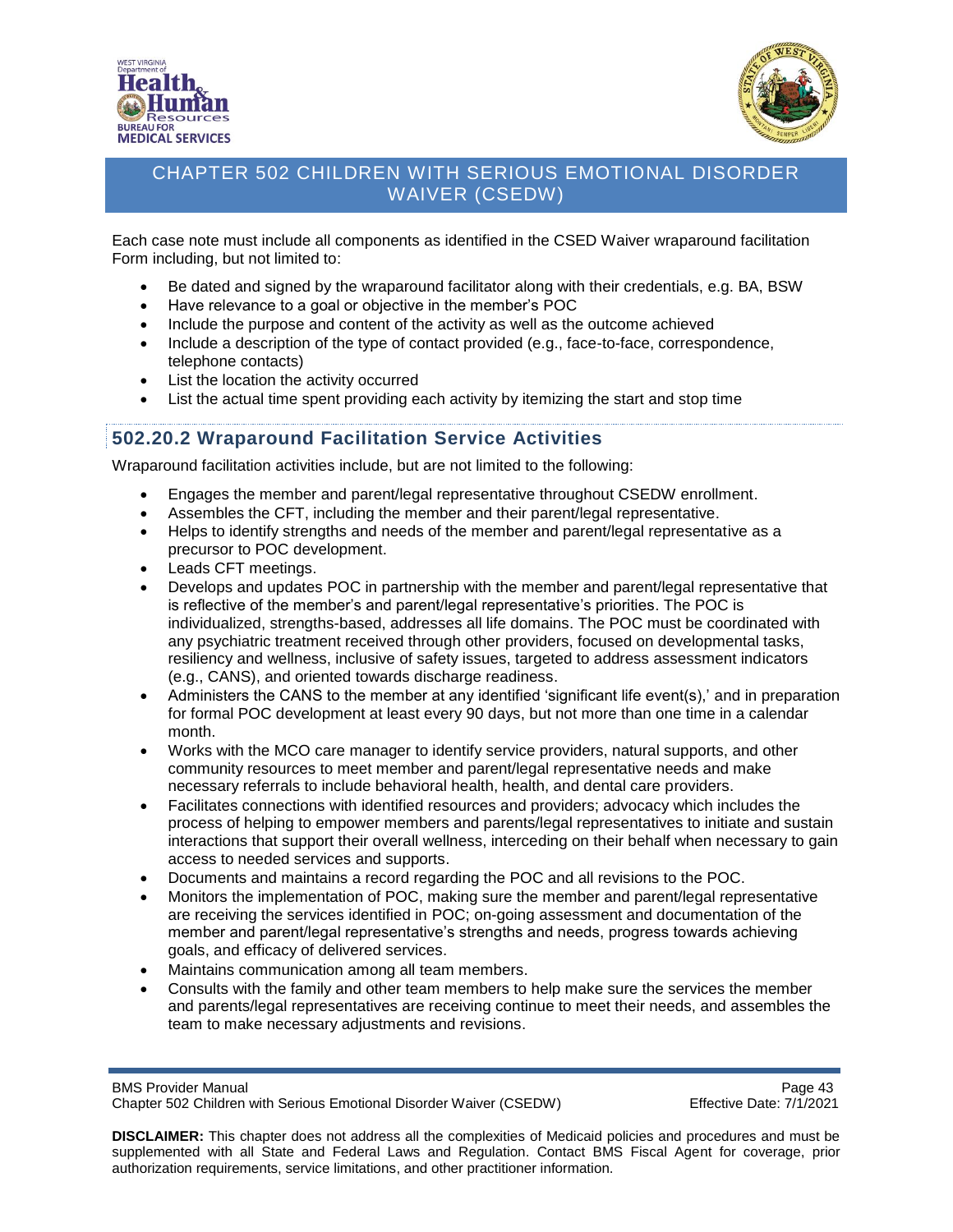Each case note must include all components as identified in the CSED Waiver wraparound facilitation Form including, but not limited to:

- Be dated and signed by the wraparound facilitator along with their credentials, e.g. BA, BSW
- Have relevance to a goal or objective in the member's POC
- Include the purpose and content of the activity as well as the outcome achieved
- Include a description of the type of contact provided (e.g., face-to-face, correspondence, telephone contacts)
- List the location the activity occurred
- List the actual time spent providing each activity by itemizing the start and stop time

## 502.20.2 Wraparound Facilitation Service Activities

Wraparound facilitation activities include, but are not limited to the following:

- Engages the member and parent/legal representative throughout CSEDW enrollment.
- Assembles the CFT, including the member and their parent/legal representative.
- Helps to identify strengths and needs of the member and parent/legal representative as a precursor to POC development.
- Leads CFT meetings.
- Develops and updates POC in partnership with the member and parent/legal representative that is reflective of the member's and parent/legal representative's priorities. The POC is individualized, strengths-based, addresses all life domains. The POC must be coordinated with any psychiatric treatment received through other providers, focused on developmental tasks, resiliency and wellness, inclusive of safety issues, targeted to address assessment indicators (e.g., CANS), and oriented towards discharge readiness.
- Administers the CANS to the member at any identified 'significant life event(s),' and in preparation for formal POC development at least every 90 days, but not more than one time in a calendar month.
- Works with the MCO care manager to identify service providers, natural supports, and other community resources to meet member and parent/legal representative needs and make necessary referrals to include behavioral health, health, and dental care providers.
- Facilitates connections with identified resources and providers; advocacy which includes the process of helping to empower members and parents/legal representatives to initiate and sustain interactions that support their overall wellness, interceding on their behalf when necessary to gain access to needed services and supports.
- Documents and maintains a record regarding the POC and all revisions to the POC.
- Monitors the implementation of POC, making sure the member and parent/legal representative are receiving the services identified in POC; on-going assessment and documentation of the member and parent/legal representative's strengths and needs, progress towards achieving goals, and efficacy of delivered services.
- Maintains communication among all team members.
- Consults with the family and other team members to help make sure the services the member and parents/legal representatives are receiving continue to meet their needs, and assembles the team to make necessary adjustments and revisions.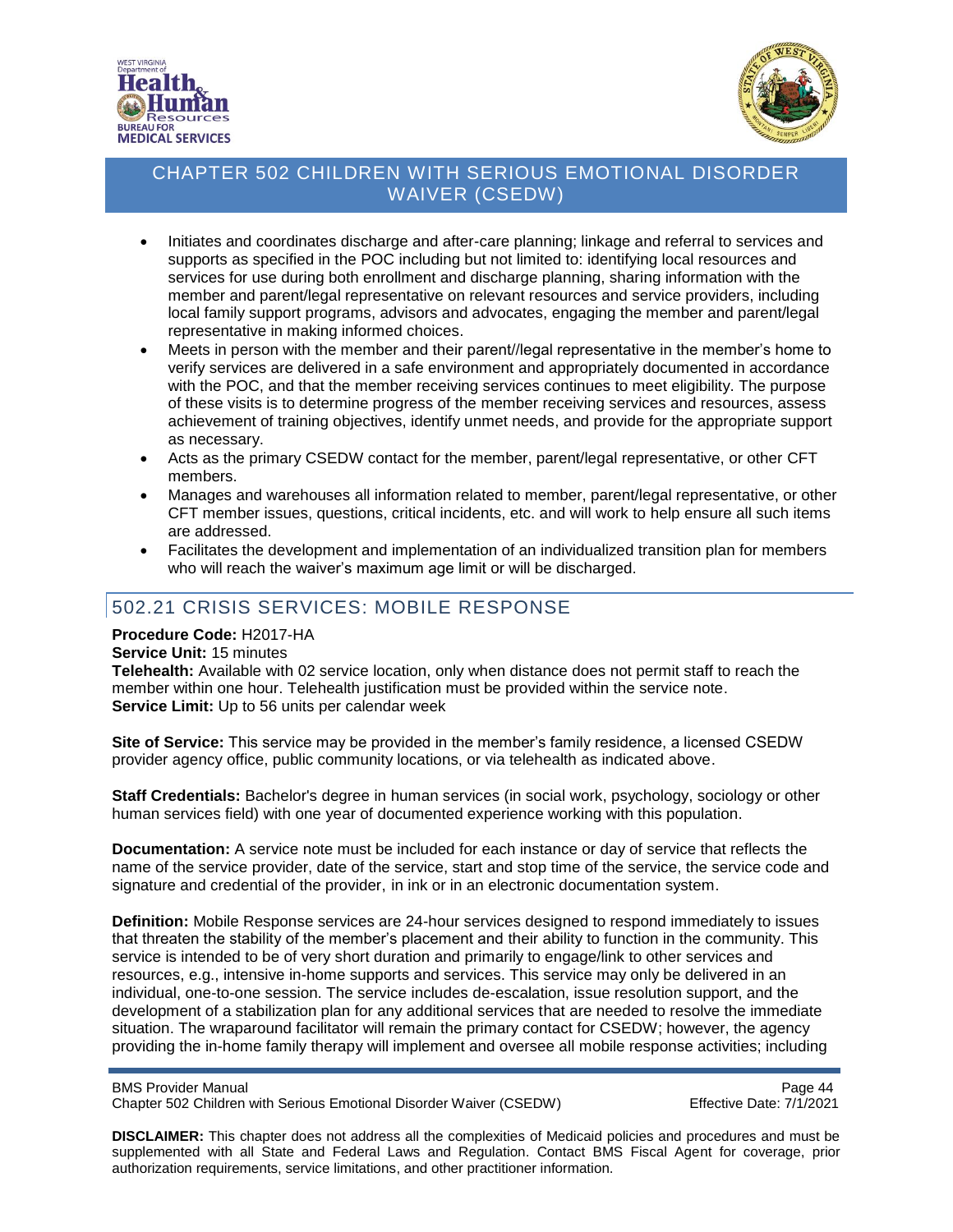- Initiates and coordinates discharge and after-care planning; linkage and referral to services and supports as specified in the POC including but not limited to: identifying local resources and services for use during both enrollment and discharge planning, sharing information with the member and parent/legal representative on relevant resources and service providers, including local family support programs, advisors and advocates, engaging the member and parent/legal representative in making informed choices.
- Meets in person with the member and their parent//legal representative in the member's home to verify services are delivered in a safe environment and appropriately documented in accordance with the POC, and that the member receiving services continues to meet eligibility. The purpose of these visits is to determine progress of the member receiving services and resources, assess achievement of training objectives, identify unmet needs, and provide for the appropriate support as necessary.
- Acts as the primary CSEDW contact for the member, parent/legal representative, or other CFT members.
- Manages and warehouses all information related to member, parent/legal representative, or other CFT member issues, questions, critical incidents, etc. and will work to help ensure all such items are addressed.
- Facilitates the development and implementation of an individualized transition plan for members who will reach the waiver's maximum age limit or will be discharged.

## 502.21 CRISIS SERVICES: MOBILE RESPONSE

**Procedure Code:** H2017-HA
**Service Unit:** 15 minutes
**Telehealth:** Available with 02 service location, only when distance does not permit staff to reach the member within one hour. Telehealth justification must be provided within the service note.
**Service Limit:** Up to 56 units per calendar week

**Site of Service:** This service may be provided in the member's family residence, a licensed CSEDW provider agency office, public community locations, or via telehealth as indicated above.

**Staff Credentials:** Bachelor's degree in human services (in social work, psychology, sociology or other human services field) with one year of documented experience working with this population.

**Documentation:** A service note must be included for each instance or day of service that reflects the name of the service provider, date of the service, start and stop time of the service, the service code and signature and credential of the provider, in ink or in an electronic documentation system.

**Definition:** Mobile Response services are 24-hour services designed to respond immediately to issues that threaten the stability of the member's placement and their ability to function in the community. This service is intended to be of very short duration and primarily to engage/link to other services and resources, e.g., intensive in-home supports and services. This service may only be delivered in an individual, one-to-one session. The service includes de-escalation, issue resolution support, and the development of a stabilization plan for any additional services that are needed to resolve the immediate situation. The wraparound facilitator will remain the primary contact for CSEDW; however, the agency providing the in-home family therapy will implement and oversee all mobile response activities; including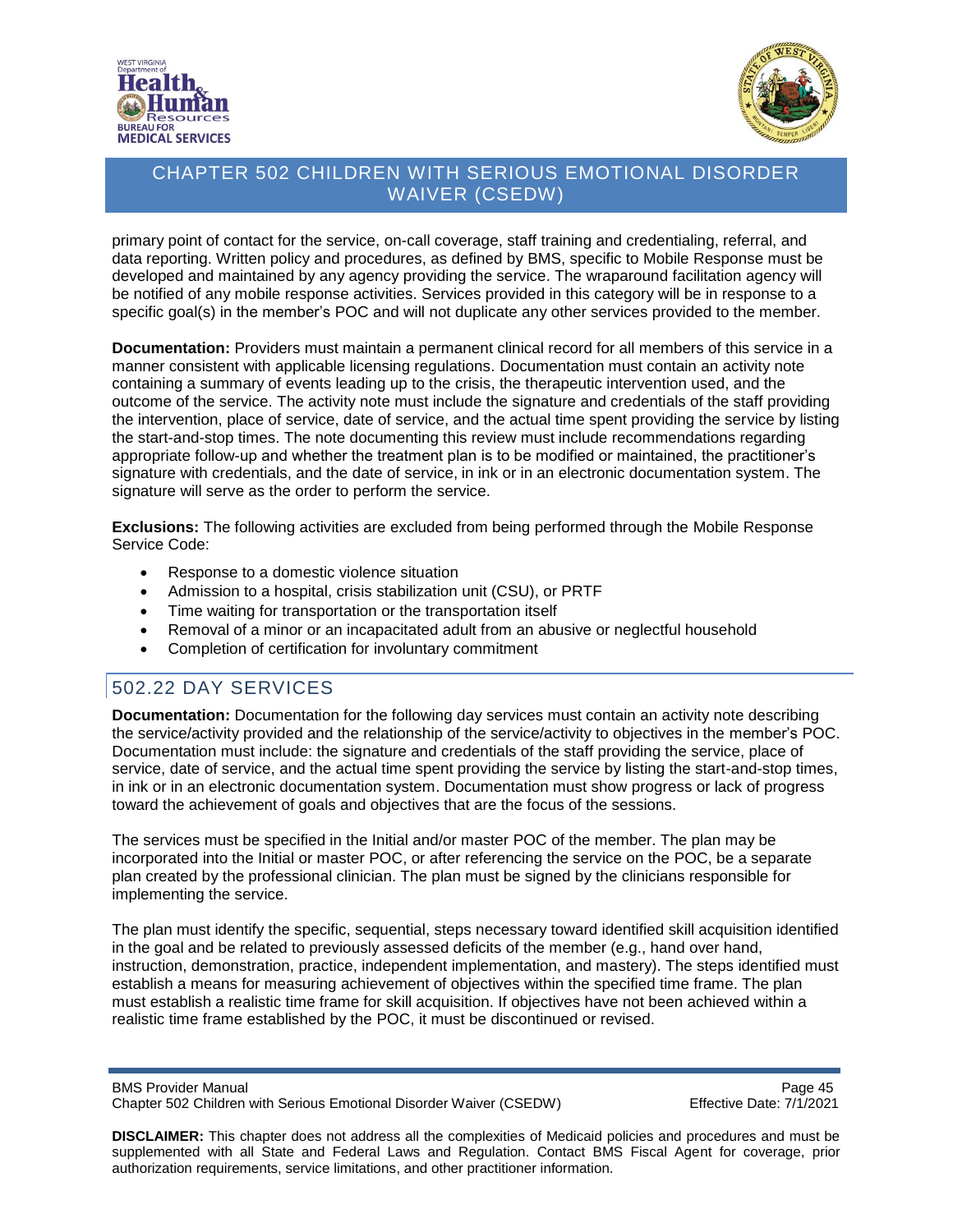primary point of contact for the service, on-call coverage, staff training and credentialing, referral, and data reporting. Written policy and procedures, as defined by BMS, specific to Mobile Response must be developed and maintained by any agency providing the service. The wraparound facilitation agency will be notified of any mobile response activities. Services provided in this category will be in response to a specific goal(s) in the member's POC and will not duplicate any other services provided to the member.

**Documentation:** Providers must maintain a permanent clinical record for all members of this service in a manner consistent with applicable licensing regulations. Documentation must contain an activity note containing a summary of events leading up to the crisis, the therapeutic intervention used, and the outcome of the service. The activity note must include the signature and credentials of the staff providing the intervention, place of service, date of service, and the actual time spent providing the service by listing the start-and-stop times. The note documenting this review must include recommendations regarding appropriate follow-up and whether the treatment plan is to be modified or maintained, the practitioner's signature with credentials, and the date of service, in ink or in an electronic documentation system. The signature will serve as the order to perform the service.

**Exclusions:** The following activities are excluded from being performed through the Mobile Response Service Code:

- Response to a domestic violence situation
- Admission to a hospital, crisis stabilization unit (CSU), or PRTF
- Time waiting for transportation or the transportation itself
- Removal of a minor or an incapacitated adult from an abusive or neglectful household
- Completion of certification for involuntary commitment

## 502.22 DAY SERVICES

**Documentation:** Documentation for the following day services must contain an activity note describing the service/activity provided and the relationship of the service/activity to objectives in the member's POC. Documentation must include: the signature and credentials of the staff providing the service, place of service, date of service, and the actual time spent providing the service by listing the start-and-stop times, in ink or in an electronic documentation system. Documentation must show progress or lack of progress toward the achievement of goals and objectives that are the focus of the sessions.

The services must be specified in the Initial and/or master POC of the member. The plan may be incorporated into the Initial or master POC, or after referencing the service on the POC, be a separate plan created by the professional clinician. The plan must be signed by the clinicians responsible for implementing the service.

The plan must identify the specific, sequential, steps necessary toward identified skill acquisition identified in the goal and be related to previously assessed deficits of the member (e.g., hand over hand, instruction, demonstration, practice, independent implementation, and mastery). The steps identified must establish a means for measuring achievement of objectives within the specified time frame. The plan must establish a realistic time frame for skill acquisition. If objectives have not been achieved within a realistic time frame established by the POC, it must be discontinued or revised.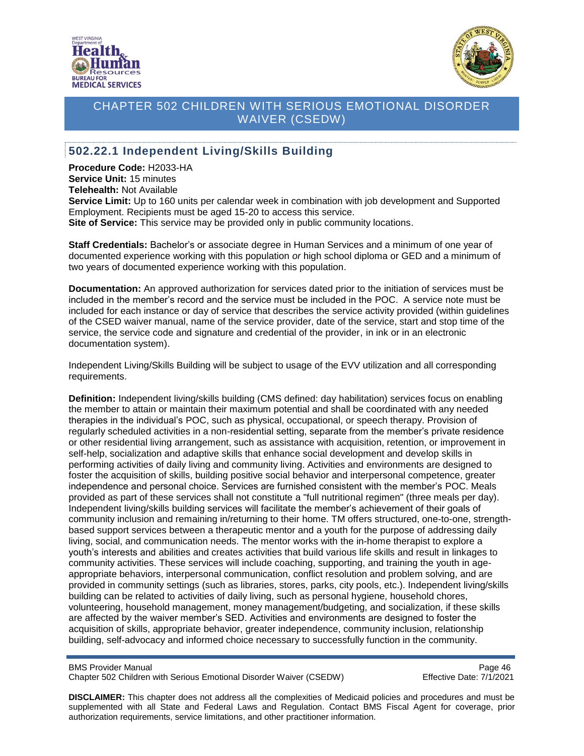## 502.22.1 Independent Living/Skills Building

**Procedure Code:** H2033-HA
**Service Unit:** 15 minutes
**Telehealth:** Not Available
**Service Limit:** Up to 160 units per calendar week in combination with job development and Supported Employment. Recipients must be aged 15-20 to access this service.
**Site of Service:** This service may be provided only in public community locations.

**Staff Credentials:** Bachelor's or associate degree in Human Services and a minimum of one year of documented experience working with this population *or* high school diploma or GED and a minimum of two years of documented experience working with this population.

**Documentation:** An approved authorization for services dated prior to the initiation of services must be included in the member's record and the service must be included in the POC. A service note must be included for each instance or day of service that describes the service activity provided (within guidelines of the CSED waiver manual, name of the service provider, date of the service, start and stop time of the service, the service code and signature and credential of the provider, in ink or in an electronic documentation system).

Independent Living/Skills Building will be subject to usage of the EVV utilization and all corresponding requirements.

**Definition:** Independent living/skills building (CMS defined: day habilitation) services focus on enabling the member to attain or maintain their maximum potential and shall be coordinated with any needed therapies in the individual's POC, such as physical, occupational, or speech therapy. Provision of regularly scheduled activities in a non-residential setting, separate from the member's private residence or other residential living arrangement, such as assistance with acquisition, retention, or improvement in self-help, socialization and adaptive skills that enhance social development and develop skills in performing activities of daily living and community living. Activities and environments are designed to foster the acquisition of skills, building positive social behavior and interpersonal competence, greater independence and personal choice. Services are furnished consistent with the member's POC. Meals provided as part of these services shall not constitute a "full nutritional regimen" (three meals per day). Independent living/skills building services will facilitate the member's achievement of their goals of community inclusion and remaining in/returning to their home. TM offers structured, one-to-one, strength-based support services between a therapeutic mentor and a youth for the purpose of addressing daily living, social, and communication needs. The mentor works with the in-home therapist to explore a youth's interests and abilities and creates activities that build various life skills and result in linkages to community activities. These services will include coaching, supporting, and training the youth in age-appropriate behaviors, interpersonal communication, conflict resolution and problem solving, and are provided in community settings (such as libraries, stores, parks, city pools, etc.). Independent living/skills building can be related to activities of daily living, such as personal hygiene, household chores, volunteering, household management, money management/budgeting, and socialization, if these skills are affected by the waiver member's SED. Activities and environments are designed to foster the acquisition of skills, appropriate behavior, greater independence, community inclusion, relationship building, self-advocacy and informed choice necessary to successfully function in the community.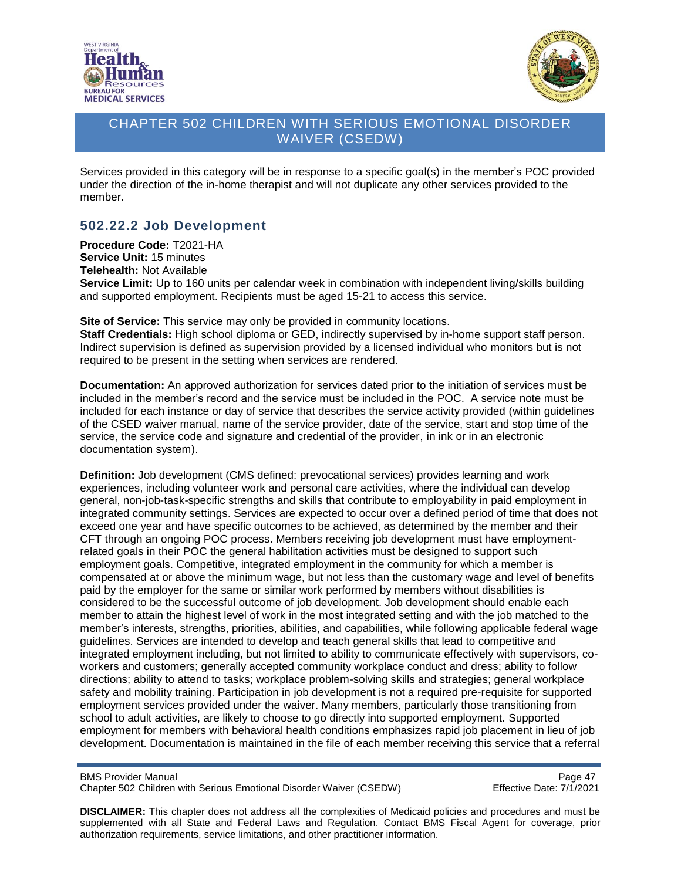Services provided in this category will be in response to a specific goal(s) in the member's POC provided under the direction of the in-home therapist and will not duplicate any other services provided to the member.

## 502.22.2 Job Development

**Procedure Code:** T2021-HA
**Service Unit:** 15 minutes
**Telehealth:** Not Available
**Service Limit:** Up to 160 units per calendar week in combination with independent living/skills building and supported employment. Recipients must be aged 15-21 to access this service.

**Site of Service:** This service may only be provided in community locations.
**Staff Credentials:** High school diploma or GED, indirectly supervised by in-home support staff person. Indirect supervision is defined as supervision provided by a licensed individual who monitors but is not required to be present in the setting when services are rendered.

**Documentation:** An approved authorization for services dated prior to the initiation of services must be included in the member's record and the service must be included in the POC. A service note must be included for each instance or day of service that describes the service activity provided (within guidelines of the CSED waiver manual, name of the service provider, date of the service, start and stop time of the service, the service code and signature and credential of the provider, in ink or in an electronic documentation system).

**Definition:** Job development (CMS defined: prevocational services) provides learning and work experiences, including volunteer work and personal care activities, where the individual can develop general, non-job-task-specific strengths and skills that contribute to employability in paid employment in integrated community settings. Services are expected to occur over a defined period of time that does not exceed one year and have specific outcomes to be achieved, as determined by the member and their CFT through an ongoing POC process. Members receiving job development must have employment-related goals in their POC the general habilitation activities must be designed to support such employment goals. Competitive, integrated employment in the community for which a member is compensated at or above the minimum wage, but not less than the customary wage and level of benefits paid by the employer for the same or similar work performed by members without disabilities is considered to be the successful outcome of job development. Job development should enable each member to attain the highest level of work in the most integrated setting and with the job matched to the member's interests, strengths, priorities, abilities, and capabilities, while following applicable federal wage guidelines. Services are intended to develop and teach general skills that lead to competitive and integrated employment including, but not limited to ability to communicate effectively with supervisors, co-workers and customers; generally accepted community workplace conduct and dress; ability to follow directions; ability to attend to tasks; workplace problem-solving skills and strategies; general workplace safety and mobility training. Participation in job development is not a required pre-requisite for supported employment services provided under the waiver. Many members, particularly those transitioning from school to adult activities, are likely to choose to go directly into supported employment. Supported employment for members with behavioral health conditions emphasizes rapid job placement in lieu of job development. Documentation is maintained in the file of each member receiving this service that a referral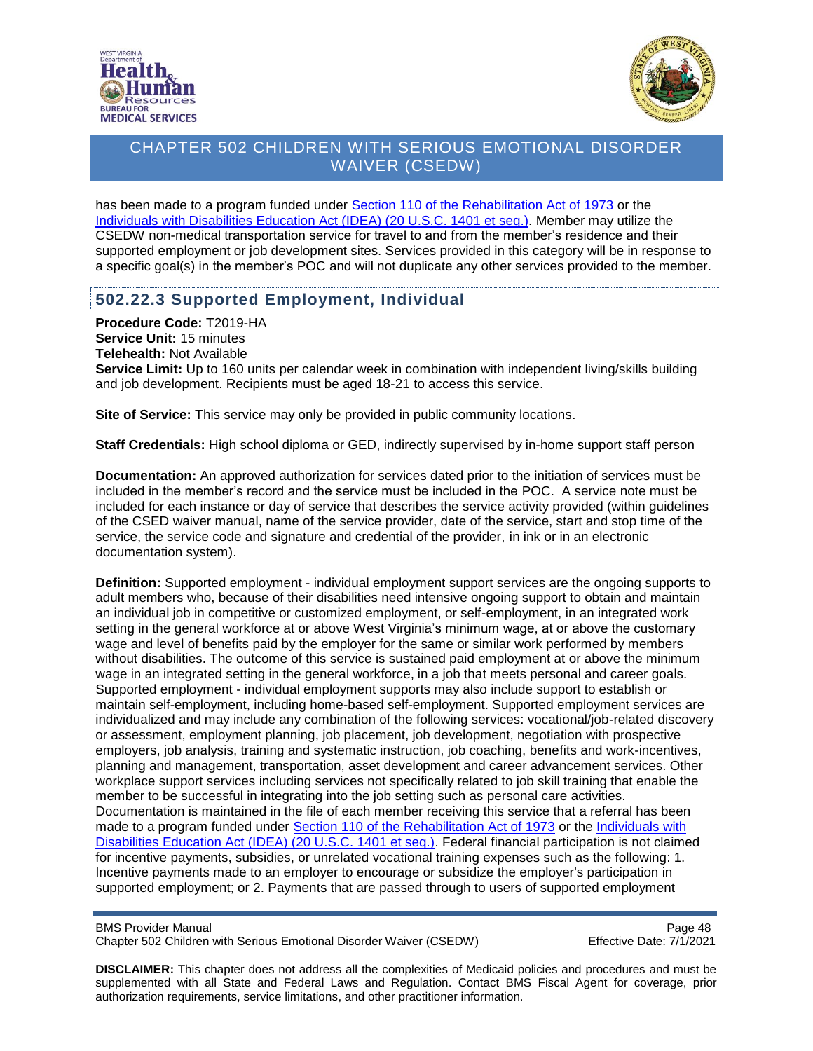has been made to a program funded under [Section 110 of the Rehabilitation Act of 1973](#) or the [Individuals with Disabilities Education Act (IDEA) (20 U.S.C. 1401 et seq.)](#). Member may utilize the CSEDW non-medical transportation service for travel to and from the member's residence and their supported employment or job development sites. Services provided in this category will be in response to a specific goal(s) in the member's POC and will not duplicate any other services provided to the member.

### 502.22.3 Supported Employment, Individual

**Procedure Code:** T2019-HA
**Service Unit:** 15 minutes
**Telehealth:** Not Available
**Service Limit:** Up to 160 units per calendar week in combination with independent living/skills building and job development. Recipients must be aged 18-21 to access this service.

**Site of Service:** This service may only be provided in public community locations.

**Staff Credentials:** High school diploma or GED, indirectly supervised by in-home support staff person

**Documentation:** An approved authorization for services dated prior to the initiation of services must be included in the member's record and the service must be included in the POC. A service note must be included for each instance or day of service that describes the service activity provided (within guidelines of the CSED waiver manual, name of the service provider, date of the service, start and stop time of the service, the service code and signature and credential of the provider, in ink or in an electronic documentation system).

**Definition:** Supported employment - individual employment support services are the ongoing supports to adult members who, because of their disabilities need intensive ongoing support to obtain and maintain an individual job in competitive or customized employment, or self-employment, in an integrated work setting in the general workforce at or above West Virginia's minimum wage, at or above the customary wage and level of benefits paid by the employer for the same or similar work performed by members without disabilities. The outcome of this service is sustained paid employment at or above the minimum wage in an integrated setting in the general workforce, in a job that meets personal and career goals. Supported employment - individual employment supports may also include support to establish or maintain self-employment, including home-based self-employment. Supported employment services are individualized and may include any combination of the following services: vocational/job-related discovery or assessment, employment planning, job placement, job development, negotiation with prospective employers, job analysis, training and systematic instruction, job coaching, benefits and work-incentives, planning and management, transportation, asset development and career advancement services. Other workplace support services including services not specifically related to job skill training that enable the member to be successful in integrating into the job setting such as personal care activities. Documentation is maintained in the file of each member receiving this service that a referral has been made to a program funded under [Section 110 of the Rehabilitation Act of 1973](#) or the [Individuals with Disabilities Education Act (IDEA) (20 U.S.C. 1401 et seq.)](#). Federal financial participation is not claimed for incentive payments, subsidies, or unrelated vocational training expenses such as the following: 1. Incentive payments made to an employer to encourage or subsidize the employer's participation in supported employment; or 2. Payments that are passed through to users of supported employment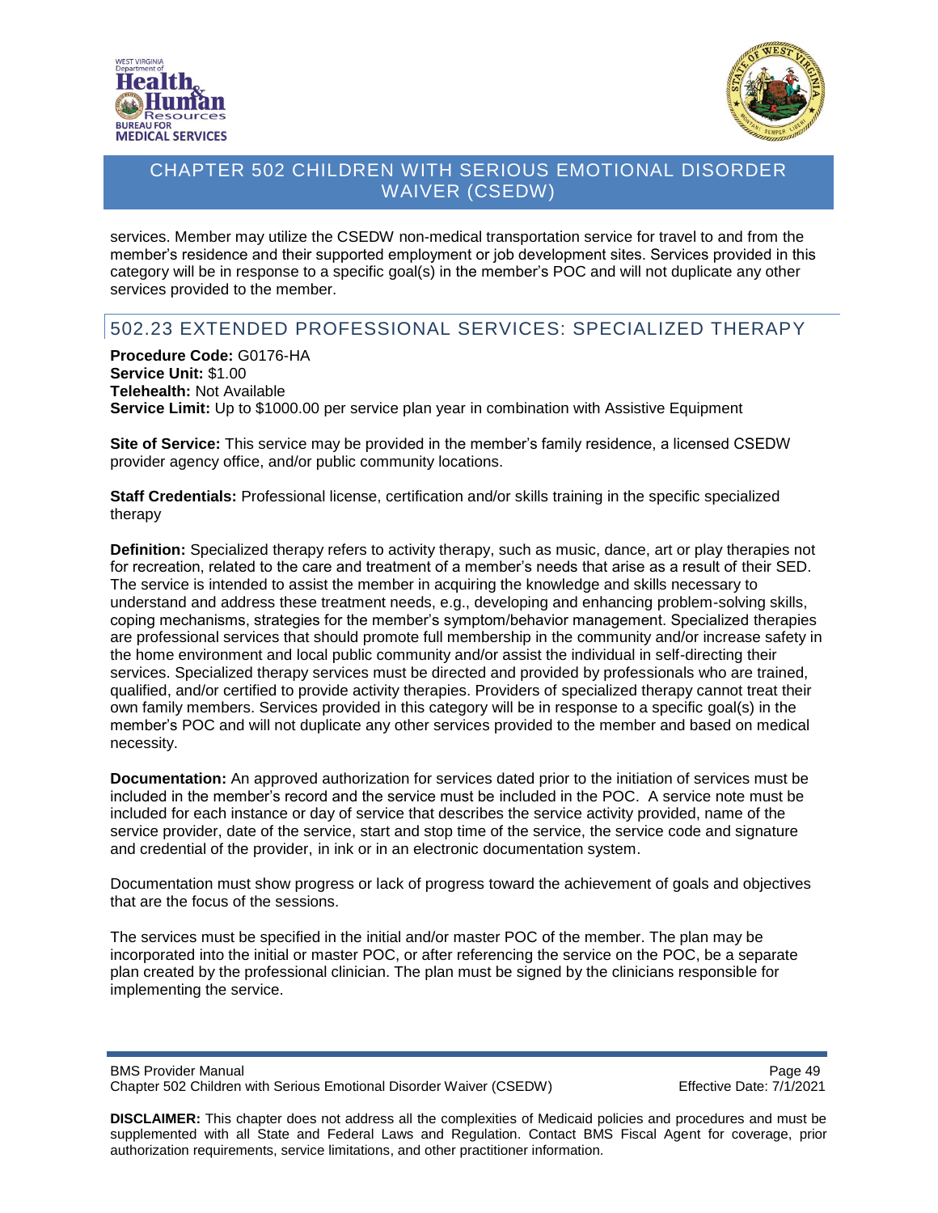services. Member may utilize the CSEDW non-medical transportation service for travel to and from the member's residence and their supported employment or job development sites. Services provided in this category will be in response to a specific goal(s) in the member's POC and will not duplicate any other services provided to the member.

## 502.23 EXTENDED PROFESSIONAL SERVICES: SPECIALIZED THERAPY

**Procedure Code:** G0176-HA
**Service Unit:** $1.00
**Telehealth:** Not Available
**Service Limit:** Up to $1000.00 per service plan year in combination with Assistive Equipment

**Site of Service:** This service may be provided in the member's family residence, a licensed CSEDW provider agency office, and/or public community locations.

**Staff Credentials:** Professional license, certification and/or skills training in the specific specialized therapy

**Definition:** Specialized therapy refers to activity therapy, such as music, dance, art or play therapies not for recreation, related to the care and treatment of a member's needs that arise as a result of their SED. The service is intended to assist the member in acquiring the knowledge and skills necessary to understand and address these treatment needs, e.g., developing and enhancing problem-solving skills, coping mechanisms, strategies for the member's symptom/behavior management. Specialized therapies are professional services that should promote full membership in the community and/or increase safety in the home environment and local public community and/or assist the individual in self-directing their services. Specialized therapy services must be directed and provided by professionals who are trained, qualified, and/or certified to provide activity therapies. Providers of specialized therapy cannot treat their own family members. Services provided in this category will be in response to a specific goal(s) in the member's POC and will not duplicate any other services provided to the member and based on medical necessity.

**Documentation:** An approved authorization for services dated prior to the initiation of services must be included in the member's record and the service must be included in the POC. A service note must be included for each instance or day of service that describes the service activity provided, name of the service provider, date of the service, start and stop time of the service, the service code and signature and credential of the provider, in ink or in an electronic documentation system.

Documentation must show progress or lack of progress toward the achievement of goals and objectives that are the focus of the sessions.

The services must be specified in the initial and/or master POC of the member. The plan may be incorporated into the initial or master POC, or after referencing the service on the POC, be a separate plan created by the professional clinician. The plan must be signed by the clinicians responsible for implementing the service.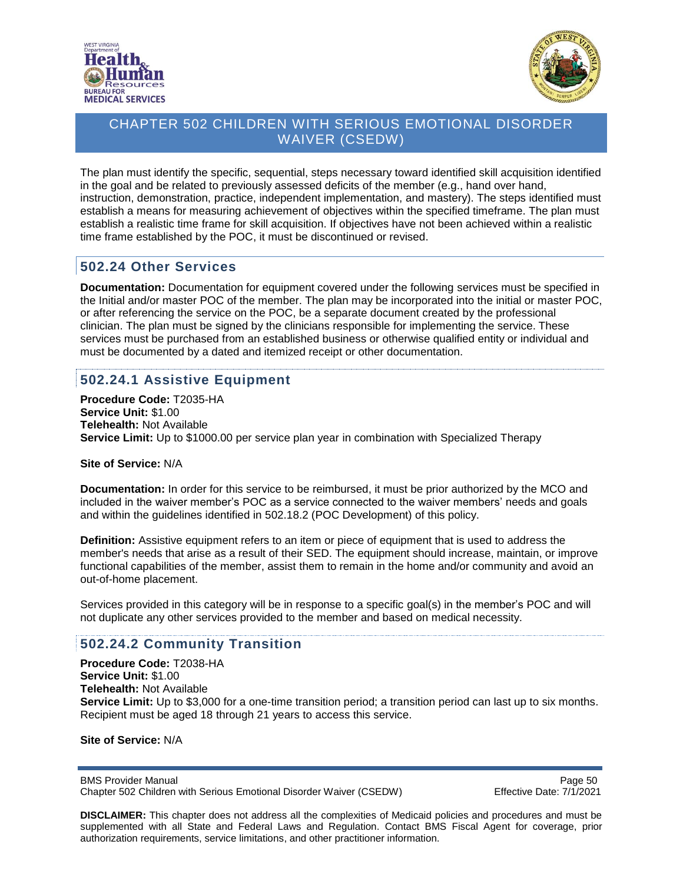The plan must identify the specific, sequential, steps necessary toward identified skill acquisition identified in the goal and be related to previously assessed deficits of the member (e.g., hand over hand, instruction, demonstration, practice, independent implementation, and mastery). The steps identified must establish a means for measuring achievement of objectives within the specified timeframe. The plan must establish a realistic time frame for skill acquisition. If objectives have not been achieved within a realistic time frame established by the POC, it must be discontinued or revised.

## 502.24 Other Services

**Documentation:** Documentation for equipment covered under the following services must be specified in the Initial and/or master POC of the member. The plan may be incorporated into the initial or master POC, or after referencing the service on the POC, be a separate document created by the professional clinician. The plan must be signed by the clinicians responsible for implementing the service. These services must be purchased from an established business or otherwise qualified entity or individual and must be documented by a dated and itemized receipt or other documentation.

### 502.24.1 Assistive Equipment

**Procedure Code:** T2035-HA
**Service Unit:** $1.00
**Telehealth:** Not Available
**Service Limit:** Up to $1000.00 per service plan year in combination with Specialized Therapy

**Site of Service:** N/A

**Documentation:** In order for this service to be reimbursed, it must be prior authorized by the MCO and included in the waiver member's POC as a service connected to the waiver members' needs and goals and within the guidelines identified in 502.18.2 (POC Development) of this policy.

**Definition:** Assistive equipment refers to an item or piece of equipment that is used to address the member's needs that arise as a result of their SED. The equipment should increase, maintain, or improve functional capabilities of the member, assist them to remain in the home and/or community and avoid an out-of-home placement.

Services provided in this category will be in response to a specific goal(s) in the member's POC and will not duplicate any other services provided to the member and based on medical necessity.

### 502.24.2 Community Transition

**Procedure Code:** T2038-HA
**Service Unit:** $1.00
**Telehealth:** Not Available
**Service Limit:** Up to $3,000 for a one-time transition period; a transition period can last up to six months. Recipient must be aged 18 through 21 years to access this service.

**Site of Service:** N/A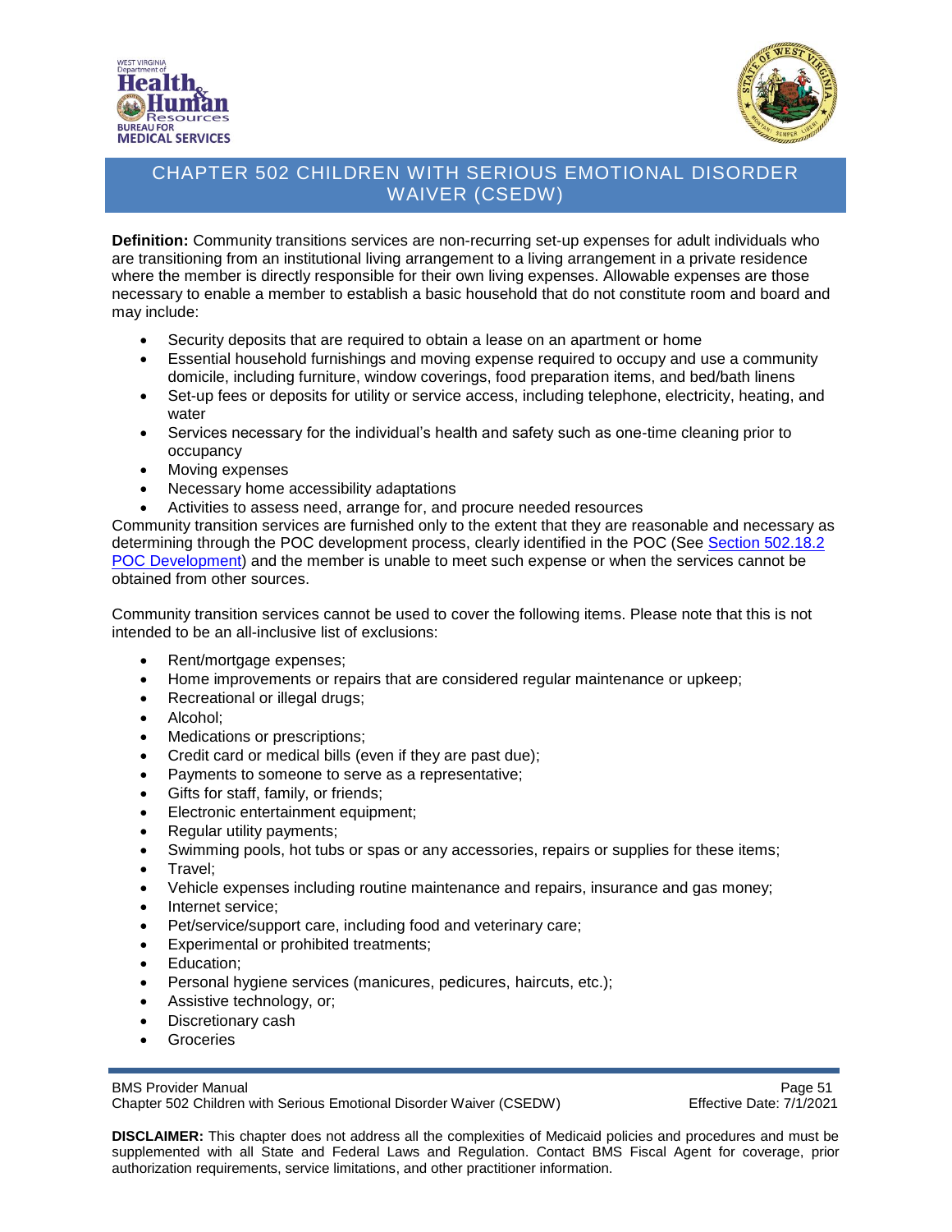**Definition:** Community transitions services are non-recurring set-up expenses for adult individuals who are transitioning from an institutional living arrangement to a living arrangement in a private residence where the member is directly responsible for their own living expenses. Allowable expenses are those necessary to enable a member to establish a basic household that do not constitute room and board and may include:

- Security deposits that are required to obtain a lease on an apartment or home
- Essential household furnishings and moving expense required to occupy and use a community domicile, including furniture, window coverings, food preparation items, and bed/bath linens
- Set-up fees or deposits for utility or service access, including telephone, electricity, heating, and water
- Services necessary for the individual's health and safety such as one-time cleaning prior to occupancy
- Moving expenses
- Necessary home accessibility adaptations
- Activities to assess need, arrange for, and procure needed resources

Community transition services are furnished only to the extent that they are reasonable and necessary as determining through the POC development process, clearly identified in the POC (See Section 502.18.2 POC Development) and the member is unable to meet such expense or when the services cannot be obtained from other sources.

Community transition services cannot be used to cover the following items. Please note that this is not intended to be an all-inclusive list of exclusions:

- Rent/mortgage expenses;
- Home improvements or repairs that are considered regular maintenance or upkeep;
- Recreational or illegal drugs;
- Alcohol;
- Medications or prescriptions;
- Credit card or medical bills (even if they are past due);
- Payments to someone to serve as a representative;
- Gifts for staff, family, or friends;
- Electronic entertainment equipment;
- Regular utility payments;
- Swimming pools, hot tubs or spas or any accessories, repairs or supplies for these items;
- Travel;
- Vehicle expenses including routine maintenance and repairs, insurance and gas money;
- Internet service;
- Pet/service/support care, including food and veterinary care;
- Experimental or prohibited treatments;
- Education;
- Personal hygiene services (manicures, pedicures, haircuts, etc.);
- Assistive technology, or;
- Discretionary cash
- Groceries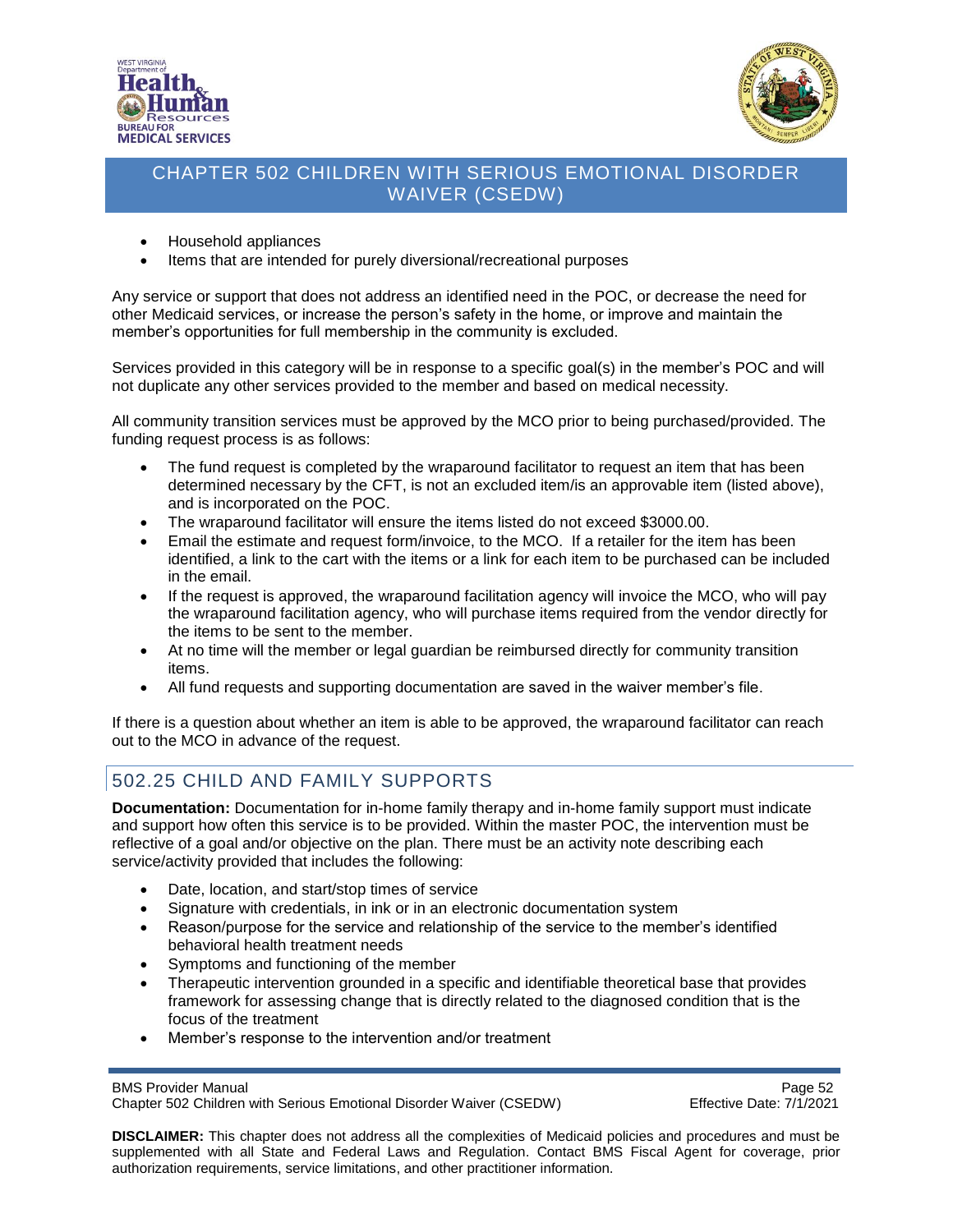- Household appliances
- Items that are intended for purely diversional/recreational purposes

Any service or support that does not address an identified need in the POC, or decrease the need for other Medicaid services, or increase the person's safety in the home, or improve and maintain the member's opportunities for full membership in the community is excluded.

Services provided in this category will be in response to a specific goal(s) in the member's POC and will not duplicate any other services provided to the member and based on medical necessity.

All community transition services must be approved by the MCO prior to being purchased/provided. The funding request process is as follows:

- The fund request is completed by the wraparound facilitator to request an item that has been determined necessary by the CFT, is not an excluded item/is an approvable item (listed above), and is incorporated on the POC.
- The wraparound facilitator will ensure the items listed do not exceed $3000.00.
- Email the estimate and request form/invoice, to the MCO. If a retailer for the item has been identified, a link to the cart with the items or a link for each item to be purchased can be included in the email.
- If the request is approved, the wraparound facilitation agency will invoice the MCO, who will pay the wraparound facilitation agency, who will purchase items required from the vendor directly for the items to be sent to the member.
- At no time will the member or legal guardian be reimbursed directly for community transition items.
- All fund requests and supporting documentation are saved in the waiver member's file.

If there is a question about whether an item is able to be approved, the wraparound facilitator can reach out to the MCO in advance of the request.

## 502.25 CHILD AND FAMILY SUPPORTS

**Documentation:** Documentation for in-home family therapy and in-home family support must indicate and support how often this service is to be provided. Within the master POC, the intervention must be reflective of a goal and/or objective on the plan. There must be an activity note describing each service/activity provided that includes the following:

- Date, location, and start/stop times of service
- Signature with credentials, in ink or in an electronic documentation system
- Reason/purpose for the service and relationship of the service to the member's identified behavioral health treatment needs
- Symptoms and functioning of the member
- Therapeutic intervention grounded in a specific and identifiable theoretical base that provides framework for assessing change that is directly related to the diagnosed condition that is the focus of the treatment
- Member's response to the intervention and/or treatment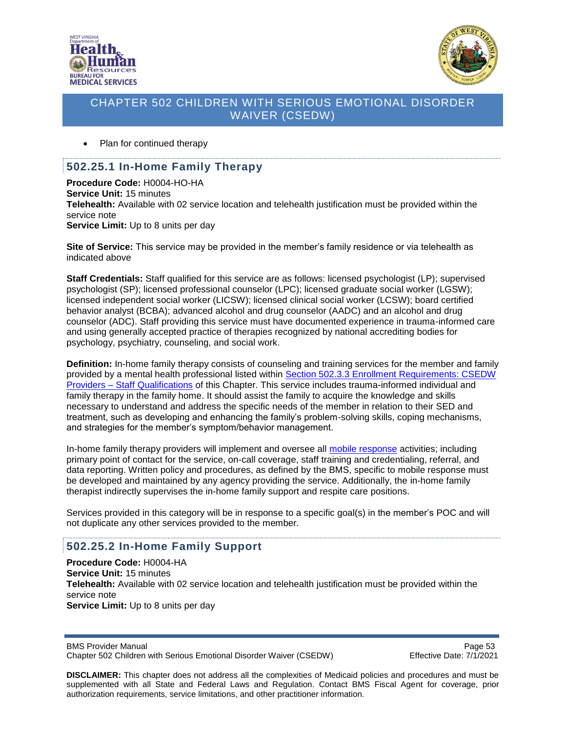- Plan for continued therapy

### 502.25.1 In-Home Family Therapy

**Procedure Code:** H0004-HO-HA
**Service Unit:** 15 minutes
**Telehealth:** Available with 02 service location and telehealth justification must be provided within the service note
**Service Limit:** Up to 8 units per day

**Site of Service:** This service may be provided in the member's family residence or via telehealth as indicated above

**Staff Credentials:** Staff qualified for this service are as follows: licensed psychologist (LP); supervised psychologist (SP); licensed professional counselor (LPC); licensed graduate social worker (LGSW); licensed independent social worker (LICSW); licensed clinical social worker (LCSW); board certified behavior analyst (BCBA); advanced alcohol and drug counselor (AADC) and an alcohol and drug counselor (ADC). Staff providing this service must have documented experience in trauma-informed care and using generally accepted practice of therapies recognized by national accrediting bodies for psychology, psychiatry, counseling, and social work.

**Definition:** In-home family therapy consists of counseling and training services for the member and family provided by a mental health professional listed within Section 502.3.3 Enrollment Requirements: CSEDW Providers – Staff Qualifications of this Chapter. This service includes trauma-informed individual and family therapy in the family home. It should assist the family to acquire the knowledge and skills necessary to understand and address the specific needs of the member in relation to their SED and treatment, such as developing and enhancing the family's problem-solving skills, coping mechanisms, and strategies for the member's symptom/behavior management.

In-home family therapy providers will implement and oversee all mobile response activities; including primary point of contact for the service, on-call coverage, staff training and credentialing, referral, and data reporting. Written policy and procedures, as defined by the BMS, specific to mobile response must be developed and maintained by any agency providing the service. Additionally, the in-home family therapist indirectly supervises the in-home family support and respite care positions.

Services provided in this category will be in response to a specific goal(s) in the member's POC and will not duplicate any other services provided to the member.

### 502.25.2 In-Home Family Support

**Procedure Code:** H0004-HA
**Service Unit:** 15 minutes
**Telehealth:** Available with 02 service location and telehealth justification must be provided within the service note
**Service Limit:** Up to 8 units per day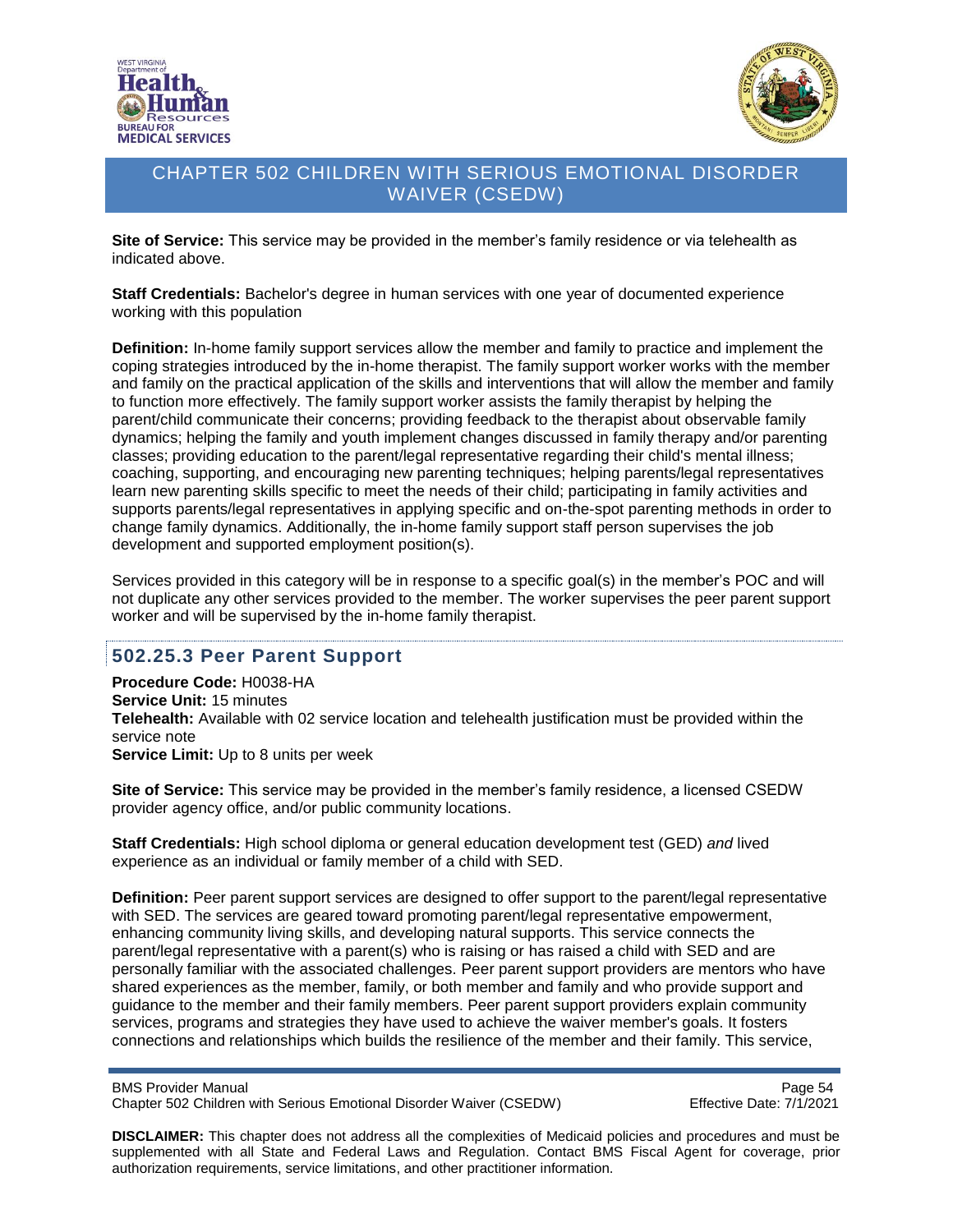**Site of Service:** This service may be provided in the member's family residence or via telehealth as indicated above.

**Staff Credentials:** Bachelor's degree in human services with one year of documented experience working with this population

**Definition:** In-home family support services allow the member and family to practice and implement the coping strategies introduced by the in-home therapist. The family support worker works with the member and family on the practical application of the skills and interventions that will allow the member and family to function more effectively. The family support worker assists the family therapist by helping the parent/child communicate their concerns; providing feedback to the therapist about observable family dynamics; helping the family and youth implement changes discussed in family therapy and/or parenting classes; providing education to the parent/legal representative regarding their child's mental illness; coaching, supporting, and encouraging new parenting techniques; helping parents/legal representatives learn new parenting skills specific to meet the needs of their child; participating in family activities and supports parents/legal representatives in applying specific and on-the-spot parenting methods in order to change family dynamics. Additionally, the in-home family support staff person supervises the job development and supported employment position(s).

Services provided in this category will be in response to a specific goal(s) in the member's POC and will not duplicate any other services provided to the member. The worker supervises the peer parent support worker and will be supervised by the in-home family therapist.

### 502.25.3 Peer Parent Support

**Procedure Code:** H0038-HA
**Service Unit:** 15 minutes
**Telehealth:** Available with 02 service location and telehealth justification must be provided within the service note
**Service Limit:** Up to 8 units per week

**Site of Service:** This service may be provided in the member's family residence, a licensed CSEDW provider agency office, and/or public community locations.

**Staff Credentials:** High school diploma or general education development test (GED) *and* lived experience as an individual or family member of a child with SED.

**Definition:** Peer parent support services are designed to offer support to the parent/legal representative with SED. The services are geared toward promoting parent/legal representative empowerment, enhancing community living skills, and developing natural supports. This service connects the parent/legal representative with a parent(s) who is raising or has raised a child with SED and are personally familiar with the associated challenges. Peer parent support providers are mentors who have shared experiences as the member, family, or both member and family and who provide support and guidance to the member and their family members. Peer parent support providers explain community services, programs and strategies they have used to achieve the waiver member's goals. It fosters connections and relationships which builds the resilience of the member and their family. This service,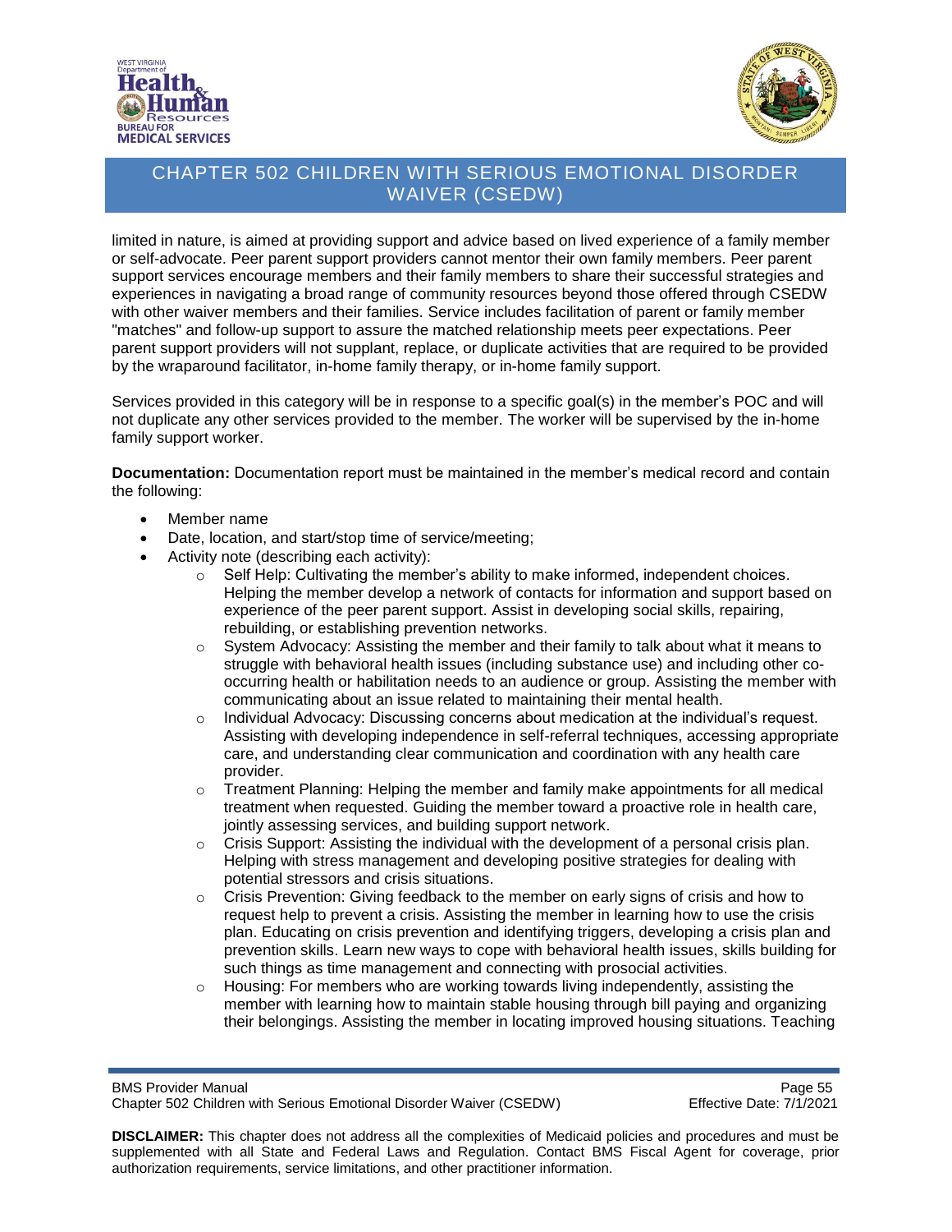limited in nature, is aimed at providing support and advice based on lived experience of a family member or self-advocate. Peer parent support providers cannot mentor their own family members. Peer parent support services encourage members and their family members to share their successful strategies and experiences in navigating a broad range of community resources beyond those offered through CSEDW with other waiver members and their families. Service includes facilitation of parent or family member "matches" and follow-up support to assure the matched relationship meets peer expectations. Peer parent support providers will not supplant, replace, or duplicate activities that are required to be provided by the wraparound facilitator, in-home family therapy, or in-home family support.

Services provided in this category will be in response to a specific goal(s) in the member's POC and will not duplicate any other services provided to the member. The worker will be supervised by the in-home family support worker.

**Documentation:** Documentation report must be maintained in the member's medical record and contain the following:

- Member name
- Date, location, and start/stop time of service/meeting;
- Activity note (describing each activity):
  - Self Help: Cultivating the member's ability to make informed, independent choices. Helping the member develop a network of contacts for information and support based on experience of the peer parent support. Assist in developing social skills, repairing, rebuilding, or establishing prevention networks.
  - System Advocacy: Assisting the member and their family to talk about what it means to struggle with behavioral health issues (including substance use) and including other co-occurring health or habilitation needs to an audience or group. Assisting the member with communicating about an issue related to maintaining their mental health.
  - Individual Advocacy: Discussing concerns about medication at the individual's request. Assisting with developing independence in self-referral techniques, accessing appropriate care, and understanding clear communication and coordination with any health care provider.
  - Treatment Planning: Helping the member and family make appointments for all medical treatment when requested. Guiding the member toward a proactive role in health care, jointly assessing services, and building support network.
  - Crisis Support: Assisting the individual with the development of a personal crisis plan. Helping with stress management and developing positive strategies for dealing with potential stressors and crisis situations.
  - Crisis Prevention: Giving feedback to the member on early signs of crisis and how to request help to prevent a crisis. Assisting the member in learning how to use the crisis plan. Educating on crisis prevention and identifying triggers, developing a crisis plan and prevention skills. Learn new ways to cope with behavioral health issues, skills building for such things as time management and connecting with prosocial activities.
  - Housing: For members who are working towards living independently, assisting the member with learning how to maintain stable housing through bill paying and organizing their belongings. Assisting the member in locating improved housing situations. Teaching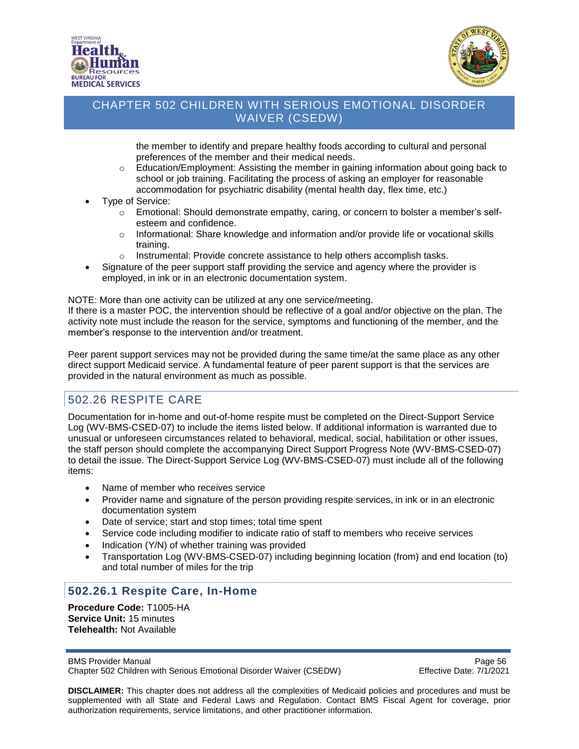the member to identify and prepare healthy foods according to cultural and personal preferences of the member and their medical needs.
    - Education/Employment: Assisting the member in gaining information about going back to school or job training. Facilitating the process of asking an employer for reasonable accommodation for psychiatric disability (mental health day, flex time, etc.)
- Type of Service:
    - Emotional: Should demonstrate empathy, caring, or concern to bolster a member's self-esteem and confidence.
    - Informational: Share knowledge and information and/or provide life or vocational skills training.
    - Instrumental: Provide concrete assistance to help others accomplish tasks.
- Signature of the peer support staff providing the service and agency where the provider is employed, in ink or in an electronic documentation system.

NOTE: More than one activity can be utilized at any one service/meeting.
If there is a master POC, the intervention should be reflective of a goal and/or objective on the plan. The activity note must include the reason for the service, symptoms and functioning of the member, and the member's response to the intervention and/or treatment.

Peer parent support services may not be provided during the same time/at the same place as any other direct support Medicaid service. A fundamental feature of peer parent support is that the services are provided in the natural environment as much as possible.

## 502.26 RESPITE CARE

Documentation for in-home and out-of-home respite must be completed on the Direct-Support Service Log (WV-BMS-CSED-07) to include the items listed below. If additional information is warranted due to unusual or unforeseen circumstances related to behavioral, medical, social, habilitation or other issues, the staff person should complete the accompanying Direct Support Progress Note (WV-BMS-CSED-07) to detail the issue. The Direct-Support Service Log (WV-BMS-CSED-07) must include all of the following items:

- Name of member who receives service
- Provider name and signature of the person providing respite services, in ink or in an electronic documentation system
- Date of service; start and stop times; total time spent
- Service code including modifier to indicate ratio of staff to members who receive services
- Indication (Y/N) of whether training was provided
- Transportation Log (WV-BMS-CSED-07) including beginning location (from) and end location (to) and total number of miles for the trip

### 502.26.1 Respite Care, In-Home

**Procedure Code:** T1005-HA
**Service Unit:** 15 minutes
**Telehealth:** Not Available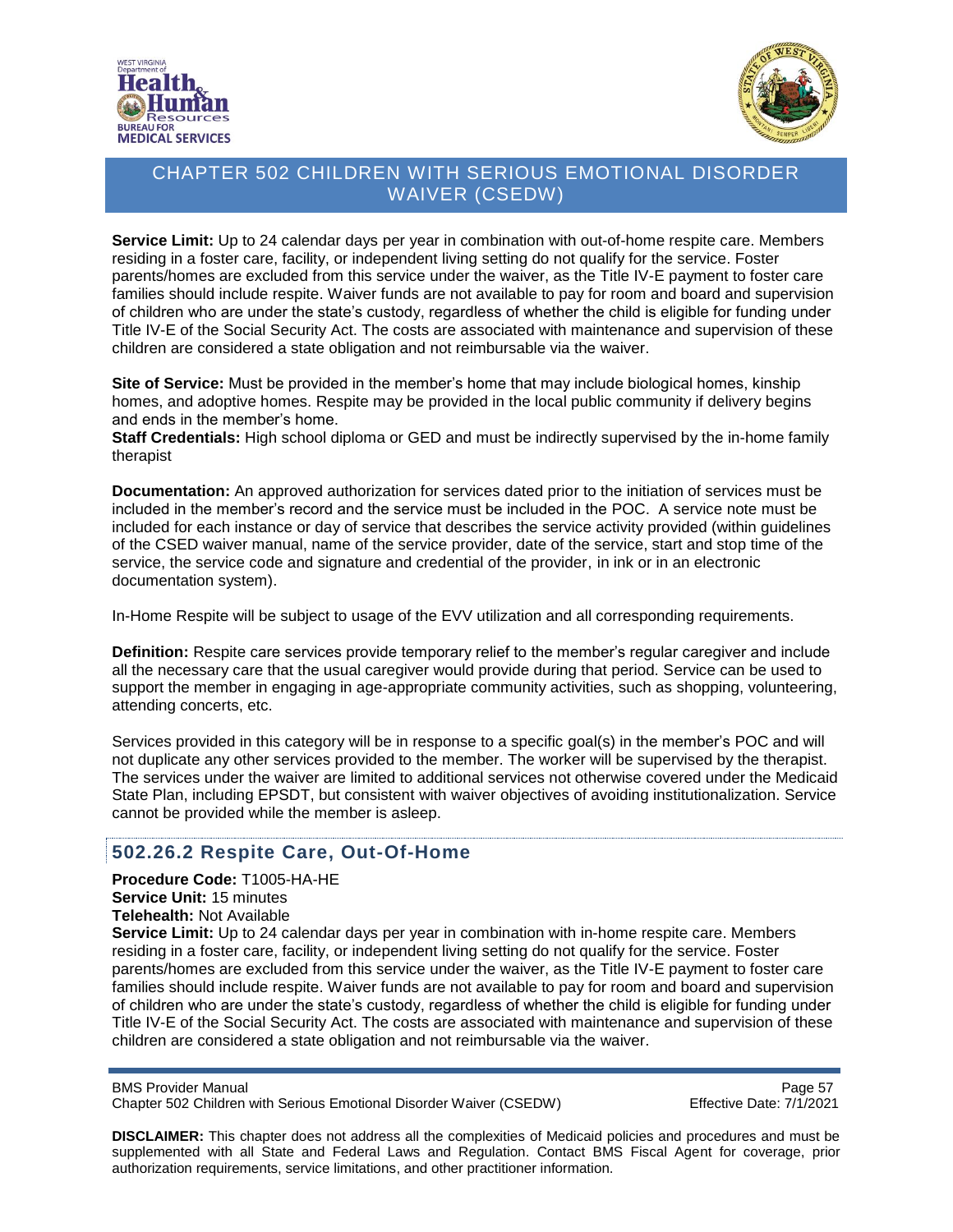**Service Limit:** Up to 24 calendar days per year in combination with out-of-home respite care. Members residing in a foster care, facility, or independent living setting do not qualify for the service. Foster parents/homes are excluded from this service under the waiver, as the Title IV-E payment to foster care families should include respite. Waiver funds are not available to pay for room and board and supervision of children who are under the state's custody, regardless of whether the child is eligible for funding under Title IV-E of the Social Security Act. The costs are associated with maintenance and supervision of these children are considered a state obligation and not reimbursable via the waiver.

**Site of Service:** Must be provided in the member's home that may include biological homes, kinship homes, and adoptive homes. Respite may be provided in the local public community if delivery begins and ends in the member's home.
**Staff Credentials:** High school diploma or GED and must be indirectly supervised by the in-home family therapist

**Documentation:** An approved authorization for services dated prior to the initiation of services must be included in the member's record and the service must be included in the POC. A service note must be included for each instance or day of service that describes the service activity provided (within guidelines of the CSED waiver manual, name of the service provider, date of the service, start and stop time of the service, the service code and signature and credential of the provider, in ink or in an electronic documentation system).

In-Home Respite will be subject to usage of the EVV utilization and all corresponding requirements.

**Definition:** Respite care services provide temporary relief to the member's regular caregiver and include all the necessary care that the usual caregiver would provide during that period. Service can be used to support the member in engaging in age-appropriate community activities, such as shopping, volunteering, attending concerts, etc.

Services provided in this category will be in response to a specific goal(s) in the member's POC and will not duplicate any other services provided to the member. The worker will be supervised by the therapist. The services under the waiver are limited to additional services not otherwise covered under the Medicaid State Plan, including EPSDT, but consistent with waiver objectives of avoiding institutionalization. Service cannot be provided while the member is asleep.

## 502.26.2 Respite Care, Out-Of-Home

**Procedure Code:** T1005-HA-HE
**Service Unit:** 15 minutes
**Telehealth:** Not Available
**Service Limit:** Up to 24 calendar days per year in combination with in-home respite care. Members residing in a foster care, facility, or independent living setting do not qualify for the service. Foster parents/homes are excluded from this service under the waiver, as the Title IV-E payment to foster care families should include respite. Waiver funds are not available to pay for room and board and supervision of children who are under the state's custody, regardless of whether the child is eligible for funding under Title IV-E of the Social Security Act. The costs are associated with maintenance and supervision of these children are considered a state obligation and not reimbursable via the waiver.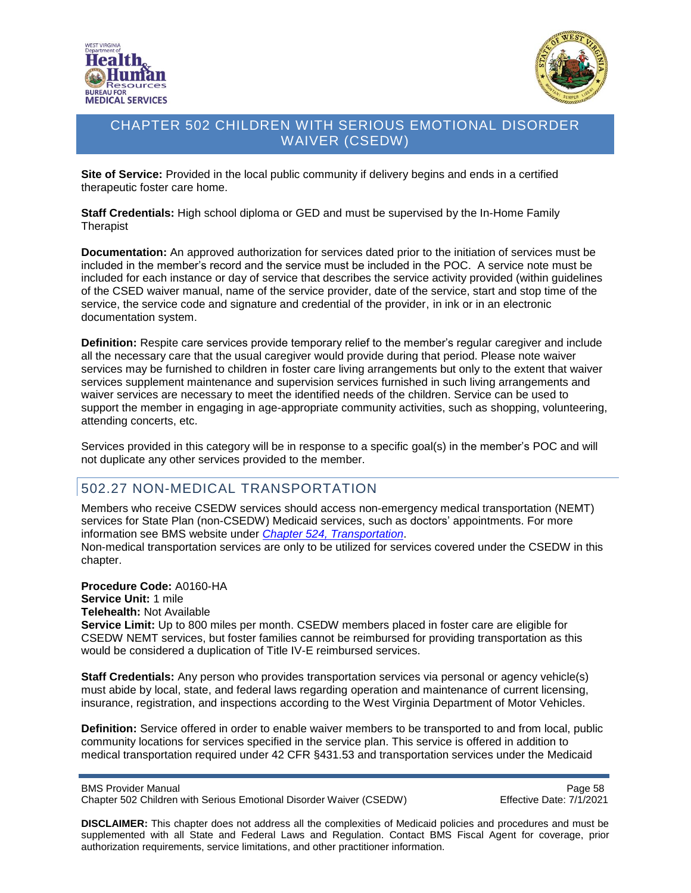**Site of Service:** Provided in the local public community if delivery begins and ends in a certified therapeutic foster care home.

**Staff Credentials:** High school diploma or GED and must be supervised by the In-Home Family Therapist

**Documentation:** An approved authorization for services dated prior to the initiation of services must be included in the member's record and the service must be included in the POC. A service note must be included for each instance or day of service that describes the service activity provided (within guidelines of the CSED waiver manual, name of the service provider, date of the service, start and stop time of the service, the service code and signature and credential of the provider, in ink or in an electronic documentation system.

**Definition:** Respite care services provide temporary relief to the member's regular caregiver and include all the necessary care that the usual caregiver would provide during that period. Please note waiver services may be furnished to children in foster care living arrangements but only to the extent that waiver services supplement maintenance and supervision services furnished in such living arrangements and waiver services are necessary to meet the identified needs of the children. Service can be used to support the member in engaging in age-appropriate community activities, such as shopping, volunteering, attending concerts, etc.

Services provided in this category will be in response to a specific goal(s) in the member's POC and will not duplicate any other services provided to the member.

## 502.27 NON-MEDICAL TRANSPORTATION

Members who receive CSEDW services should access non-emergency medical transportation (NEMT) services for State Plan (non-CSEDW) Medicaid services, such as doctors' appointments. For more information see BMS website under *Chapter 524, Transportation*.
Non-medical transportation services are only to be utilized for services covered under the CSEDW in this chapter.

**Procedure Code:** A0160-HA
**Service Unit:** 1 mile
**Telehealth:** Not Available
**Service Limit:** Up to 800 miles per month. CSEDW members placed in foster care are eligible for CSEDW NEMT services, but foster families cannot be reimbursed for providing transportation as this would be considered a duplication of Title IV-E reimbursed services.

**Staff Credentials:** Any person who provides transportation services via personal or agency vehicle(s) must abide by local, state, and federal laws regarding operation and maintenance of current licensing, insurance, registration, and inspections according to the West Virginia Department of Motor Vehicles.

**Definition:** Service offered in order to enable waiver members to be transported to and from local, public community locations for services specified in the service plan. This service is offered in addition to medical transportation required under 42 CFR §431.53 and transportation services under the Medicaid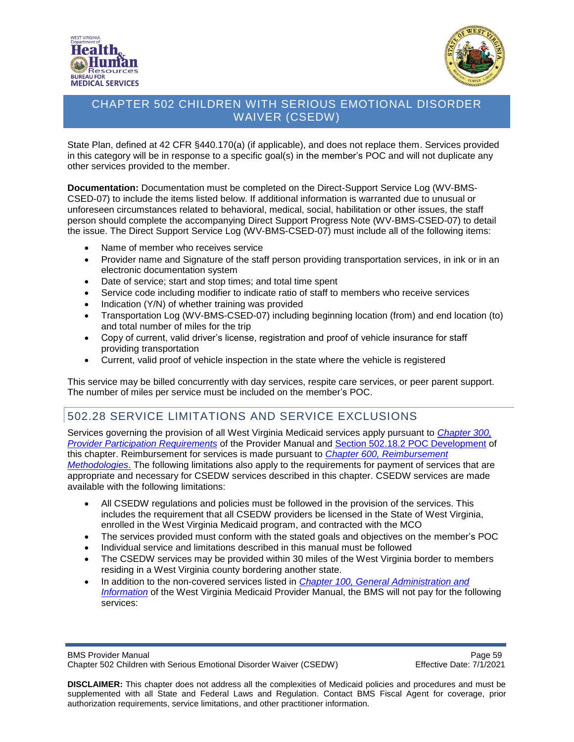State Plan, defined at 42 CFR §440.170(a) (if applicable), and does not replace them. Services provided in this category will be in response to a specific goal(s) in the member's POC and will not duplicate any other services provided to the member.

**Documentation:** Documentation must be completed on the Direct-Support Service Log (WV-BMS-CSED-07) to include the items listed below. If additional information is warranted due to unusual or unforeseen circumstances related to behavioral, medical, social, habilitation or other issues, the staff person should complete the accompanying Direct Support Progress Note (WV-BMS-CSED-07) to detail the issue. The Direct Support Service Log (WV-BMS-CSED-07) must include all of the following items:

- Name of member who receives service
- Provider name and Signature of the staff person providing transportation services, in ink or in an electronic documentation system
- Date of service; start and stop times; and total time spent
- Service code including modifier to indicate ratio of staff to members who receive services
- Indication (Y/N) of whether training was provided
- Transportation Log (WV-BMS-CSED-07) including beginning location (from) and end location (to) and total number of miles for the trip
- Copy of current, valid driver's license, registration and proof of vehicle insurance for staff providing transportation
- Current, valid proof of vehicle inspection in the state where the vehicle is registered

This service may be billed concurrently with day services, respite care services, or peer parent support. The number of miles per service must be included on the member's POC.

## 502.28 SERVICE LIMITATIONS AND SERVICE EXCLUSIONS

Services governing the provision of all West Virginia Medicaid services apply pursuant to *Chapter 300, Provider Participation Requirements* of the Provider Manual and Section 502.18.2 POC Development of this chapter. Reimbursement for services is made pursuant to *Chapter 600, Reimbursement Methodologies*. The following limitations also apply to the requirements for payment of services that are appropriate and necessary for CSEDW services described in this chapter. CSEDW services are made available with the following limitations:

- All CSEDW regulations and policies must be followed in the provision of the services. This includes the requirement that all CSEDW providers be licensed in the State of West Virginia, enrolled in the West Virginia Medicaid program, and contracted with the MCO
- The services provided must conform with the stated goals and objectives on the member's POC
- Individual service and limitations described in this manual must be followed
- The CSEDW services may be provided within 30 miles of the West Virginia border to members residing in a West Virginia county bordering another state.
- In addition to the non-covered services listed in *Chapter 100, General Administration and Information* of the West Virginia Medicaid Provider Manual, the BMS will not pay for the following services: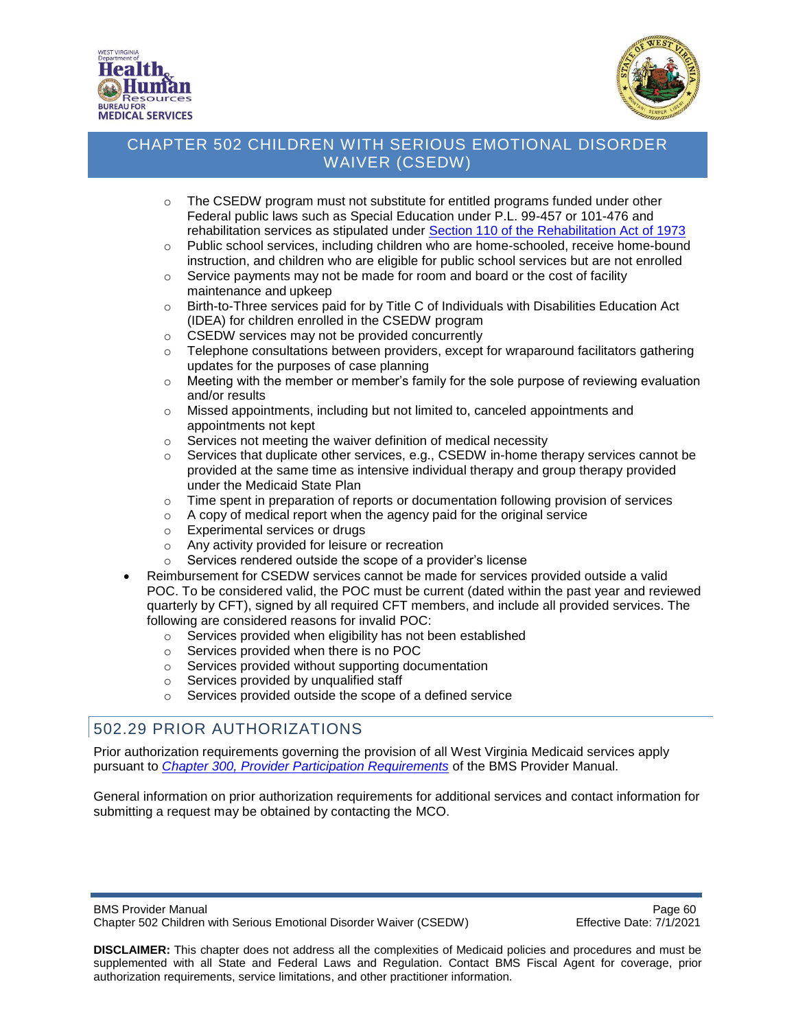- The CSEDW program must not substitute for entitled programs funded under other Federal public laws such as Special Education under P.L. 99-457 or 101-476 and rehabilitation services as stipulated under [Section 110 of the Rehabilitation Act of 1973](#)
  - Public school services, including children who are home-schooled, receive home-bound instruction, and children who are eligible for public school services but are not enrolled
  - Service payments may not be made for room and board or the cost of facility maintenance and upkeep
  - Birth-to-Three services paid for by Title C of Individuals with Disabilities Education Act (IDEA) for children enrolled in the CSEDW program
  - CSEDW services may not be provided concurrently
  - Telephone consultations between providers, except for wraparound facilitators gathering updates for the purposes of case planning
  - Meeting with the member or member's family for the sole purpose of reviewing evaluation and/or results
  - Missed appointments, including but not limited to, canceled appointments and appointments not kept
  - Services not meeting the waiver definition of medical necessity
  - Services that duplicate other services, e.g., CSEDW in-home therapy services cannot be provided at the same time as intensive individual therapy and group therapy provided under the Medicaid State Plan
  - Time spent in preparation of reports or documentation following provision of services
  - A copy of medical report when the agency paid for the original service
  - Experimental services or drugs
  - Any activity provided for leisure or recreation
  - Services rendered outside the scope of a provider's license
- Reimbursement for CSEDW services cannot be made for services provided outside a valid POC. To be considered valid, the POC must be current (dated within the past year and reviewed quarterly by CFT), signed by all required CFT members, and include all provided services. The following are considered reasons for invalid POC:
  - Services provided when eligibility has not been established
  - Services provided when there is no POC
  - Services provided without supporting documentation
  - Services provided by unqualified staff
  - Services provided outside the scope of a defined service

## 502.29 PRIOR AUTHORIZATIONS

Prior authorization requirements governing the provision of all West Virginia Medicaid services apply pursuant to *[Chapter 300, Provider Participation Requirements](#)* of the BMS Provider Manual.

General information on prior authorization requirements for additional services and contact information for submitting a request may be obtained by contacting the MCO.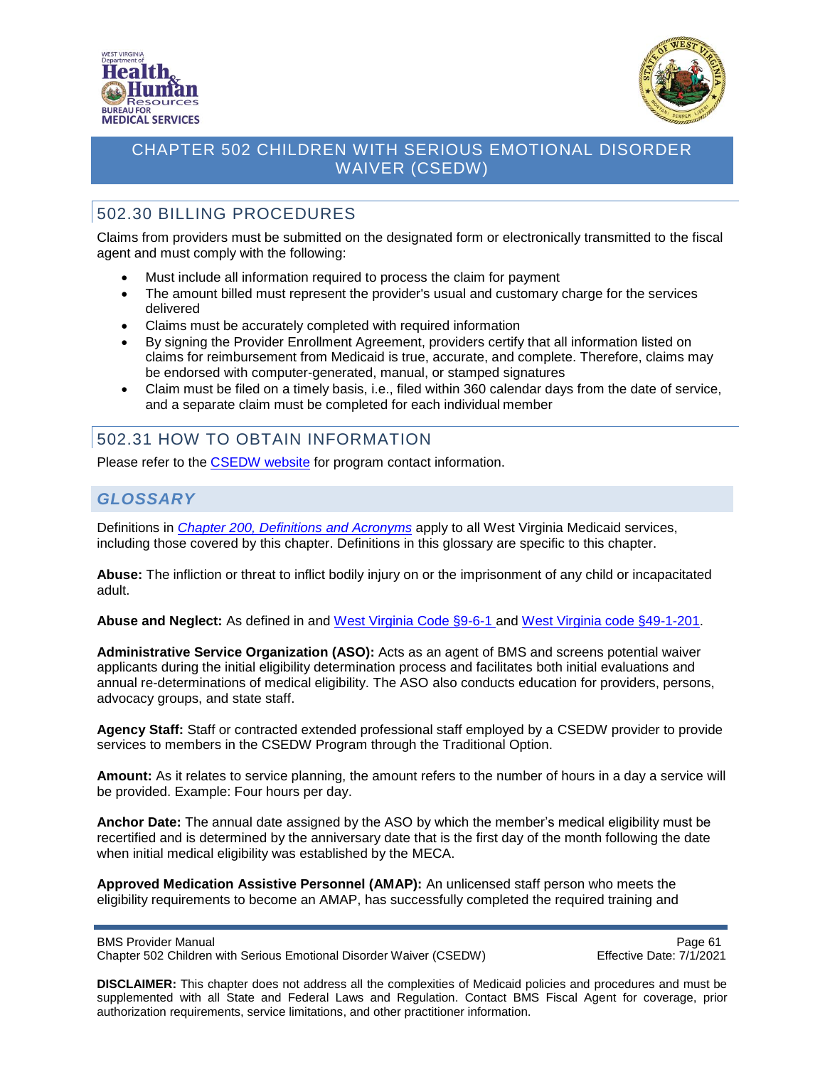## 502.30 BILLING PROCEDURES

Claims from providers must be submitted on the designated form or electronically transmitted to the fiscal agent and must comply with the following:

- Must include all information required to process the claim for payment
- The amount billed must represent the provider's usual and customary charge for the services delivered
- Claims must be accurately completed with required information
- By signing the Provider Enrollment Agreement, providers certify that all information listed on claims for reimbursement from Medicaid is true, accurate, and complete. Therefore, claims may be endorsed with computer-generated, manual, or stamped signatures
- Claim must be filed on a timely basis, i.e., filed within 360 calendar days from the date of service, and a separate claim must be completed for each individual member

## 502.31 HOW TO OBTAIN INFORMATION

Please refer to the CSEDW website for program contact information.

## *GLOSSARY*

Definitions in *Chapter 200, Definitions and Acronyms* apply to all West Virginia Medicaid services, including those covered by this chapter. Definitions in this glossary are specific to this chapter.

**Abuse:** The infliction or threat to inflict bodily injury on or the imprisonment of any child or incapacitated adult.

**Abuse and Neglect:** As defined in and West Virginia Code §9-6-1 and West Virginia code §49-1-201.

**Administrative Service Organization (ASO):** Acts as an agent of BMS and screens potential waiver applicants during the initial eligibility determination process and facilitates both initial evaluations and annual re-determinations of medical eligibility. The ASO also conducts education for providers, persons, advocacy groups, and state staff.

**Agency Staff:** Staff or contracted extended professional staff employed by a CSEDW provider to provide services to members in the CSEDW Program through the Traditional Option.

**Amount:** As it relates to service planning, the amount refers to the number of hours in a day a service will be provided. Example: Four hours per day.

**Anchor Date:** The annual date assigned by the ASO by which the member's medical eligibility must be recertified and is determined by the anniversary date that is the first day of the month following the date when initial medical eligibility was established by the MECA.

**Approved Medication Assistive Personnel (AMAP):** An unlicensed staff person who meets the eligibility requirements to become an AMAP, has successfully completed the required training and

**DISCLAIMER:** This chapter does not address all the complexities of Medicaid policies and procedures and must be supplemented with all State and Federal Laws and Regulation. Contact BMS Fiscal Agent for coverage, prior authorization requirements, service limitations, and other practitioner information.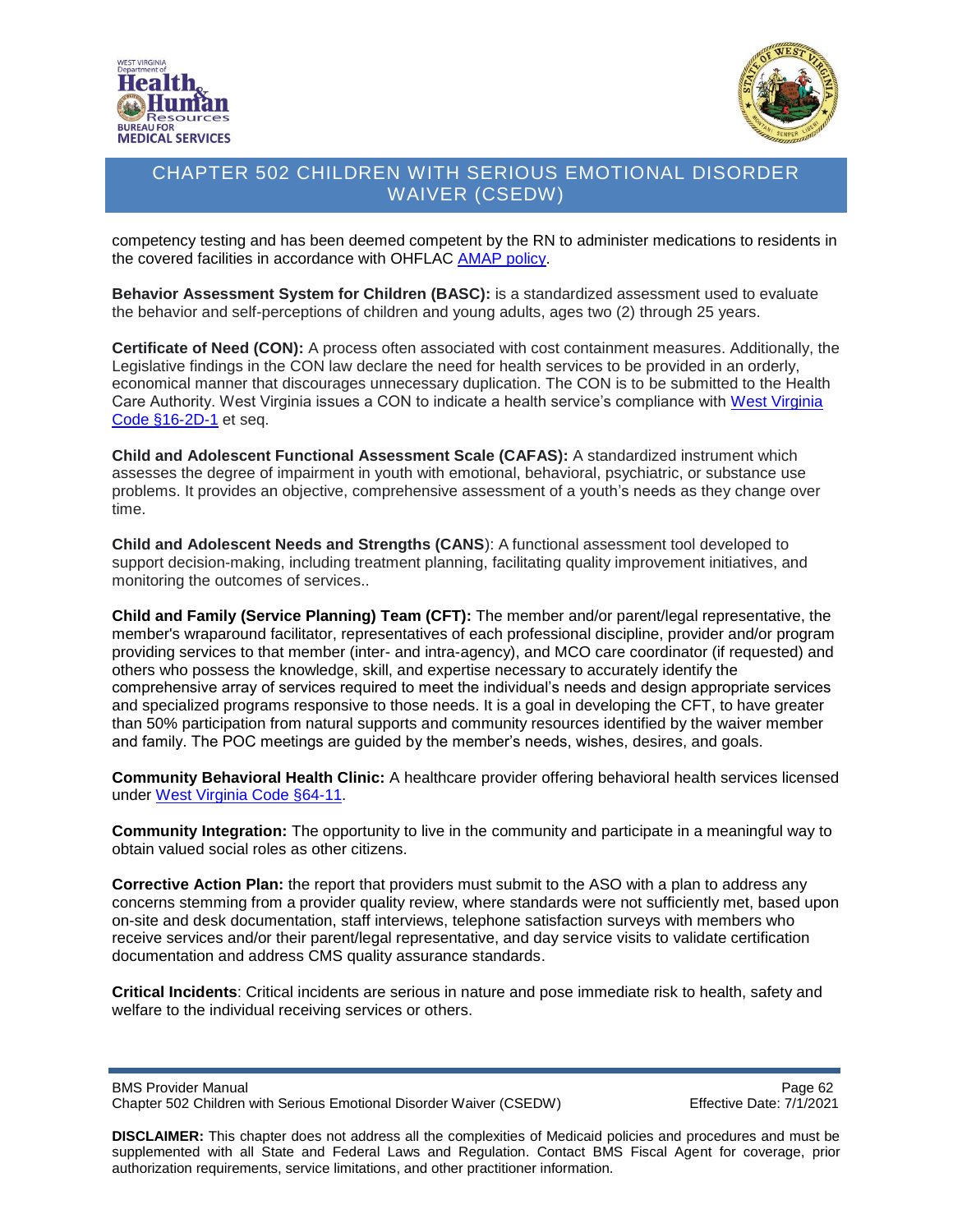competency testing and has been deemed competent by the RN to administer medications to residents in the covered facilities in accordance with OHFLAC AMAP policy.

**Behavior Assessment System for Children (BASC):** is a standardized assessment used to evaluate the behavior and self-perceptions of children and young adults, ages two (2) through 25 years.

**Certificate of Need (CON):** A process often associated with cost containment measures. Additionally, the Legislative findings in the CON law declare the need for health services to be provided in an orderly, economical manner that discourages unnecessary duplication. The CON is to be submitted to the Health Care Authority. West Virginia issues a CON to indicate a health service's compliance with West Virginia Code §16-2D-1 et seq.

**Child and Adolescent Functional Assessment Scale (CAFAS):** A standardized instrument which assesses the degree of impairment in youth with emotional, behavioral, psychiatric, or substance use problems. It provides an objective, comprehensive assessment of a youth's needs as they change over time.

**Child and Adolescent Needs and Strengths (CANS**): A functional assessment tool developed to support decision-making, including treatment planning, facilitating quality improvement initiatives, and monitoring the outcomes of services..

**Child and Family (Service Planning) Team (CFT):** The member and/or parent/legal representative, the member's wraparound facilitator, representatives of each professional discipline, provider and/or program providing services to that member (inter- and intra-agency), and MCO care coordinator (if requested) and others who possess the knowledge, skill, and expertise necessary to accurately identify the comprehensive array of services required to meet the individual's needs and design appropriate services and specialized programs responsive to those needs. It is a goal in developing the CFT, to have greater than 50% participation from natural supports and community resources identified by the waiver member and family. The POC meetings are guided by the member's needs, wishes, desires, and goals.

**Community Behavioral Health Clinic:** A healthcare provider offering behavioral health services licensed under West Virginia Code §64-11.

**Community Integration:** The opportunity to live in the community and participate in a meaningful way to obtain valued social roles as other citizens.

**Corrective Action Plan:** the report that providers must submit to the ASO with a plan to address any concerns stemming from a provider quality review, where standards were not sufficiently met, based upon on-site and desk documentation, staff interviews, telephone satisfaction surveys with members who receive services and/or their parent/legal representative, and day service visits to validate certification documentation and address CMS quality assurance standards.

**Critical Incidents**: Critical incidents are serious in nature and pose immediate risk to health, safety and welfare to the individual receiving services or others.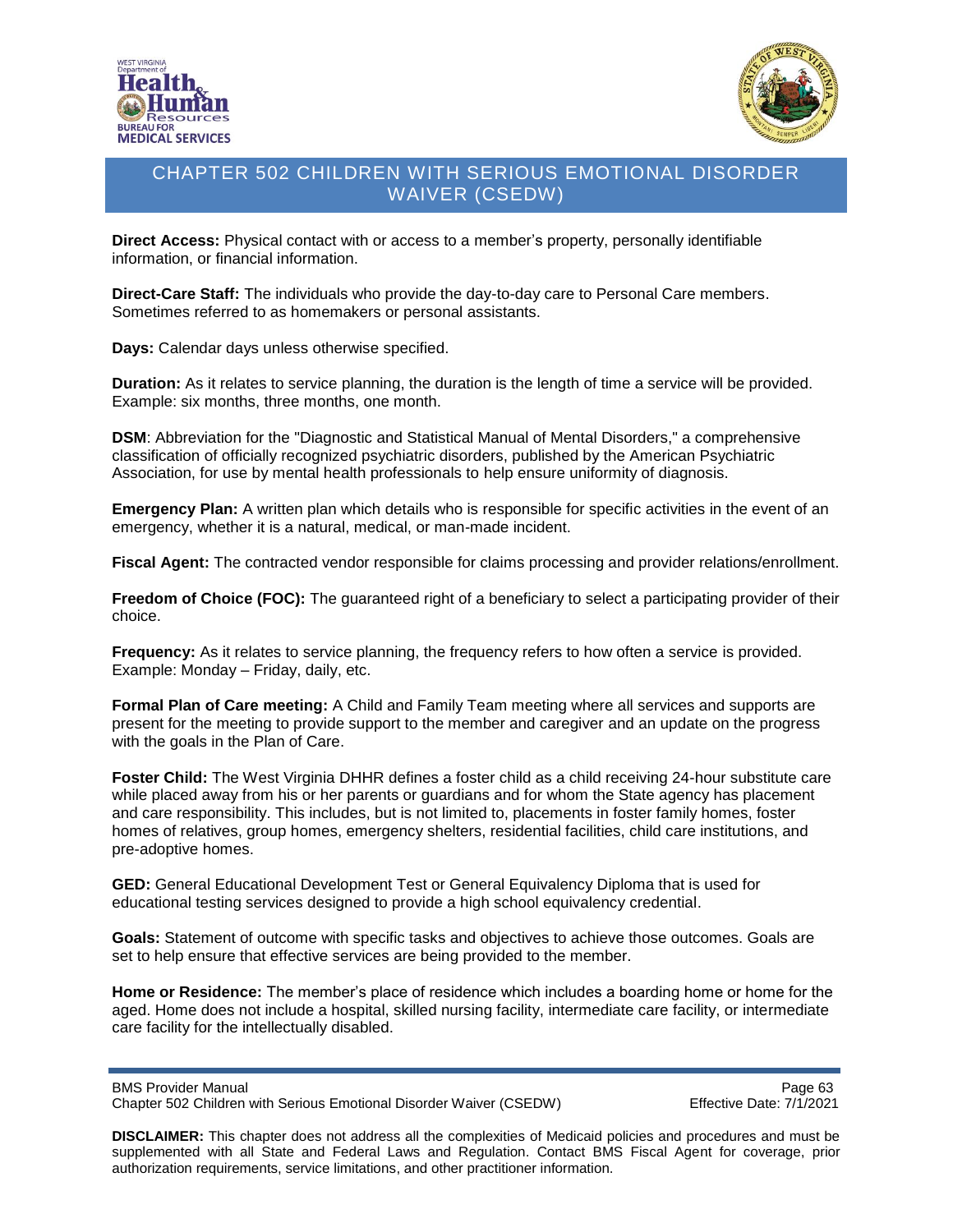**Direct Access:** Physical contact with or access to a member's property, personally identifiable information, or financial information.

**Direct-Care Staff:** The individuals who provide the day-to-day care to Personal Care members. Sometimes referred to as homemakers or personal assistants.

**Days:** Calendar days unless otherwise specified.

**Duration:** As it relates to service planning, the duration is the length of time a service will be provided. Example: six months, three months, one month.

**DSM**: Abbreviation for the "Diagnostic and Statistical Manual of Mental Disorders," a comprehensive classification of officially recognized psychiatric disorders, published by the American Psychiatric Association, for use by mental health professionals to help ensure uniformity of diagnosis.

**Emergency Plan:** A written plan which details who is responsible for specific activities in the event of an emergency, whether it is a natural, medical, or man-made incident.

**Fiscal Agent:** The contracted vendor responsible for claims processing and provider relations/enrollment.

**Freedom of Choice (FOC):** The guaranteed right of a beneficiary to select a participating provider of their choice.

**Frequency:** As it relates to service planning, the frequency refers to how often a service is provided. Example: Monday – Friday, daily, etc.

**Formal Plan of Care meeting:** A Child and Family Team meeting where all services and supports are present for the meeting to provide support to the member and caregiver and an update on the progress with the goals in the Plan of Care.

**Foster Child:** The West Virginia DHHR defines a foster child as a child receiving 24-hour substitute care while placed away from his or her parents or guardians and for whom the State agency has placement and care responsibility. This includes, but is not limited to, placements in foster family homes, foster homes of relatives, group homes, emergency shelters, residential facilities, child care institutions, and pre-adoptive homes.

**GED:** General Educational Development Test or General Equivalency Diploma that is used for educational testing services designed to provide a high school equivalency credential.

**Goals:** Statement of outcome with specific tasks and objectives to achieve those outcomes. Goals are set to help ensure that effective services are being provided to the member.

**Home or Residence:** The member's place of residence which includes a boarding home or home for the aged. Home does not include a hospital, skilled nursing facility, intermediate care facility, or intermediate care facility for the intellectually disabled.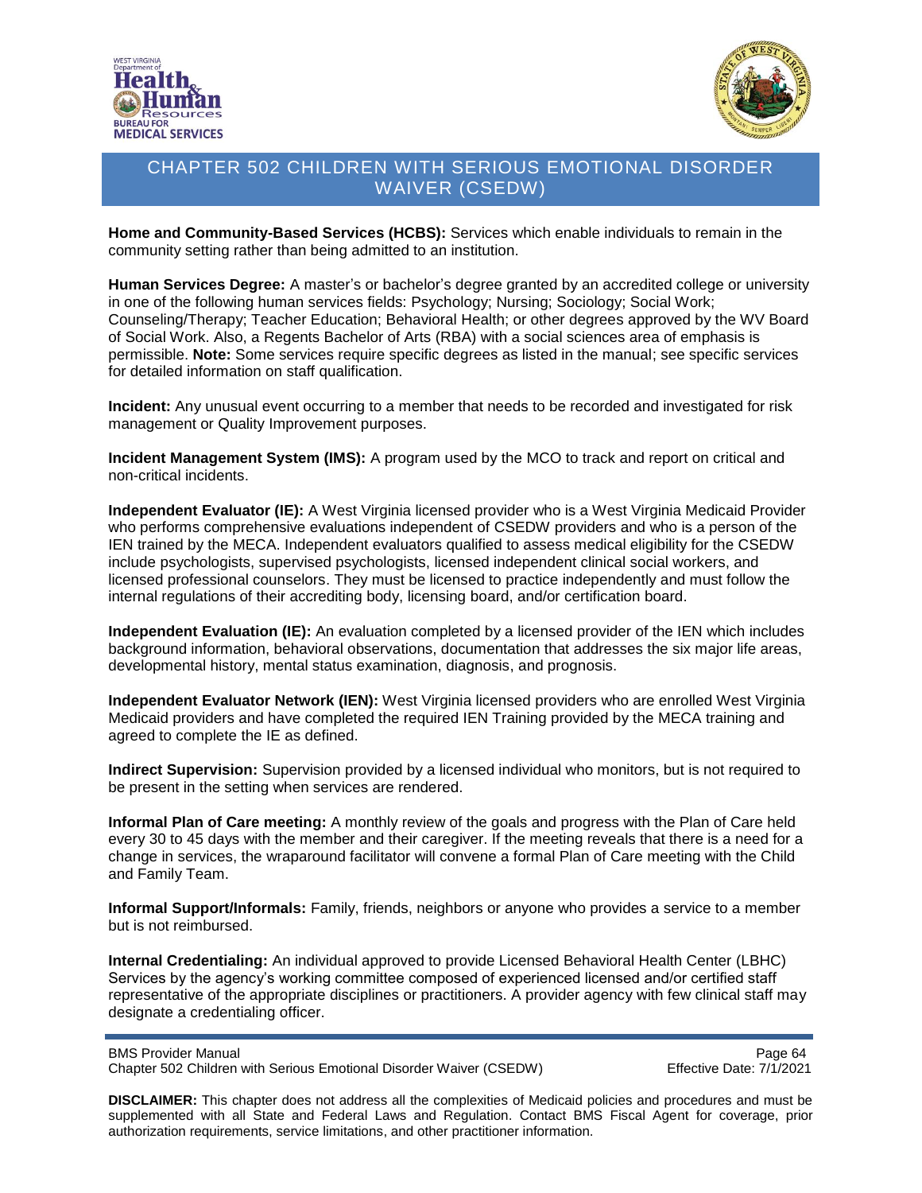**Home and Community-Based Services (HCBS):** Services which enable individuals to remain in the community setting rather than being admitted to an institution.

**Human Services Degree:** A master's or bachelor's degree granted by an accredited college or university in one of the following human services fields: Psychology; Nursing; Sociology; Social Work; Counseling/Therapy; Teacher Education; Behavioral Health; or other degrees approved by the WV Board of Social Work. Also, a Regents Bachelor of Arts (RBA) with a social sciences area of emphasis is permissible. **Note:** Some services require specific degrees as listed in the manual; see specific services for detailed information on staff qualification.

**Incident:** Any unusual event occurring to a member that needs to be recorded and investigated for risk management or Quality Improvement purposes.

**Incident Management System (IMS):** A program used by the MCO to track and report on critical and non-critical incidents.

**Independent Evaluator (IE):** A West Virginia licensed provider who is a West Virginia Medicaid Provider who performs comprehensive evaluations independent of CSEDW providers and who is a person of the IEN trained by the MECA. Independent evaluators qualified to assess medical eligibility for the CSEDW include psychologists, supervised psychologists, licensed independent clinical social workers, and licensed professional counselors. They must be licensed to practice independently and must follow the internal regulations of their accrediting body, licensing board, and/or certification board.

**Independent Evaluation (IE):** An evaluation completed by a licensed provider of the IEN which includes background information, behavioral observations, documentation that addresses the six major life areas, developmental history, mental status examination, diagnosis, and prognosis.

**Independent Evaluator Network (IEN):** West Virginia licensed providers who are enrolled West Virginia Medicaid providers and have completed the required IEN Training provided by the MECA training and agreed to complete the IE as defined.

**Indirect Supervision:** Supervision provided by a licensed individual who monitors, but is not required to be present in the setting when services are rendered.

**Informal Plan of Care meeting:** A monthly review of the goals and progress with the Plan of Care held every 30 to 45 days with the member and their caregiver. If the meeting reveals that there is a need for a change in services, the wraparound facilitator will convene a formal Plan of Care meeting with the Child and Family Team.

**Informal Support/Informals:** Family, friends, neighbors or anyone who provides a service to a member but is not reimbursed.

**Internal Credentialing:** An individual approved to provide Licensed Behavioral Health Center (LBHC) Services by the agency's working committee composed of experienced licensed and/or certified staff representative of the appropriate disciplines or practitioners. A provider agency with few clinical staff may designate a credentialing officer.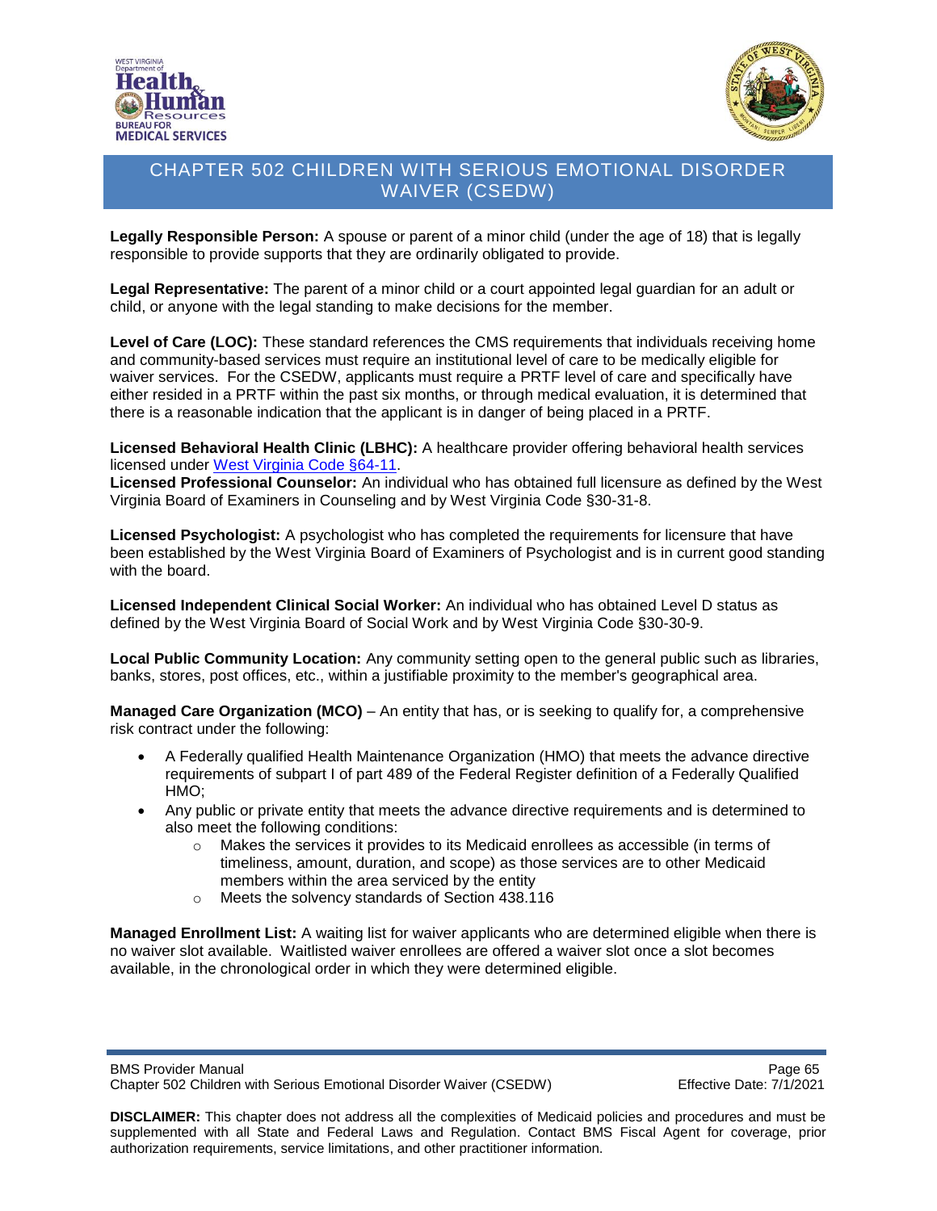**Legally Responsible Person:** A spouse or parent of a minor child (under the age of 18) that is legally responsible to provide supports that they are ordinarily obligated to provide.

**Legal Representative:** The parent of a minor child or a court appointed legal guardian for an adult or child, or anyone with the legal standing to make decisions for the member.

**Level of Care (LOC):** These standard references the CMS requirements that individuals receiving home and community-based services must require an institutional level of care to be medically eligible for waiver services. For the CSEDW, applicants must require a PRTF level of care and specifically have either resided in a PRTF within the past six months, or through medical evaluation, it is determined that there is a reasonable indication that the applicant is in danger of being placed in a PRTF.

**Licensed Behavioral Health Clinic (LBHC):** A healthcare provider offering behavioral health services licensed under West Virginia Code §64-11.

**Licensed Professional Counselor:** An individual who has obtained full licensure as defined by the West Virginia Board of Examiners in Counseling and by West Virginia Code §30-31-8.

**Licensed Psychologist:** A psychologist who has completed the requirements for licensure that have been established by the West Virginia Board of Examiners of Psychologist and is in current good standing with the board.

**Licensed Independent Clinical Social Worker:** An individual who has obtained Level D status as defined by the West Virginia Board of Social Work and by West Virginia Code §30-30-9.

**Local Public Community Location:** Any community setting open to the general public such as libraries, banks, stores, post offices, etc., within a justifiable proximity to the member's geographical area.

**Managed Care Organization (MCO)** – An entity that has, or is seeking to qualify for, a comprehensive risk contract under the following:

- A Federally qualified Health Maintenance Organization (HMO) that meets the advance directive requirements of subpart I of part 489 of the Federal Register definition of a Federally Qualified HMO;
- Any public or private entity that meets the advance directive requirements and is determined to also meet the following conditions:
  - Makes the services it provides to its Medicaid enrollees as accessible (in terms of timeliness, amount, duration, and scope) as those services are to other Medicaid members within the area serviced by the entity
  - Meets the solvency standards of Section 438.116

**Managed Enrollment List:** A waiting list for waiver applicants who are determined eligible when there is no waiver slot available. Waitlisted waiver enrollees are offered a waiver slot once a slot becomes available, in the chronological order in which they were determined eligible.

**DISCLAIMER:** This chapter does not address all the complexities of Medicaid policies and procedures and must be supplemented with all State and Federal Laws and Regulation. Contact BMS Fiscal Agent for coverage, prior authorization requirements, service limitations, and other practitioner information.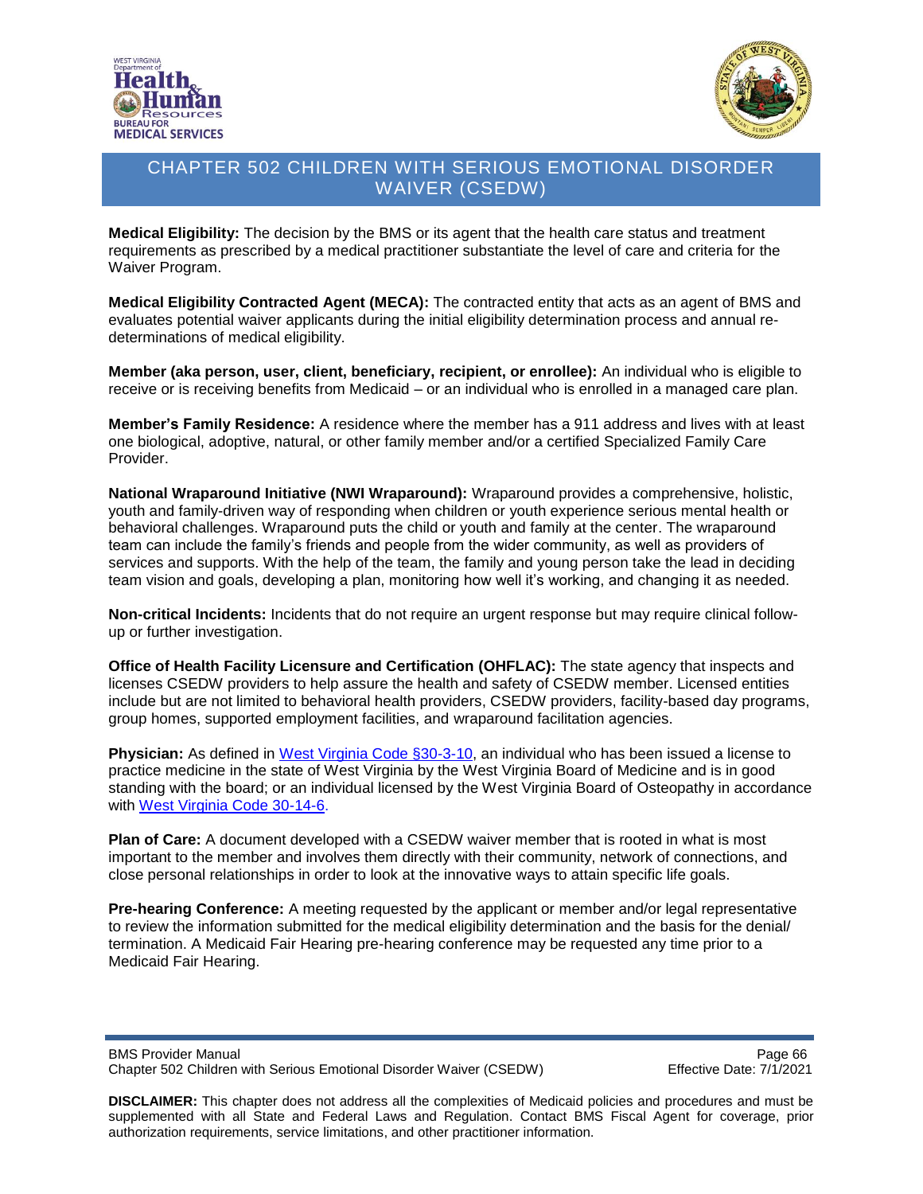**Medical Eligibility:** The decision by the BMS or its agent that the health care status and treatment requirements as prescribed by a medical practitioner substantiate the level of care and criteria for the Waiver Program.

**Medical Eligibility Contracted Agent (MECA):** The contracted entity that acts as an agent of BMS and evaluates potential waiver applicants during the initial eligibility determination process and annual re-determinations of medical eligibility.

**Member (aka person, user, client, beneficiary, recipient, or enrollee):** An individual who is eligible to receive or is receiving benefits from Medicaid – or an individual who is enrolled in a managed care plan.

**Member's Family Residence:** A residence where the member has a 911 address and lives with at least one biological, adoptive, natural, or other family member and/or a certified Specialized Family Care Provider.

**National Wraparound Initiative (NWI Wraparound):** Wraparound provides a comprehensive, holistic, youth and family-driven way of responding when children or youth experience serious mental health or behavioral challenges. Wraparound puts the child or youth and family at the center. The wraparound team can include the family's friends and people from the wider community, as well as providers of services and supports. With the help of the team, the family and young person take the lead in deciding team vision and goals, developing a plan, monitoring how well it's working, and changing it as needed.

**Non-critical Incidents:** Incidents that do not require an urgent response but may require clinical follow-up or further investigation.

**Office of Health Facility Licensure and Certification (OHFLAC):** The state agency that inspects and licenses CSEDW providers to help assure the health and safety of CSEDW member. Licensed entities include but are not limited to behavioral health providers, CSEDW providers, facility-based day programs, group homes, supported employment facilities, and wraparound facilitation agencies.

**Physician:** As defined in West Virginia Code §30-3-10, an individual who has been issued a license to practice medicine in the state of West Virginia by the West Virginia Board of Medicine and is in good standing with the board; or an individual licensed by the West Virginia Board of Osteopathy in accordance with West Virginia Code 30-14-6.

**Plan of Care:** A document developed with a CSEDW waiver member that is rooted in what is most important to the member and involves them directly with their community, network of connections, and close personal relationships in order to look at the innovative ways to attain specific life goals.

**Pre-hearing Conference:** A meeting requested by the applicant or member and/or legal representative to review the information submitted for the medical eligibility determination and the basis for the denial/termination. A Medicaid Fair Hearing pre-hearing conference may be requested any time prior to a Medicaid Fair Hearing.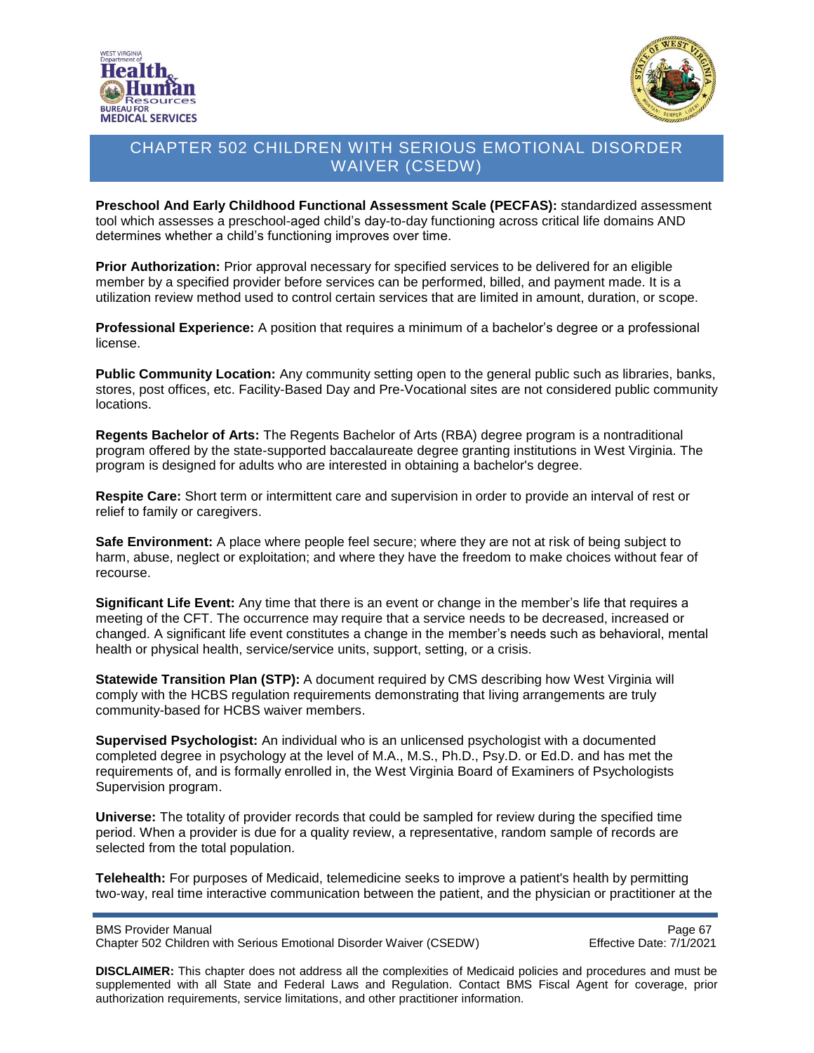**Preschool And Early Childhood Functional Assessment Scale (PECFAS):** standardized assessment tool which assesses a preschool-aged child's day-to-day functioning across critical life domains AND determines whether a child's functioning improves over time.

**Prior Authorization:** Prior approval necessary for specified services to be delivered for an eligible member by a specified provider before services can be performed, billed, and payment made. It is a utilization review method used to control certain services that are limited in amount, duration, or scope.

**Professional Experience:** A position that requires a minimum of a bachelor's degree or a professional license.

**Public Community Location:** Any community setting open to the general public such as libraries, banks, stores, post offices, etc. Facility-Based Day and Pre-Vocational sites are not considered public community locations.

**Regents Bachelor of Arts:** The Regents Bachelor of Arts (RBA) degree program is a nontraditional program offered by the state-supported baccalaureate degree granting institutions in West Virginia. The program is designed for adults who are interested in obtaining a bachelor's degree.

**Respite Care:** Short term or intermittent care and supervision in order to provide an interval of rest or relief to family or caregivers.

**Safe Environment:** A place where people feel secure; where they are not at risk of being subject to harm, abuse, neglect or exploitation; and where they have the freedom to make choices without fear of recourse.

**Significant Life Event:** Any time that there is an event or change in the member's life that requires a meeting of the CFT. The occurrence may require that a service needs to be decreased, increased or changed. A significant life event constitutes a change in the member's needs such as behavioral, mental health or physical health, service/service units, support, setting, or a crisis.

**Statewide Transition Plan (STP):** A document required by CMS describing how West Virginia will comply with the HCBS regulation requirements demonstrating that living arrangements are truly community-based for HCBS waiver members.

**Supervised Psychologist:** An individual who is an unlicensed psychologist with a documented completed degree in psychology at the level of M.A., M.S., Ph.D., Psy.D. or Ed.D. and has met the requirements of, and is formally enrolled in, the West Virginia Board of Examiners of Psychologists Supervision program.

**Universe:** The totality of provider records that could be sampled for review during the specified time period. When a provider is due for a quality review, a representative, random sample of records are selected from the total population.

**Telehealth:** For purposes of Medicaid, telemedicine seeks to improve a patient's health by permitting two-way, real time interactive communication between the patient, and the physician or practitioner at the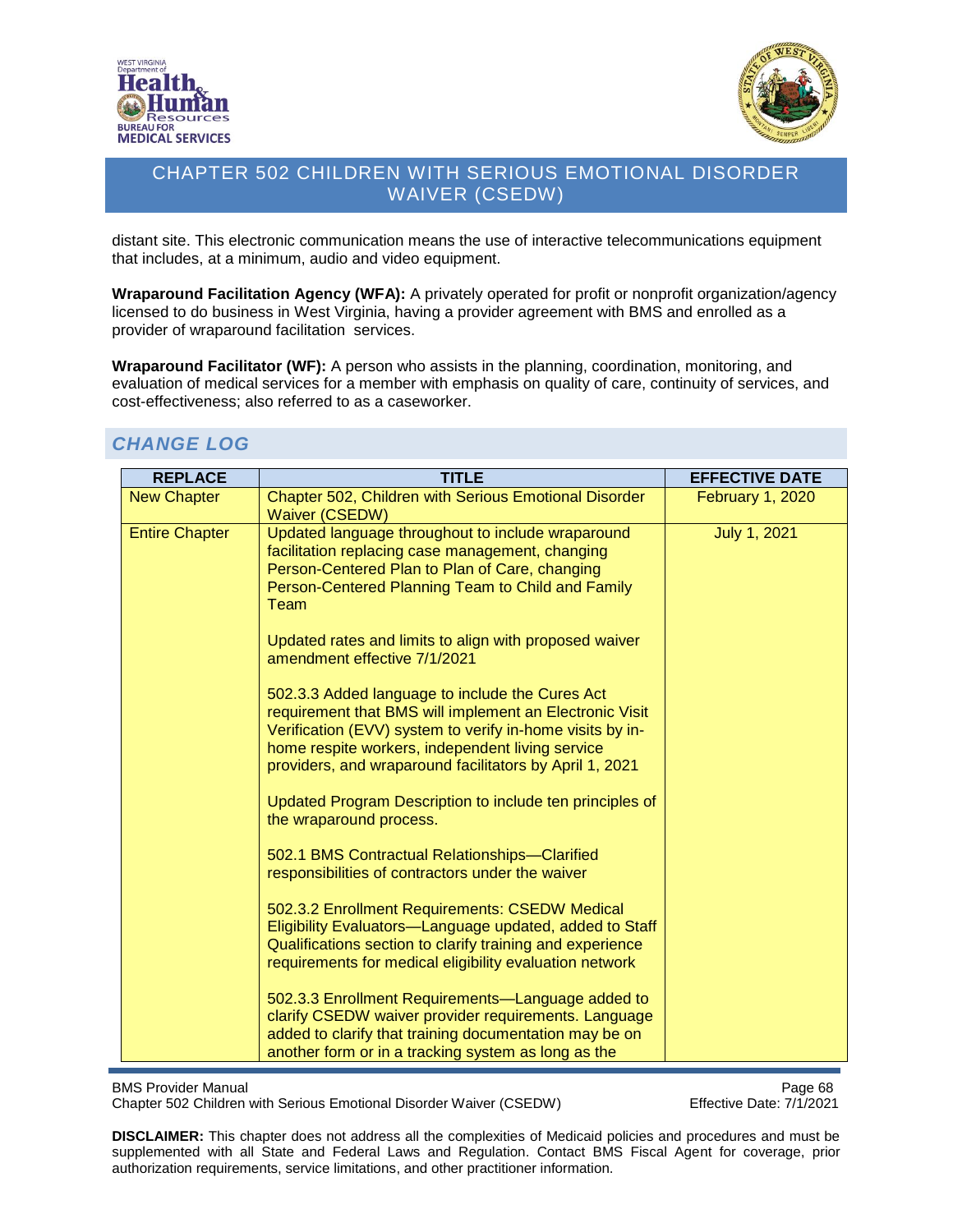distant site. This electronic communication means the use of interactive telecommunications equipment that includes, at a minimum, audio and video equipment.

**Wraparound Facilitation Agency (WFA):** A privately operated for profit or nonprofit organization/agency licensed to do business in West Virginia, having a provider agreement with BMS and enrolled as a provider of wraparound facilitation services.

**Wraparound Facilitator (WF):** A person who assists in the planning, coordination, monitoring, and evaluation of medical services for a member with emphasis on quality of care, continuity of services, and cost-effectiveness; also referred to as a caseworker.

## CHANGE LOG

| REPLACE | TITLE | EFFECTIVE DATE |
|---|---|---|
| New Chapter | Chapter 502, Children with Serious Emotional Disorder Waiver (CSEDW) | February 1, 2020 |
| Entire Chapter | Updated language throughout to include wraparound facilitation replacing case management, changing Person-Centered Plan to Plan of Care, changing Person-Centered Planning Team to Child and Family Team<br><br>Updated rates and limits to align with proposed waiver amendment effective 7/1/2021<br><br>502.3.3 Added language to include the Cures Act requirement that BMS will implement an Electronic Visit Verification (EVV) system to verify in-home visits by in-home respite workers, independent living service providers, and wraparound facilitators by April 1, 2021<br><br>Updated Program Description to include ten principles of the wraparound process.<br><br>502.1 BMS Contractual Relationships—Clarified responsibilities of contractors under the waiver<br><br>502.3.2 Enrollment Requirements: CSEDW Medical Eligibility Evaluators—Language updated, added to Staff Qualifications section to clarify training and experience requirements for medical eligibility evaluation network<br><br>502.3.3 Enrollment Requirements—Language added to clarify CSEDW waiver provider requirements. Language added to clarify that training documentation may be on another form or in a tracking system as long as the | July 1, 2021 |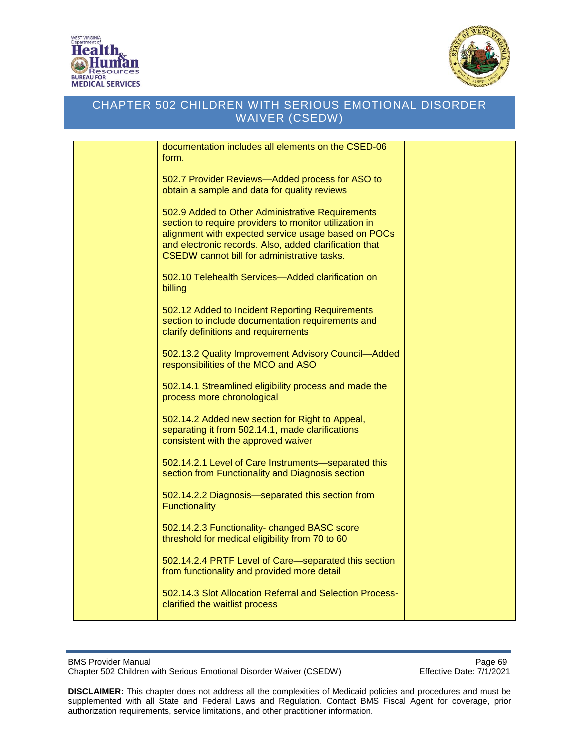| | | |
|---|---|---|
| | documentation includes all elements on the CSED-06 form.<br><br>502.7 Provider Reviews—Added process for ASO to obtain a sample and data for quality reviews<br><br>502.9 Added to Other Administrative Requirements section to require providers to monitor utilization in alignment with expected service usage based on POCs and electronic records. Also, added clarification that CSEDW cannot bill for administrative tasks.<br><br>502.10 Telehealth Services—Added clarification on billing<br><br>502.12 Added to Incident Reporting Requirements section to include documentation requirements and clarify definitions and requirements<br><br>502.13.2 Quality Improvement Advisory Council—Added responsibilities of the MCO and ASO<br><br>502.14.1 Streamlined eligibility process and made the process more chronological<br><br>502.14.2 Added new section for Right to Appeal, separating it from 502.14.1, made clarifications consistent with the approved waiver<br><br>502.14.2.1 Level of Care Instruments—separated this section from Functionality and Diagnosis section<br><br>502.14.2.2 Diagnosis—separated this section from Functionality<br><br>502.14.2.3 Functionality- changed BASC score threshold for medical eligibility from 70 to 60<br><br>502.14.2.4 PRTF Level of Care—separated this section from functionality and provided more detail<br><br>502.14.3 Slot Allocation Referral and Selection Process- clarified the waitlist process | |

**DISCLAIMER:** This chapter does not address all the complexities of Medicaid policies and procedures and must be supplemented with all State and Federal Laws and Regulation. Contact BMS Fiscal Agent for coverage, prior authorization requirements, service limitations, and other practitioner information.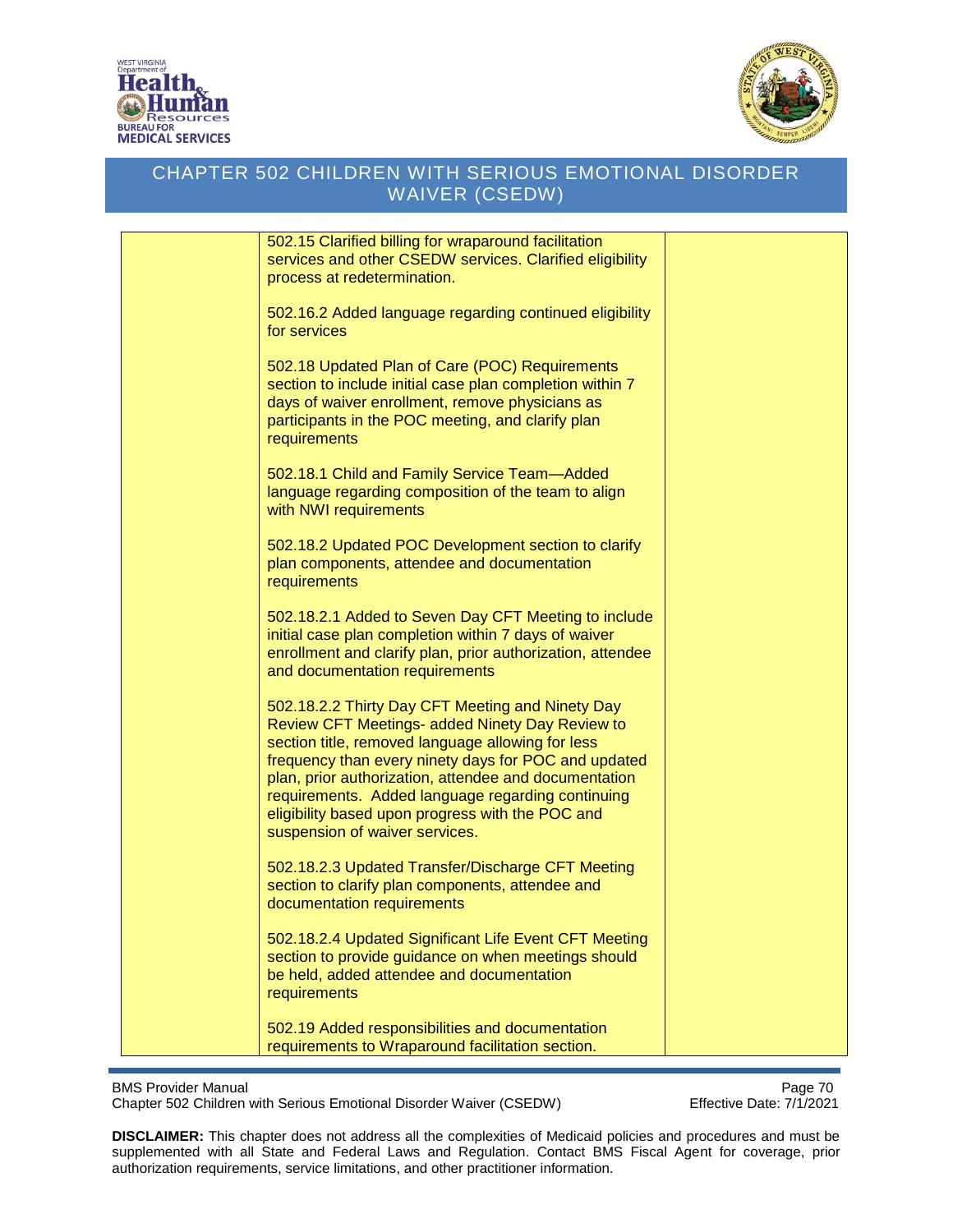# CHAPTER 502 CHILDREN WITH SERIOUS EMOTIONAL DISORDER WAIVER (CSEDW)

| | | |
|---|---|---|
| | 502.15 Clarified billing for wraparound facilitation services and other CSEDW services. Clarified eligibility process at redetermination.<br><br>502.16.2 Added language regarding continued eligibility for services<br><br>502.18 Updated Plan of Care (POC) Requirements section to include initial case plan completion within 7 days of waiver enrollment, remove physicians as participants in the POC meeting, and clarify plan requirements<br><br>502.18.1 Child and Family Service Team—Added language regarding composition of the team to align with NWI requirements<br><br>502.18.2 Updated POC Development section to clarify plan components, attendee and documentation requirements<br><br>502.18.2.1 Added to Seven Day CFT Meeting to include initial case plan completion within 7 days of waiver enrollment and clarify plan, prior authorization, attendee and documentation requirements<br><br>502.18.2.2 Thirty Day CFT Meeting and Ninety Day Review CFT Meetings- added Ninety Day Review to section title, removed language allowing for less frequency than every ninety days for POC and updated plan, prior authorization, attendee and documentation requirements. Added language regarding continuing eligibility based upon progress with the POC and suspension of waiver services.<br><br>502.18.2.3 Updated Transfer/Discharge CFT Meeting section to clarify plan components, attendee and documentation requirements<br><br>502.18.2.4 Updated Significant Life Event CFT Meeting section to provide guidance on when meetings should be held, added attendee and documentation requirements<br><br>502.19 Added responsibilities and documentation requirements to Wraparound facilitation section. | |

**DISCLAIMER:** This chapter does not address all the complexities of Medicaid policies and procedures and must be supplemented with all State and Federal Laws and Regulation. Contact BMS Fiscal Agent for coverage, prior authorization requirements, service limitations, and other practitioner information.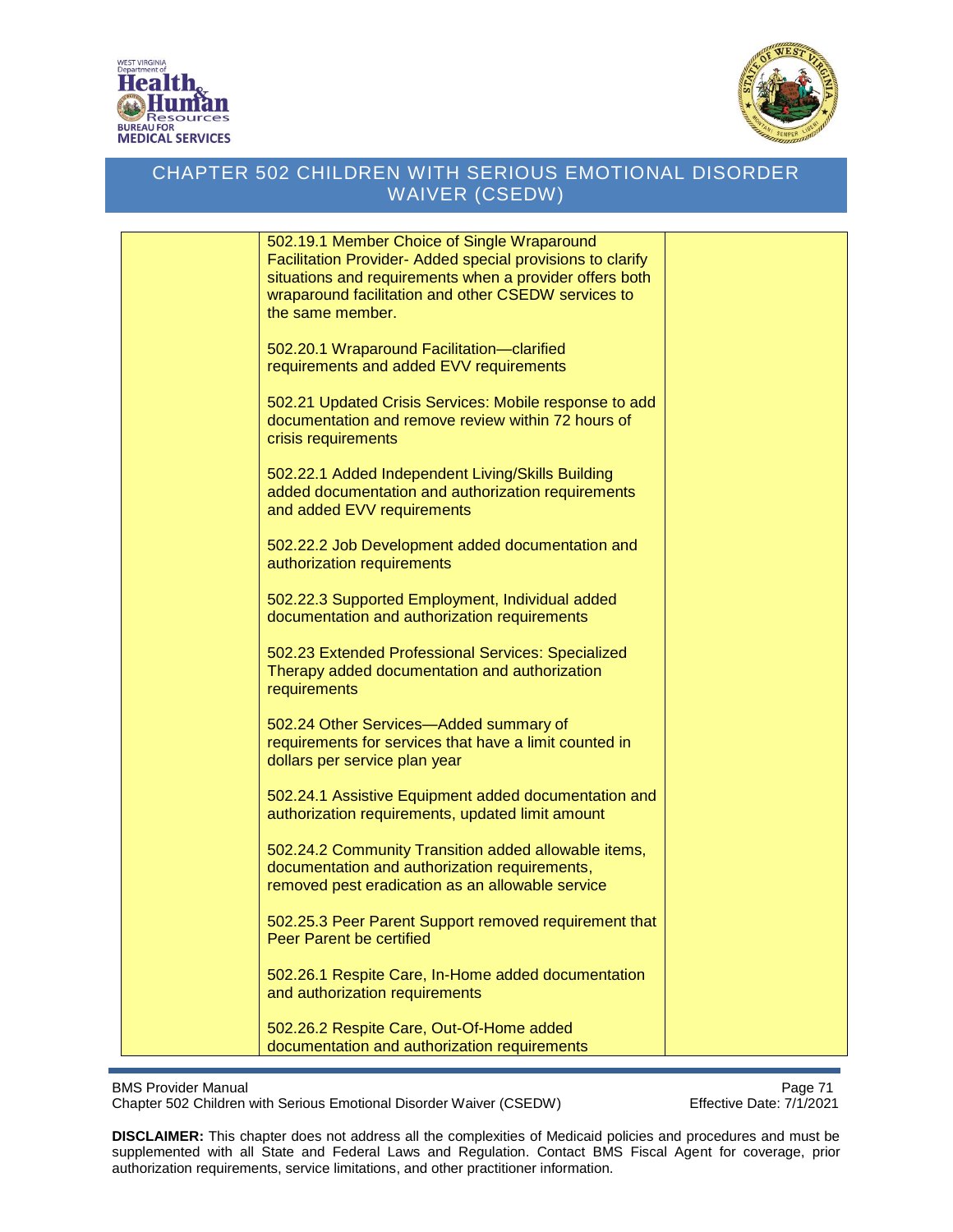| | | |
|---|---|---|
| | 502.19.1 Member Choice of Single Wraparound Facilitation Provider- Added special provisions to clarify situations and requirements when a provider offers both wraparound facilitation and other CSEDW services to the same member.<br><br>502.20.1 Wraparound Facilitation—clarified requirements and added EVV requirements<br><br>502.21 Updated Crisis Services: Mobile response to add documentation and remove review within 72 hours of crisis requirements<br><br>502.22.1 Added Independent Living/Skills Building added documentation and authorization requirements and added EVV requirements<br><br>502.22.2 Job Development added documentation and authorization requirements<br><br>502.22.3 Supported Employment, Individual added documentation and authorization requirements<br><br>502.23 Extended Professional Services: Specialized Therapy added documentation and authorization requirements<br><br>502.24 Other Services—Added summary of requirements for services that have a limit counted in dollars per service plan year<br><br>502.24.1 Assistive Equipment added documentation and authorization requirements, updated limit amount<br><br>502.24.2 Community Transition added allowable items, documentation and authorization requirements, removed pest eradication as an allowable service<br><br>502.25.3 Peer Parent Support removed requirement that Peer Parent be certified<br><br>502.26.1 Respite Care, In-Home added documentation and authorization requirements<br><br>502.26.2 Respite Care, Out-Of-Home added documentation and authorization requirements | |

**DISCLAIMER:** This chapter does not address all the complexities of Medicaid policies and procedures and must be supplemented with all State and Federal Laws and Regulation. Contact BMS Fiscal Agent for coverage, prior authorization requirements, service limitations, and other practitioner information.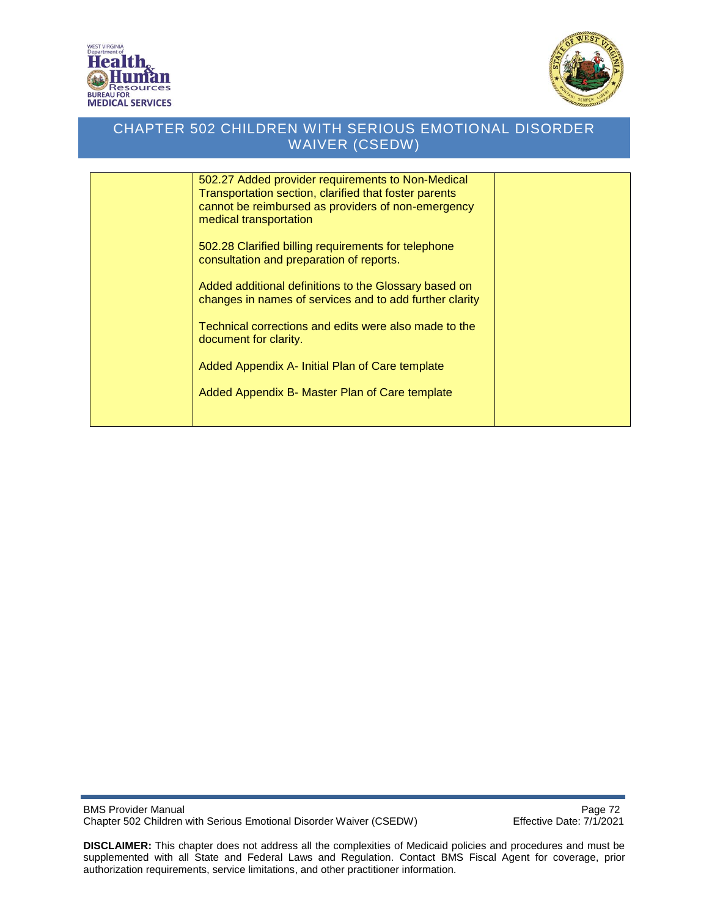| | | |
|---|---|---|
| | 502.27 Added provider requirements to Non-Medical Transportation section, clarified that foster parents cannot be reimbursed as providers of non-emergency medical transportation<br><br>502.28 Clarified billing requirements for telephone consultation and preparation of reports.<br><br>Added additional definitions to the Glossary based on changes in names of services and to add further clarity<br><br>Technical corrections and edits were also made to the document for clarity.<br><br>Added Appendix A- Initial Plan of Care template<br><br>Added Appendix B- Master Plan of Care template | |

**DISCLAIMER:** This chapter does not address all the complexities of Medicaid policies and procedures and must be supplemented with all State and Federal Laws and Regulation. Contact BMS Fiscal Agent for coverage, prior authorization requirements, service limitations, and other practitioner information.